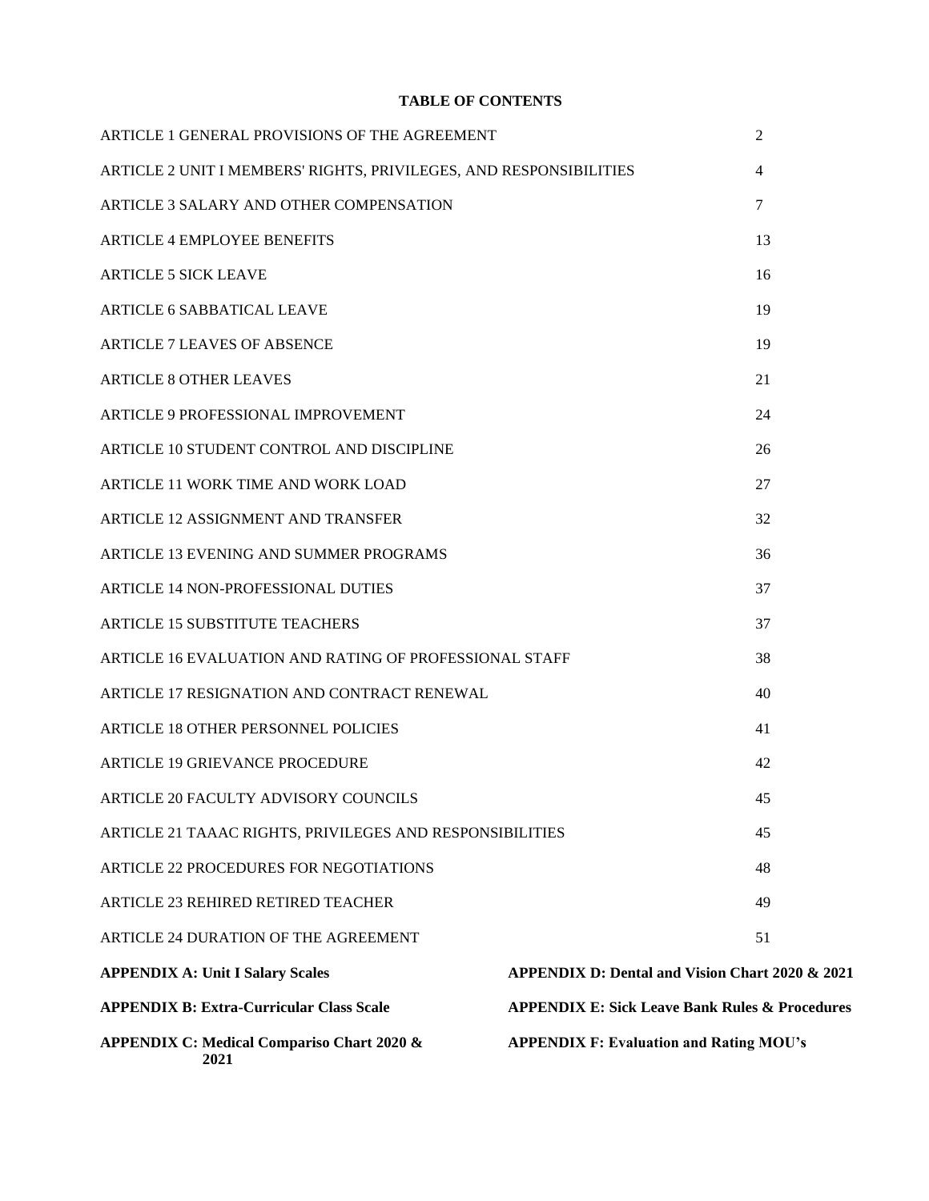**TABLE OF CONTENTS**

| | |
|---|---|
| ARTICLE 1 GENERAL PROVISIONS OF THE AGREEMENT | 2 |
| ARTICLE 2 UNIT I MEMBERS' RIGHTS, PRIVILEGES, AND RESPONSIBILITIES | 4 |
| ARTICLE 3 SALARY AND OTHER COMPENSATION | 7 |
| ARTICLE 4 EMPLOYEE BENEFITS | 13 |
| ARTICLE 5 SICK LEAVE | 16 |
| ARTICLE 6 SABBATICAL LEAVE | 19 |
| ARTICLE 7 LEAVES OF ABSENCE | 19 |
| ARTICLE 8 OTHER LEAVES | 21 |
| ARTICLE 9 PROFESSIONAL IMPROVEMENT | 24 |
| ARTICLE 10 STUDENT CONTROL AND DISCIPLINE | 26 |
| ARTICLE 11 WORK TIME AND WORK LOAD | 27 |
| ARTICLE 12 ASSIGNMENT AND TRANSFER | 32 |
| ARTICLE 13 EVENING AND SUMMER PROGRAMS | 36 |
| ARTICLE 14 NON-PROFESSIONAL DUTIES | 37 |
| ARTICLE 15 SUBSTITUTE TEACHERS | 37 |
| ARTICLE 16 EVALUATION AND RATING OF PROFESSIONAL STAFF | 38 |
| ARTICLE 17 RESIGNATION AND CONTRACT RENEWAL | 40 |
| ARTICLE 18 OTHER PERSONNEL POLICIES | 41 |
| ARTICLE 19 GRIEVANCE PROCEDURE | 42 |
| ARTICLE 20 FACULTY ADVISORY COUNCILS | 45 |
| ARTICLE 21 TAAAC RIGHTS, PRIVILEGES AND RESPONSIBILITIES | 45 |
| ARTICLE 22 PROCEDURES FOR NEGOTIATIONS | 48 |
| ARTICLE 23 REHIRED RETIRED TEACHER | 49 |
| ARTICLE 24 DURATION OF THE AGREEMENT | 51 |

**APPENDIX A: Unit I Salary Scales**

**APPENDIX B: Extra-Curricular Class Scale**

**APPENDIX C: Medical Compariso Chart 2020 & 2021**

**APPENDIX D: Dental and Vision Chart 2020 & 2021**

**APPENDIX E: Sick Leave Bank Rules & Procedures**

**APPENDIX F: Evaluation and Rating MOU's**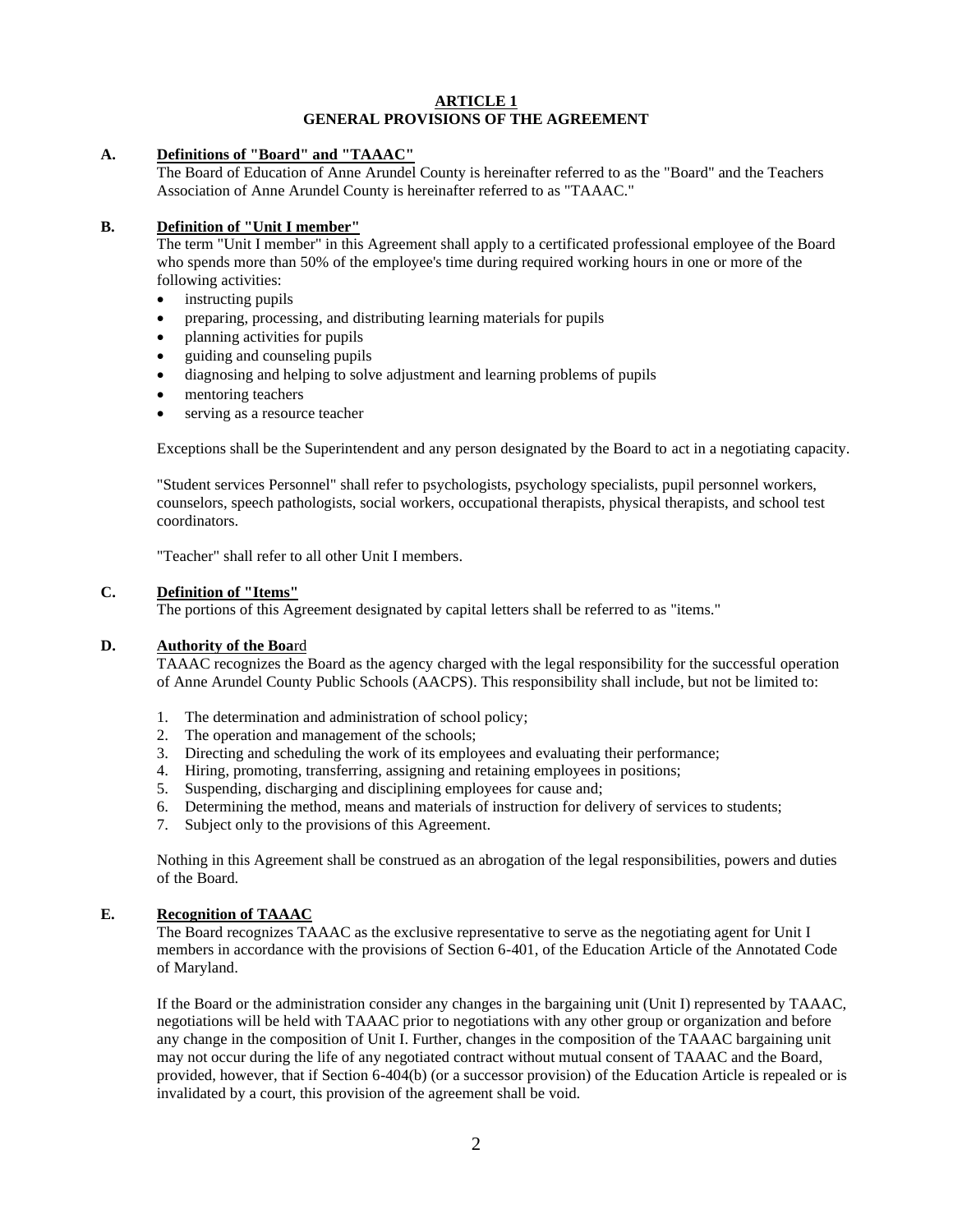# ARTICLE 1
## GENERAL PROVISIONS OF THE AGREEMENT

### A. Definitions of "Board" and "TAAAC"

The Board of Education of Anne Arundel County is hereinafter referred to as the "Board" and the Teachers Association of Anne Arundel County is hereinafter referred to as "TAAAC."

### B. Definition of "Unit I member"

The term "Unit I member" in this Agreement shall apply to a certificated professional employee of the Board who spends more than 50% of the employee's time during required working hours in one or more of the following activities:

- instructing pupils
- preparing, processing, and distributing learning materials for pupils
- planning activities for pupils
- guiding and counseling pupils
- diagnosing and helping to solve adjustment and learning problems of pupils
- mentoring teachers
- serving as a resource teacher

Exceptions shall be the Superintendent and any person designated by the Board to act in a negotiating capacity.

"Student services Personnel" shall refer to psychologists, psychology specialists, pupil personnel workers, counselors, speech pathologists, social workers, occupational therapists, physical therapists, and school test coordinators.

"Teacher" shall refer to all other Unit I members.

### C. Definition of "Items"

The portions of this Agreement designated by capital letters shall be referred to as "items."

### D. Authority of the Board

TAAAC recognizes the Board as the agency charged with the legal responsibility for the successful operation of Anne Arundel County Public Schools (AACPS). This responsibility shall include, but not be limited to:

1. The determination and administration of school policy;
2. The operation and management of the schools;
3. Directing and scheduling the work of its employees and evaluating their performance;
4. Hiring, promoting, transferring, assigning and retaining employees in positions;
5. Suspending, discharging and disciplining employees for cause and;
6. Determining the method, means and materials of instruction for delivery of services to students;
7. Subject only to the provisions of this Agreement.

Nothing in this Agreement shall be construed as an abrogation of the legal responsibilities, powers and duties of the Board.

### E. Recognition of TAAAC

The Board recognizes TAAAC as the exclusive representative to serve as the negotiating agent for Unit I members in accordance with the provisions of Section 6-401, of the Education Article of the Annotated Code of Maryland.

If the Board or the administration consider any changes in the bargaining unit (Unit I) represented by TAAAC, negotiations will be held with TAAAC prior to negotiations with any other group or organization and before any change in the composition of Unit I. Further, changes in the composition of the TAAAC bargaining unit may not occur during the life of any negotiated contract without mutual consent of TAAAC and the Board, provided, however, that if Section 6-404(b) (or a successor provision) of the Education Article is repealed or is invalidated by a court, this provision of the agreement shall be void.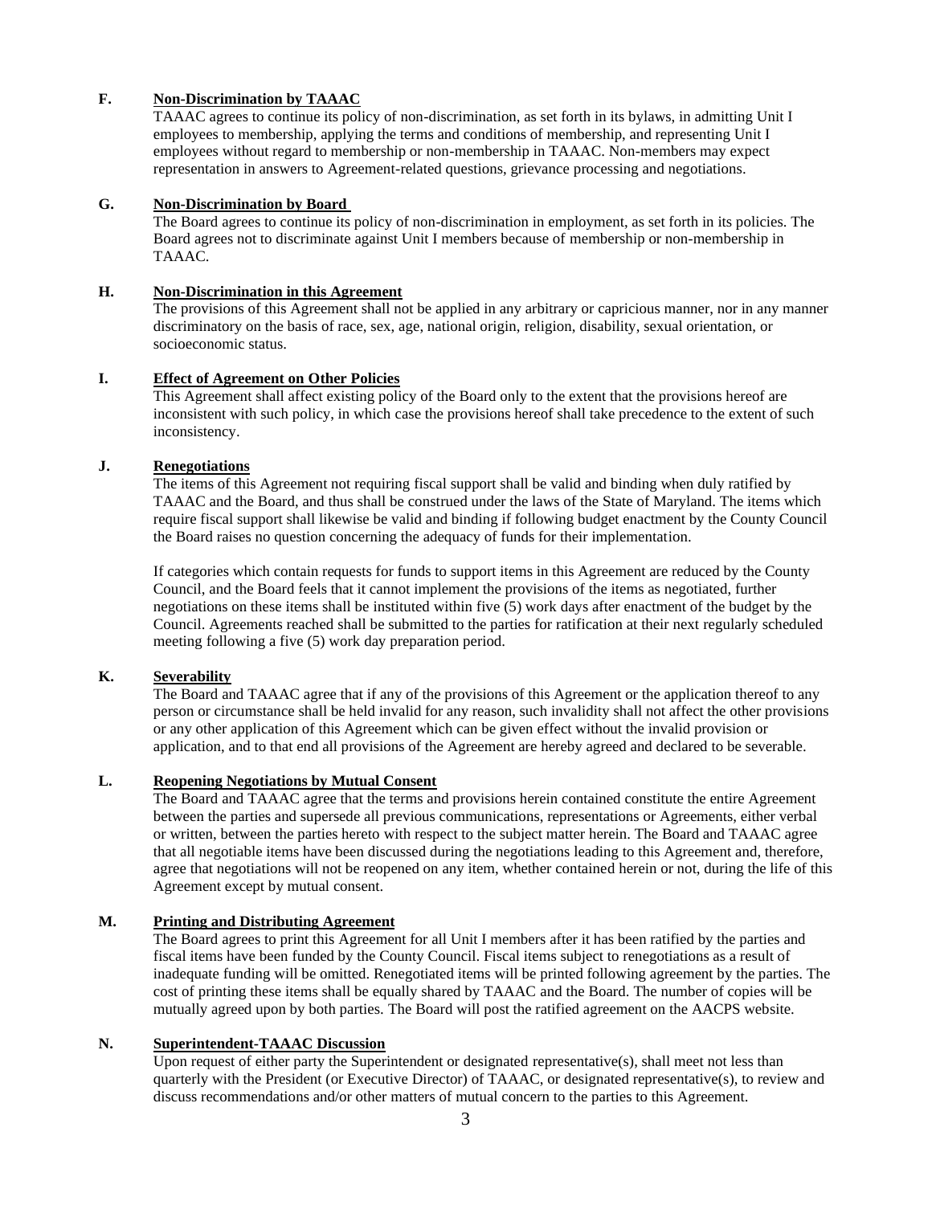### F. Non-Discrimination by TAAAC

TAAAC agrees to continue its policy of non-discrimination, as set forth in its bylaws, in admitting Unit I employees to membership, applying the terms and conditions of membership, and representing Unit I employees without regard to membership or non-membership in TAAAC. Non-members may expect representation in answers to Agreement-related questions, grievance processing and negotiations.

### G. Non-Discrimination by Board

The Board agrees to continue its policy of non-discrimination in employment, as set forth in its policies. The Board agrees not to discriminate against Unit I members because of membership or non-membership in TAAAC.

### H. Non-Discrimination in this Agreement

The provisions of this Agreement shall not be applied in any arbitrary or capricious manner, nor in any manner discriminatory on the basis of race, sex, age, national origin, religion, disability, sexual orientation, or socioeconomic status.

### I. Effect of Agreement on Other Policies

This Agreement shall affect existing policy of the Board only to the extent that the provisions hereof are inconsistent with such policy, in which case the provisions hereof shall take precedence to the extent of such inconsistency.

### J. Renegotiations

The items of this Agreement not requiring fiscal support shall be valid and binding when duly ratified by TAAAC and the Board, and thus shall be construed under the laws of the State of Maryland. The items which require fiscal support shall likewise be valid and binding if following budget enactment by the County Council the Board raises no question concerning the adequacy of funds for their implementation.

If categories which contain requests for funds to support items in this Agreement are reduced by the County Council, and the Board feels that it cannot implement the provisions of the items as negotiated, further negotiations on these items shall be instituted within five (5) work days after enactment of the budget by the Council. Agreements reached shall be submitted to the parties for ratification at their next regularly scheduled meeting following a five (5) work day preparation period.

### K. Severability

The Board and TAAAC agree that if any of the provisions of this Agreement or the application thereof to any person or circumstance shall be held invalid for any reason, such invalidity shall not affect the other provisions or any other application of this Agreement which can be given effect without the invalid provision or application, and to that end all provisions of the Agreement are hereby agreed and declared to be severable.

### L. Reopening Negotiations by Mutual Consent

The Board and TAAAC agree that the terms and provisions herein contained constitute the entire Agreement between the parties and supersede all previous communications, representations or Agreements, either verbal or written, between the parties hereto with respect to the subject matter herein. The Board and TAAAC agree that all negotiable items have been discussed during the negotiations leading to this Agreement and, therefore, agree that negotiations will not be reopened on any item, whether contained herein or not, during the life of this Agreement except by mutual consent.

### M. Printing and Distributing Agreement

The Board agrees to print this Agreement for all Unit I members after it has been ratified by the parties and fiscal items have been funded by the County Council. Fiscal items subject to renegotiations as a result of inadequate funding will be omitted. Renegotiated items will be printed following agreement by the parties. The cost of printing these items shall be equally shared by TAAAC and the Board. The number of copies will be mutually agreed upon by both parties. The Board will post the ratified agreement on the AACPS website.

### N. Superintendent-TAAAC Discussion

Upon request of either party the Superintendent or designated representative(s), shall meet not less than quarterly with the President (or Executive Director) of TAAAC, or designated representative(s), to review and discuss recommendations and/or other matters of mutual concern to the parties to this Agreement.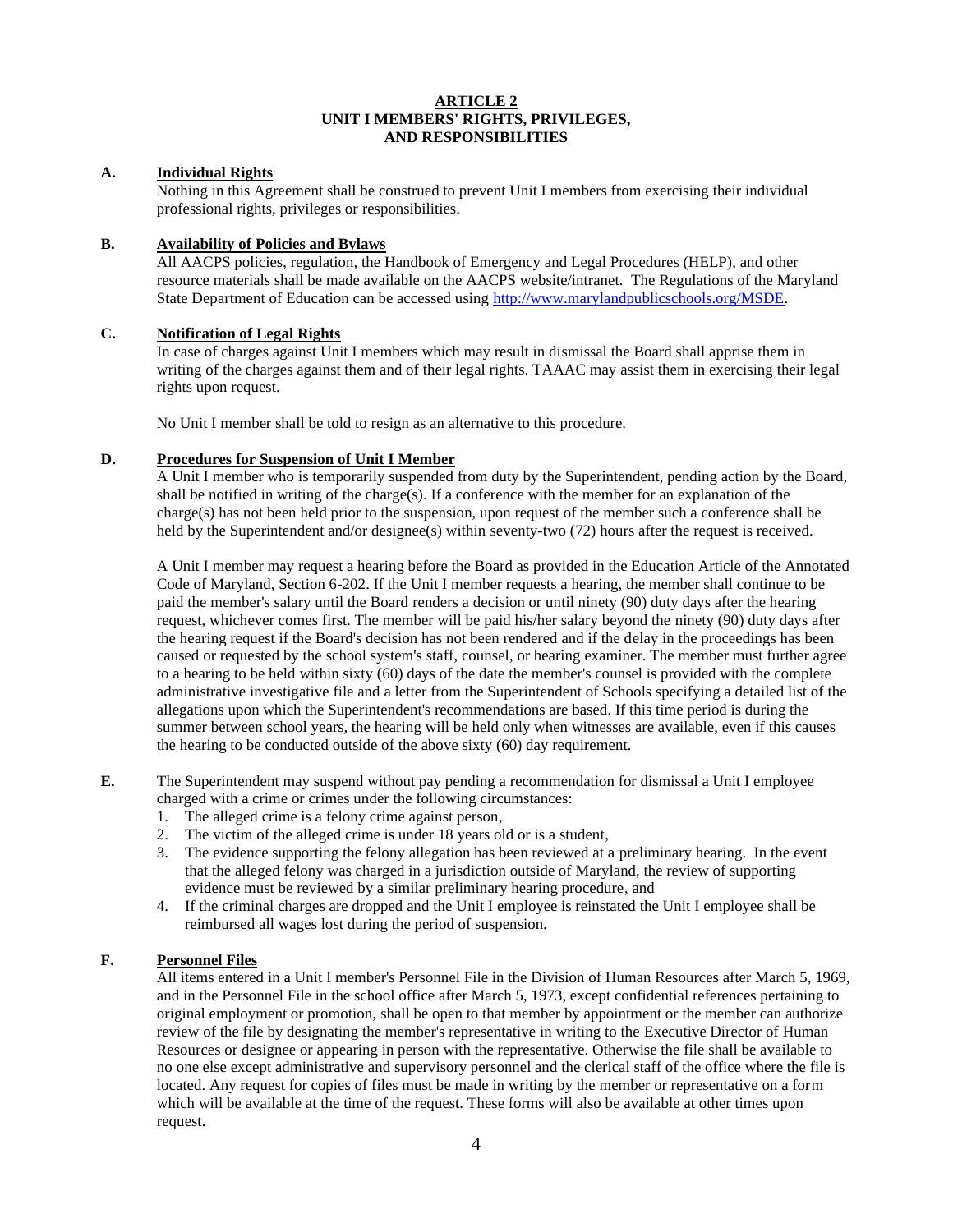## ARTICLE 2
## UNIT I MEMBERS' RIGHTS, PRIVILEGES, AND RESPONSIBILITIES

**A. Individual Rights**

Nothing in this Agreement shall be construed to prevent Unit I members from exercising their individual professional rights, privileges or responsibilities.

**B. Availability of Policies and Bylaws**

All AACPS policies, regulation, the Handbook of Emergency and Legal Procedures (HELP), and other resource materials shall be made available on the AACPS website/intranet. The Regulations of the Maryland State Department of Education can be accessed using http://www.marylandpublicschools.org/MSDE.

**C. Notification of Legal Rights**

In case of charges against Unit I members which may result in dismissal the Board shall apprise them in writing of the charges against them and of their legal rights. TAAAC may assist them in exercising their legal rights upon request.

No Unit I member shall be told to resign as an alternative to this procedure.

**D. Procedures for Suspension of Unit I Member**

A Unit I member who is temporarily suspended from duty by the Superintendent, pending action by the Board, shall be notified in writing of the charge(s). If a conference with the member for an explanation of the charge(s) has not been held prior to the suspension, upon request of the member such a conference shall be held by the Superintendent and/or designee(s) within seventy-two (72) hours after the request is received.

A Unit I member may request a hearing before the Board as provided in the Education Article of the Annotated Code of Maryland, Section 6-202. If the Unit I member requests a hearing, the member shall continue to be paid the member's salary until the Board renders a decision or until ninety (90) duty days after the hearing request, whichever comes first. The member will be paid his/her salary beyond the ninety (90) duty days after the hearing request if the Board's decision has not been rendered and if the delay in the proceedings has been caused or requested by the school system's staff, counsel, or hearing examiner. The member must further agree to a hearing to be held within sixty (60) days of the date the member's counsel is provided with the complete administrative investigative file and a letter from the Superintendent of Schools specifying a detailed list of the allegations upon which the Superintendent's recommendations are based. If this time period is during the summer between school years, the hearing will be held only when witnesses are available, even if this causes the hearing to be conducted outside of the above sixty (60) day requirement.

**E.** The Superintendent may suspend without pay pending a recommendation for dismissal a Unit I employee charged with a crime or crimes under the following circumstances:

1. The alleged crime is a felony crime against person,
2. The victim of the alleged crime is under 18 years old or is a student,
3. The evidence supporting the felony allegation has been reviewed at a preliminary hearing. In the event that the alleged felony was charged in a jurisdiction outside of Maryland, the review of supporting evidence must be reviewed by a similar preliminary hearing procedure, and
4. If the criminal charges are dropped and the Unit I employee is reinstated the Unit I employee shall be reimbursed all wages lost during the period of suspension.

**F. Personnel Files**

All items entered in a Unit I member's Personnel File in the Division of Human Resources after March 5, 1969, and in the Personnel File in the school office after March 5, 1973, except confidential references pertaining to original employment or promotion, shall be open to that member by appointment or the member can authorize review of the file by designating the member's representative in writing to the Executive Director of Human Resources or designee or appearing in person with the representative. Otherwise the file shall be available to no one else except administrative and supervisory personnel and the clerical staff of the office where the file is located. Any request for copies of files must be made in writing by the member or representative on a form which will be available at the time of the request. These forms will also be available at other times upon request.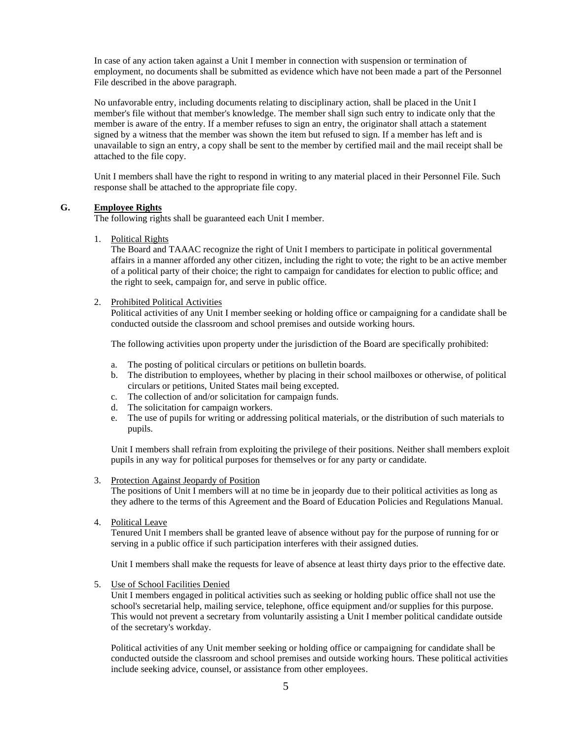In case of any action taken against a Unit I member in connection with suspension or termination of employment, no documents shall be submitted as evidence which have not been made a part of the Personnel File described in the above paragraph.

No unfavorable entry, including documents relating to disciplinary action, shall be placed in the Unit I member's file without that member's knowledge. The member shall sign such entry to indicate only that the member is aware of the entry. If a member refuses to sign an entry, the originator shall attach a statement signed by a witness that the member was shown the item but refused to sign. If a member has left and is unavailable to sign an entry, a copy shall be sent to the member by certified mail and the mail receipt shall be attached to the file copy.

Unit I members shall have the right to respond in writing to any material placed in their Personnel File. Such response shall be attached to the appropriate file copy.

### G. Employee Rights

The following rights shall be guaranteed each Unit I member.

1. Political Rights

   The Board and TAAAC recognize the right of Unit I members to participate in political governmental affairs in a manner afforded any other citizen, including the right to vote; the right to be an active member of a political party of their choice; the right to campaign for candidates for election to public office; and the right to seek, campaign for, and serve in public office.

2. Prohibited Political Activities

   Political activities of any Unit I member seeking or holding office or campaigning for a candidate shall be conducted outside the classroom and school premises and outside working hours.

   The following activities upon property under the jurisdiction of the Board are specifically prohibited:

   a. The posting of political circulars or petitions on bulletin boards.
   b. The distribution to employees, whether by placing in their school mailboxes or otherwise, of political circulars or petitions, United States mail being excepted.
   c. The collection of and/or solicitation for campaign funds.
   d. The solicitation for campaign workers.
   e. The use of pupils for writing or addressing political materials, or the distribution of such materials to pupils.

   Unit I members shall refrain from exploiting the privilege of their positions. Neither shall members exploit pupils in any way for political purposes for themselves or for any party or candidate.

3. Protection Against Jeopardy of Position

   The positions of Unit I members will at no time be in jeopardy due to their political activities as long as they adhere to the terms of this Agreement and the Board of Education Policies and Regulations Manual.

4. Political Leave

   Tenured Unit I members shall be granted leave of absence without pay for the purpose of running for or serving in a public office if such participation interferes with their assigned duties.

   Unit I members shall make the requests for leave of absence at least thirty days prior to the effective date.

5. Use of School Facilities Denied

   Unit I members engaged in political activities such as seeking or holding public office shall not use the school's secretarial help, mailing service, telephone, office equipment and/or supplies for this purpose. This would not prevent a secretary from voluntarily assisting a Unit I member political candidate outside of the secretary's workday.

   Political activities of any Unit member seeking or holding office or campaigning for candidate shall be conducted outside the classroom and school premises and outside working hours. These political activities include seeking advice, counsel, or assistance from other employees.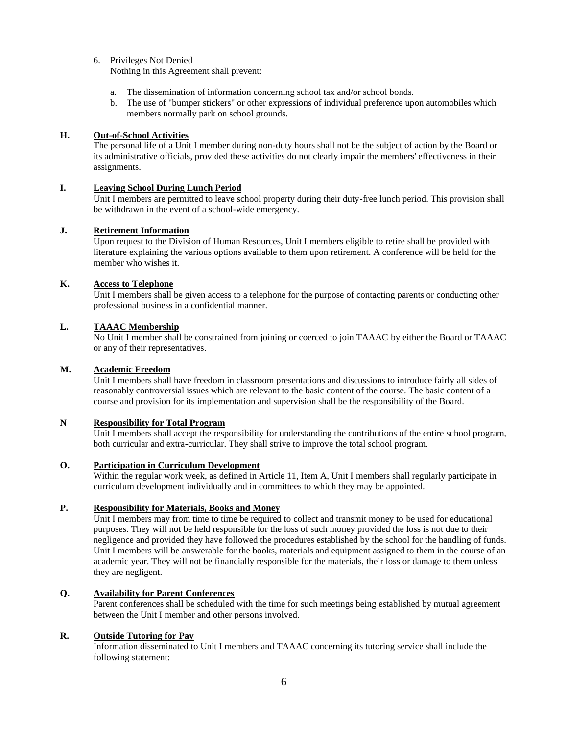6. Privileges Not Denied
   Nothing in this Agreement shall prevent:

   a. The dissemination of information concerning school tax and/or school bonds.
   b. The use of "bumper stickers" or other expressions of individual preference upon automobiles which members normally park on school grounds.

**H. Out-of-School Activities**

The personal life of a Unit I member during non-duty hours shall not be the subject of action by the Board or its administrative officials, provided these activities do not clearly impair the members' effectiveness in their assignments.

**I. Leaving School During Lunch Period**

Unit I members are permitted to leave school property during their duty-free lunch period. This provision shall be withdrawn in the event of a school-wide emergency.

**J. Retirement Information**

Upon request to the Division of Human Resources, Unit I members eligible to retire shall be provided with literature explaining the various options available to them upon retirement. A conference will be held for the member who wishes it.

**K. Access to Telephone**

Unit I members shall be given access to a telephone for the purpose of contacting parents or conducting other professional business in a confidential manner.

**L. TAAAC Membership**

No Unit I member shall be constrained from joining or coerced to join TAAAC by either the Board or TAAAC or any of their representatives.

**M. Academic Freedom**

Unit I members shall have freedom in classroom presentations and discussions to introduce fairly all sides of reasonably controversial issues which are relevant to the basic content of the course. The basic content of a course and provision for its implementation and supervision shall be the responsibility of the Board.

**N Responsibility for Total Program**

Unit I members shall accept the responsibility for understanding the contributions of the entire school program, both curricular and extra-curricular. They shall strive to improve the total school program.

**O. Participation in Curriculum Development**

Within the regular work week, as defined in Article 11, Item A, Unit I members shall regularly participate in curriculum development individually and in committees to which they may be appointed.

**P. Responsibility for Materials, Books and Money**

Unit I members may from time to time be required to collect and transmit money to be used for educational purposes. They will not be held responsible for the loss of such money provided the loss is not due to their negligence and provided they have followed the procedures established by the school for the handling of funds. Unit I members will be answerable for the books, materials and equipment assigned to them in the course of an academic year. They will not be financially responsible for the materials, their loss or damage to them unless they are negligent.

**Q. Availability for Parent Conferences**

Parent conferences shall be scheduled with the time for such meetings being established by mutual agreement between the Unit I member and other persons involved.

**R. Outside Tutoring for Pay**

Information disseminated to Unit I members and TAAAC concerning its tutoring service shall include the following statement: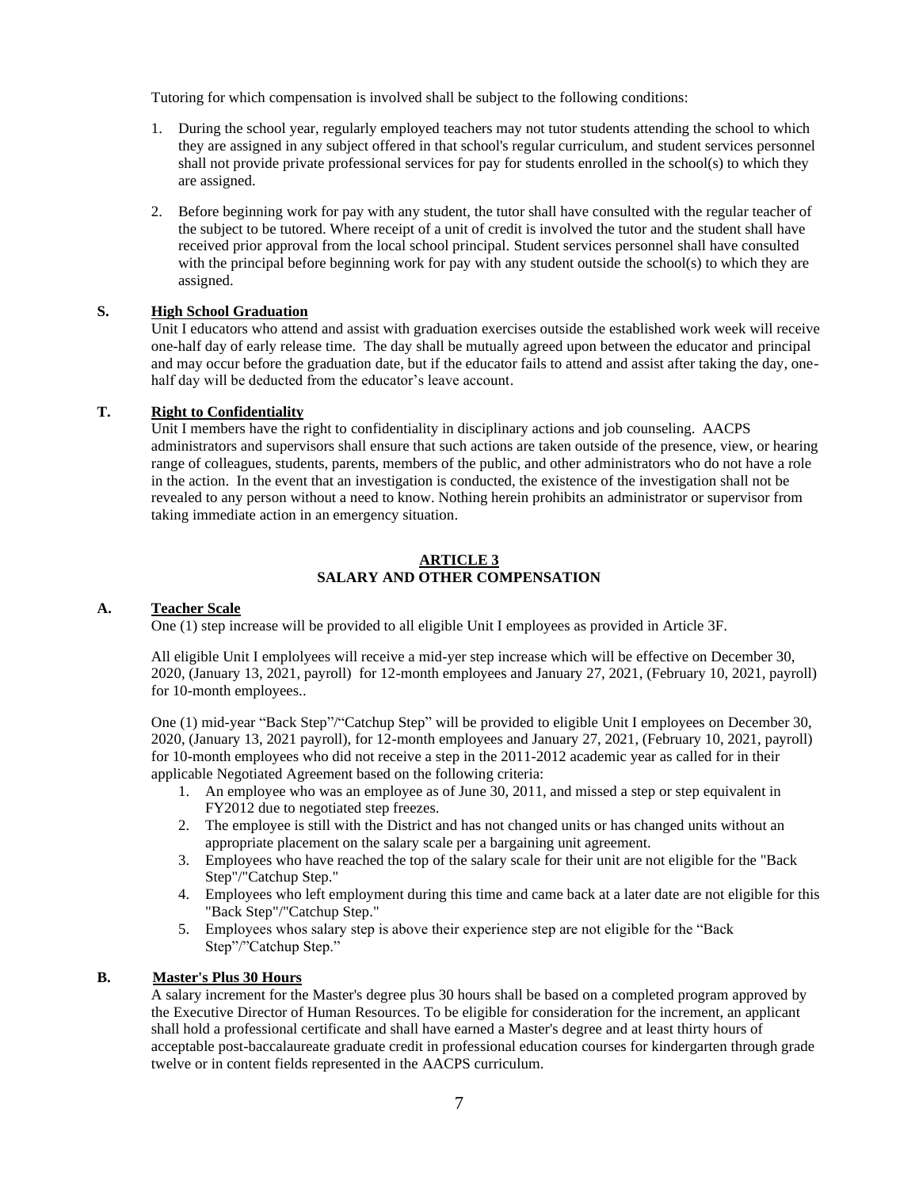Tutoring for which compensation is involved shall be subject to the following conditions:

1. During the school year, regularly employed teachers may not tutor students attending the school to which they are assigned in any subject offered in that school's regular curriculum, and student services personnel shall not provide private professional services for pay for students enrolled in the school(s) to which they are assigned.

2. Before beginning work for pay with any student, the tutor shall have consulted with the regular teacher of the subject to be tutored. Where receipt of a unit of credit is involved the tutor and the student shall have received prior approval from the local school principal. Student services personnel shall have consulted with the principal before beginning work for pay with any student outside the school(s) to which they are assigned.

**S. High School Graduation**

Unit I educators who attend and assist with graduation exercises outside the established work week will receive one-half day of early release time. The day shall be mutually agreed upon between the educator and principal and may occur before the graduation date, but if the educator fails to attend and assist after taking the day, one-half day will be deducted from the educator's leave account.

**T. Right to Confidentiality**

Unit I members have the right to confidentiality in disciplinary actions and job counseling. AACPS administrators and supervisors shall ensure that such actions are taken outside of the presence, view, or hearing range of colleagues, students, parents, members of the public, and other administrators who do not have a role in the action. In the event that an investigation is conducted, the existence of the investigation shall not be revealed to any person without a need to know. Nothing herein prohibits an administrator or supervisor from taking immediate action in an emergency situation.

## ARTICLE 3
## SALARY AND OTHER COMPENSATION

**A. Teacher Scale**

One (1) step increase will be provided to all eligible Unit I employees as provided in Article 3F.

All eligible Unit I emplolyees will receive a mid-yer step increase which will be effective on December 30, 2020, (January 13, 2021, payroll) for 12-month employees and January 27, 2021, (February 10, 2021, payroll) for 10-month employees..

One (1) mid-year "Back Step"/"Catchup Step" will be provided to eligible Unit I employees on December 30, 2020, (January 13, 2021 payroll), for 12-month employees and January 27, 2021, (February 10, 2021, payroll) for 10-month employees who did not receive a step in the 2011-2012 academic year as called for in their applicable Negotiated Agreement based on the following criteria:

1. An employee who was an employee as of June 30, 2011, and missed a step or step equivalent in FY2012 due to negotiated step freezes.
2. The employee is still with the District and has not changed units or has changed units without an appropriate placement on the salary scale per a bargaining unit agreement.
3. Employees who have reached the top of the salary scale for their unit are not eligible for the "Back Step"/"Catchup Step."
4. Employees who left employment during this time and came back at a later date are not eligible for this "Back Step"/"Catchup Step."
5. Employees whos salary step is above their experience step are not eligible for the "Back Step"/"Catchup Step."

**B. Master's Plus 30 Hours**

A salary increment for the Master's degree plus 30 hours shall be based on a completed program approved by the Executive Director of Human Resources. To be eligible for consideration for the increment, an applicant shall hold a professional certificate and shall have earned a Master's degree and at least thirty hours of acceptable post-baccalaureate graduate credit in professional education courses for kindergarten through grade twelve or in content fields represented in the AACPS curriculum.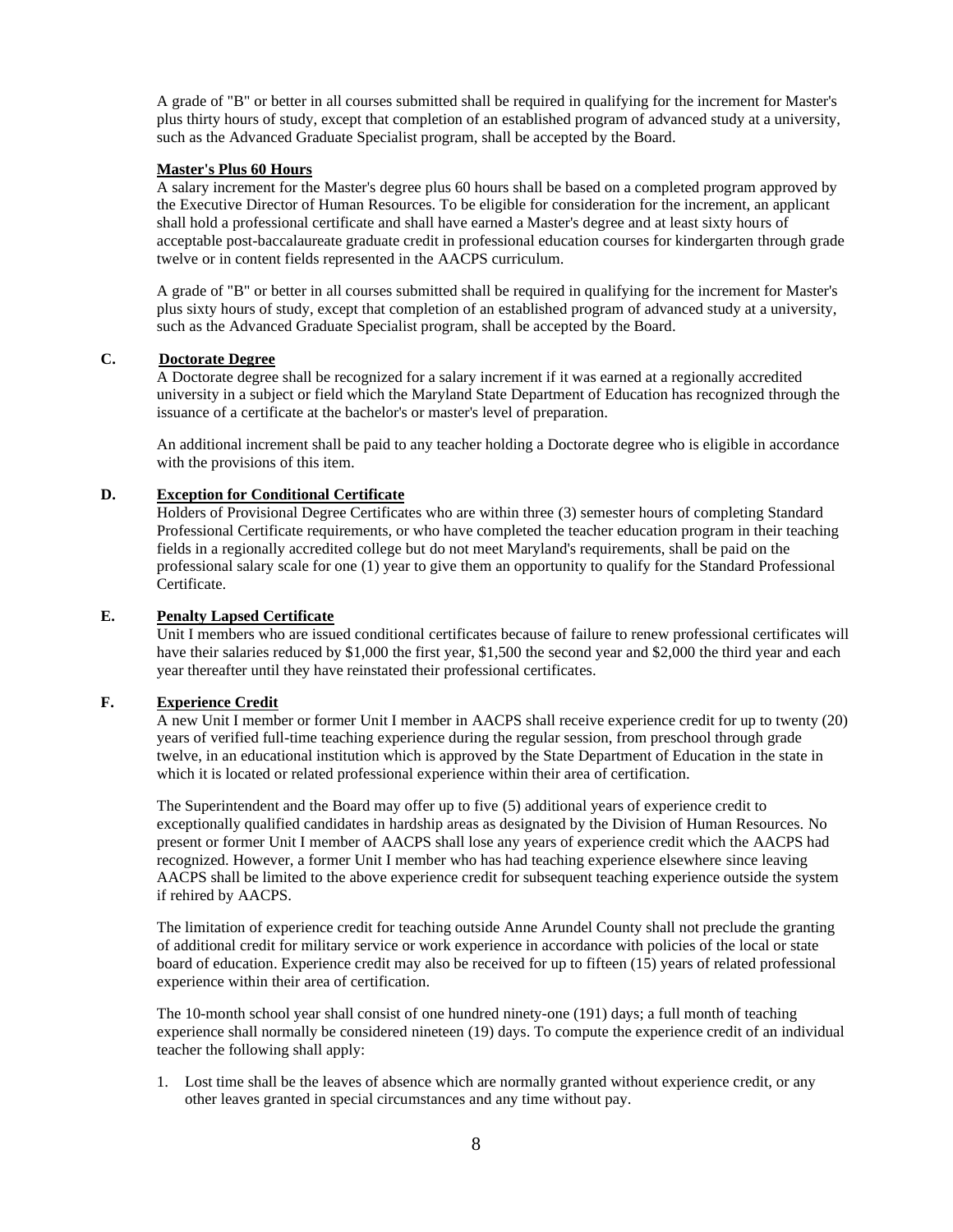A grade of "B" or better in all courses submitted shall be required in qualifying for the increment for Master's plus thirty hours of study, except that completion of an established program of advanced study at a university, such as the Advanced Graduate Specialist program, shall be accepted by the Board.

**Master's Plus 60 Hours**

A salary increment for the Master's degree plus 60 hours shall be based on a completed program approved by the Executive Director of Human Resources. To be eligible for consideration for the increment, an applicant shall hold a professional certificate and shall have earned a Master's degree and at least sixty hours of acceptable post-baccalaureate graduate credit in professional education courses for kindergarten through grade twelve or in content fields represented in the AACPS curriculum.

A grade of "B" or better in all courses submitted shall be required in qualifying for the increment for Master's plus sixty hours of study, except that completion of an established program of advanced study at a university, such as the Advanced Graduate Specialist program, shall be accepted by the Board.

**C. Doctorate Degree**

A Doctorate degree shall be recognized for a salary increment if it was earned at a regionally accredited university in a subject or field which the Maryland State Department of Education has recognized through the issuance of a certificate at the bachelor's or master's level of preparation.

An additional increment shall be paid to any teacher holding a Doctorate degree who is eligible in accordance with the provisions of this item.

**D. Exception for Conditional Certificate**

Holders of Provisional Degree Certificates who are within three (3) semester hours of completing Standard Professional Certificate requirements, or who have completed the teacher education program in their teaching fields in a regionally accredited college but do not meet Maryland's requirements, shall be paid on the professional salary scale for one (1) year to give them an opportunity to qualify for the Standard Professional Certificate.

**E. Penalty Lapsed Certificate**

Unit I members who are issued conditional certificates because of failure to renew professional certificates will have their salaries reduced by $1,000 the first year, $1,500 the second year and $2,000 the third year and each year thereafter until they have reinstated their professional certificates.

**F. Experience Credit**

A new Unit I member or former Unit I member in AACPS shall receive experience credit for up to twenty (20) years of verified full-time teaching experience during the regular session, from preschool through grade twelve, in an educational institution which is approved by the State Department of Education in the state in which it is located or related professional experience within their area of certification.

The Superintendent and the Board may offer up to five (5) additional years of experience credit to exceptionally qualified candidates in hardship areas as designated by the Division of Human Resources. No present or former Unit I member of AACPS shall lose any years of experience credit which the AACPS had recognized. However, a former Unit I member who has had teaching experience elsewhere since leaving AACPS shall be limited to the above experience credit for subsequent teaching experience outside the system if rehired by AACPS.

The limitation of experience credit for teaching outside Anne Arundel County shall not preclude the granting of additional credit for military service or work experience in accordance with policies of the local or state board of education. Experience credit may also be received for up to fifteen (15) years of related professional experience within their area of certification.

The 10-month school year shall consist of one hundred ninety-one (191) days; a full month of teaching experience shall normally be considered nineteen (19) days. To compute the experience credit of an individual teacher the following shall apply:

1. Lost time shall be the leaves of absence which are normally granted without experience credit, or any other leaves granted in special circumstances and any time without pay.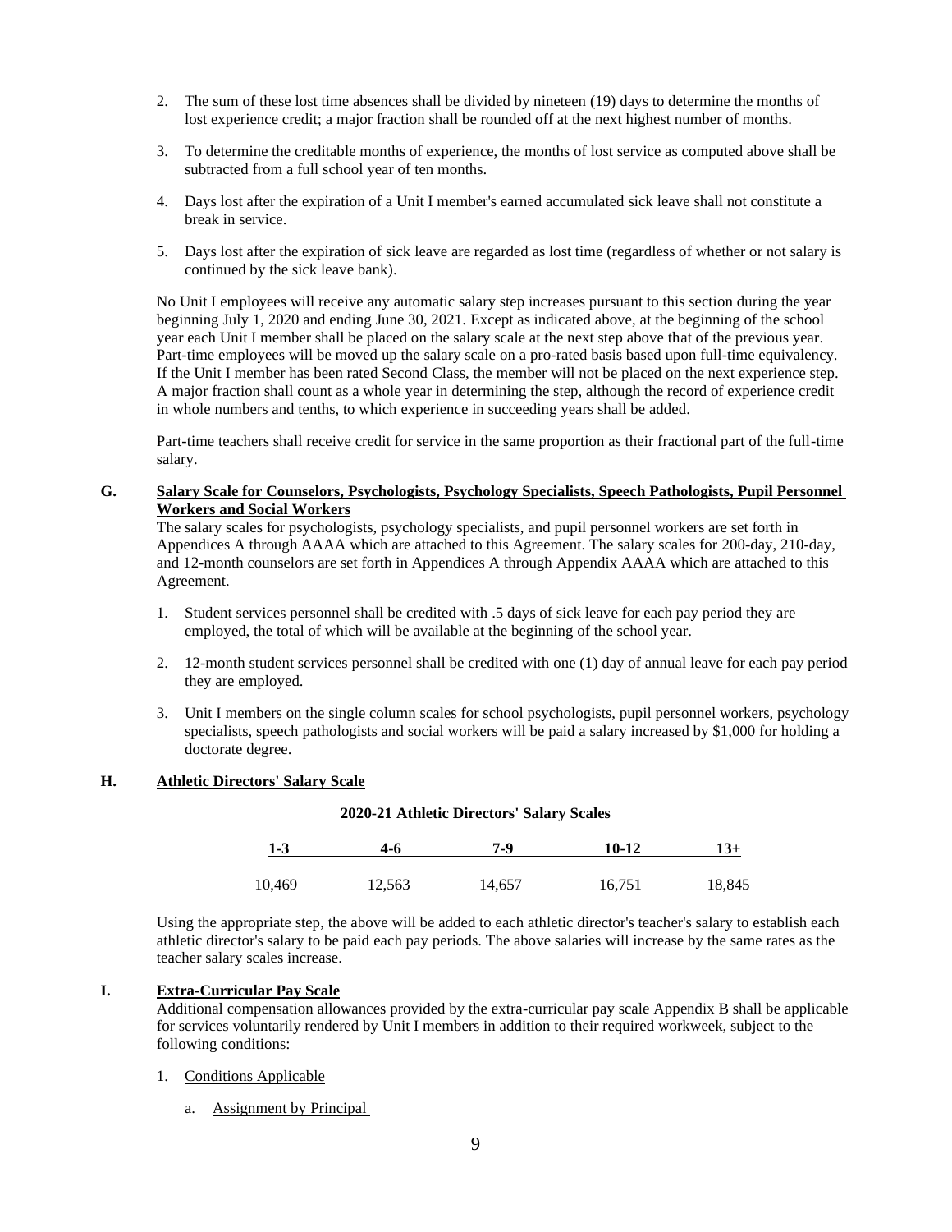2. The sum of these lost time absences shall be divided by nineteen (19) days to determine the months of lost experience credit; a major fraction shall be rounded off at the next highest number of months.

3. To determine the creditable months of experience, the months of lost service as computed above shall be subtracted from a full school year of ten months.

4. Days lost after the expiration of a Unit I member's earned accumulated sick leave shall not constitute a break in service.

5. Days lost after the expiration of sick leave are regarded as lost time (regardless of whether or not salary is continued by the sick leave bank).

No Unit I employees will receive any automatic salary step increases pursuant to this section during the year beginning July 1, 2020 and ending June 30, 2021. Except as indicated above, at the beginning of the school year each Unit I member shall be placed on the salary scale at the next step above that of the previous year. Part-time employees will be moved up the salary scale on a pro-rated basis based upon full-time equivalency. If the Unit I member has been rated Second Class, the member will not be placed on the next experience step. A major fraction shall count as a whole year in determining the step, although the record of experience credit in whole numbers and tenths, to which experience in succeeding years shall be added.

Part-time teachers shall receive credit for service in the same proportion as their fractional part of the full-time salary.

**G. Salary Scale for Counselors, Psychologists, Psychology Specialists, Speech Pathologists, Pupil Personnel Workers and Social Workers**

The salary scales for psychologists, psychology specialists, and pupil personnel workers are set forth in Appendices A through AAAA which are attached to this Agreement. The salary scales for 200-day, 210-day, and 12-month counselors are set forth in Appendices A through Appendix AAAA which are attached to this Agreement.

1. Student services personnel shall be credited with .5 days of sick leave for each pay period they are employed, the total of which will be available at the beginning of the school year.

2. 12-month student services personnel shall be credited with one (1) day of annual leave for each pay period they are employed.

3. Unit I members on the single column scales for school psychologists, pupil personnel workers, psychology specialists, speech pathologists and social workers will be paid a salary increased by $1,000 for holding a doctorate degree.

**H. Athletic Directors' Salary Scale**

**2020-21 Athletic Directors' Salary Scales**

| 1-3 | 4-6 | 7-9 | 10-12 | 13+ |
|---|---|---|---|---|
| 10,469 | 12,563 | 14,657 | 16,751 | 18,845 |

Using the appropriate step, the above will be added to each athletic director's teacher's salary to establish each athletic director's salary to be paid each pay periods. The above salaries will increase by the same rates as the teacher salary scales increase.

**I. Extra-Curricular Pay Scale**

Additional compensation allowances provided by the extra-curricular pay scale Appendix B shall be applicable for services voluntarily rendered by Unit I members in addition to their required workweek, subject to the following conditions:

1. Conditions Applicable

   a. Assignment by Principal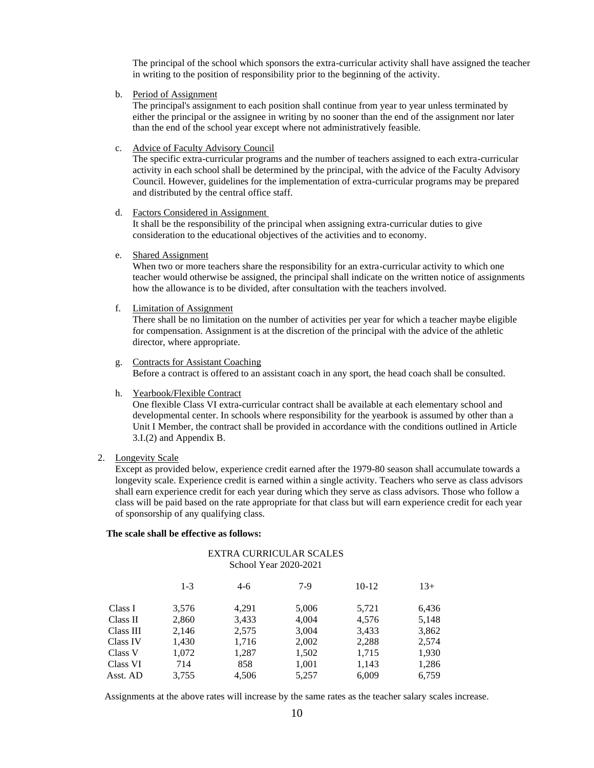The principal of the school which sponsors the extra-curricular activity shall have assigned the teacher in writing to the position of responsibility prior to the beginning of the activity.

b. Period of Assignment
The principal's assignment to each position shall continue from year to year unless terminated by either the principal or the assignee in writing by no sooner than the end of the assignment nor later than the end of the school year except where not administratively feasible.

c. Advice of Faculty Advisory Council
The specific extra-curricular programs and the number of teachers assigned to each extra-curricular activity in each school shall be determined by the principal, with the advice of the Faculty Advisory Council. However, guidelines for the implementation of extra-curricular programs may be prepared and distributed by the central office staff.

d. Factors Considered in Assignment
It shall be the responsibility of the principal when assigning extra-curricular duties to give consideration to the educational objectives of the activities and to economy.

e. Shared Assignment
When two or more teachers share the responsibility for an extra-curricular activity to which one teacher would otherwise be assigned, the principal shall indicate on the written notice of assignments how the allowance is to be divided, after consultation with the teachers involved.

f. Limitation of Assignment
There shall be no limitation on the number of activities per year for which a teacher maybe eligible for compensation. Assignment is at the discretion of the principal with the advice of the athletic director, where appropriate.

g. Contracts for Assistant Coaching
Before a contract is offered to an assistant coach in any sport, the head coach shall be consulted.

h. Yearbook/Flexible Contract
One flexible Class VI extra-curricular contract shall be available at each elementary school and developmental center. In schools where responsibility for the yearbook is assumed by other than a Unit I Member, the contract shall be provided in accordance with the conditions outlined in Article 3.I.(2) and Appendix B.

2. Longevity Scale
Except as provided below, experience credit earned after the 1979-80 season shall accumulate towards a longevity scale. Experience credit is earned within a single activity. Teachers who serve as class advisors shall earn experience credit for each year during which they serve as class advisors. Those who follow a class will be paid based on the rate appropriate for that class but will earn experience credit for each year of sponsorship of any qualifying class.

**The scale shall be effective as follows:**

EXTRA CURRICULAR SCALES
School Year 2020-2021

| | 1-3 | 4-6 | 7-9 | 10-12 | 13+ |
|---|---|---|---|---|---|
| Class I | 3,576 | 4,291 | 5,006 | 5,721 | 6,436 |
| Class II | 2,860 | 3,433 | 4,004 | 4,576 | 5,148 |
| Class III | 2,146 | 2,575 | 3,004 | 3,433 | 3,862 |
| Class IV | 1,430 | 1,716 | 2,002 | 2,288 | 2,574 |
| Class V | 1,072 | 1,287 | 1,502 | 1,715 | 1,930 |
| Class VI | 714 | 858 | 1,001 | 1,143 | 1,286 |
| Asst. AD | 3,755 | 4,506 | 5,257 | 6,009 | 6,759 |

Assignments at the above rates will increase by the same rates as the teacher salary scales increase.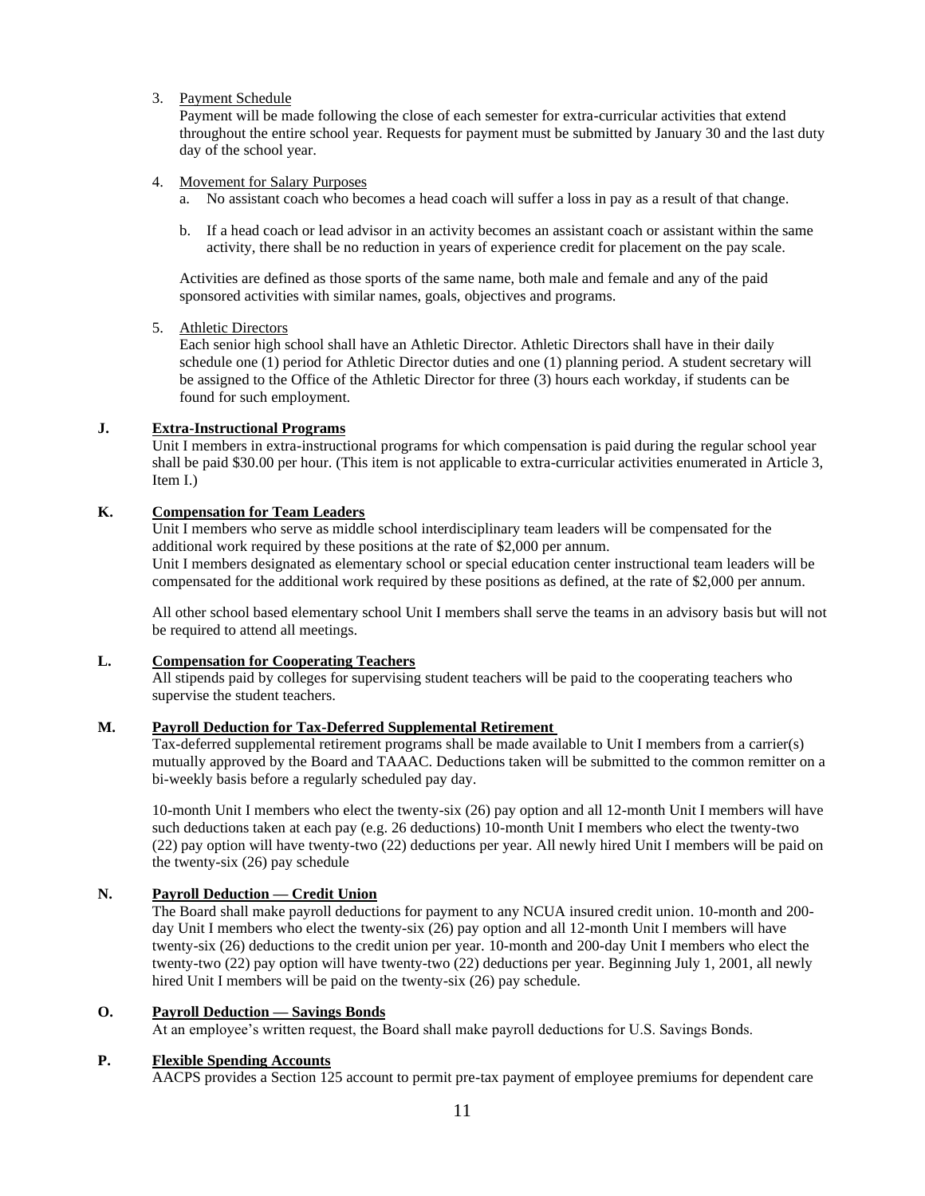3. Payment Schedule

   Payment will be made following the close of each semester for extra-curricular activities that extend throughout the entire school year. Requests for payment must be submitted by January 30 and the last duty day of the school year.

4. Movement for Salary Purposes

   a. No assistant coach who becomes a head coach will suffer a loss in pay as a result of that change.

   b. If a head coach or lead advisor in an activity becomes an assistant coach or assistant within the same activity, there shall be no reduction in years of experience credit for placement on the pay scale.

   Activities are defined as those sports of the same name, both male and female and any of the paid sponsored activities with similar names, goals, objectives and programs.

5. Athletic Directors

   Each senior high school shall have an Athletic Director. Athletic Directors shall have in their daily schedule one (1) period for Athletic Director duties and one (1) planning period. A student secretary will be assigned to the Office of the Athletic Director for three (3) hours each workday, if students can be found for such employment.

**J. Extra-Instructional Programs**

Unit I members in extra-instructional programs for which compensation is paid during the regular school year shall be paid $30.00 per hour. (This item is not applicable to extra-curricular activities enumerated in Article 3, Item I.)

**K. Compensation for Team Leaders**

Unit I members who serve as middle school interdisciplinary team leaders will be compensated for the additional work required by these positions at the rate of $2,000 per annum.
Unit I members designated as elementary school or special education center instructional team leaders will be compensated for the additional work required by these positions as defined, at the rate of $2,000 per annum.

All other school based elementary school Unit I members shall serve the teams in an advisory basis but will not be required to attend all meetings.

**L. Compensation for Cooperating Teachers**

All stipends paid by colleges for supervising student teachers will be paid to the cooperating teachers who supervise the student teachers.

**M. Payroll Deduction for Tax-Deferred Supplemental Retirement**

Tax-deferred supplemental retirement programs shall be made available to Unit I members from a carrier(s) mutually approved by the Board and TAAAC. Deductions taken will be submitted to the common remitter on a bi-weekly basis before a regularly scheduled pay day.

10-month Unit I members who elect the twenty-six (26) pay option and all 12-month Unit I members will have such deductions taken at each pay (e.g. 26 deductions) 10-month Unit I members who elect the twenty-two (22) pay option will have twenty-two (22) deductions per year. All newly hired Unit I members will be paid on the twenty-six (26) pay schedule

**N. Payroll Deduction — Credit Union**

The Board shall make payroll deductions for payment to any NCUA insured credit union. 10-month and 200-day Unit I members who elect the twenty-six (26) pay option and all 12-month Unit I members will have twenty-six (26) deductions to the credit union per year. 10-month and 200-day Unit I members who elect the twenty-two (22) pay option will have twenty-two (22) deductions per year. Beginning July 1, 2001, all newly hired Unit I members will be paid on the twenty-six (26) pay schedule.

**O. Payroll Deduction — Savings Bonds**

At an employee's written request, the Board shall make payroll deductions for U.S. Savings Bonds.

**P. Flexible Spending Accounts**

AACPS provides a Section 125 account to permit pre-tax payment of employee premiums for dependent care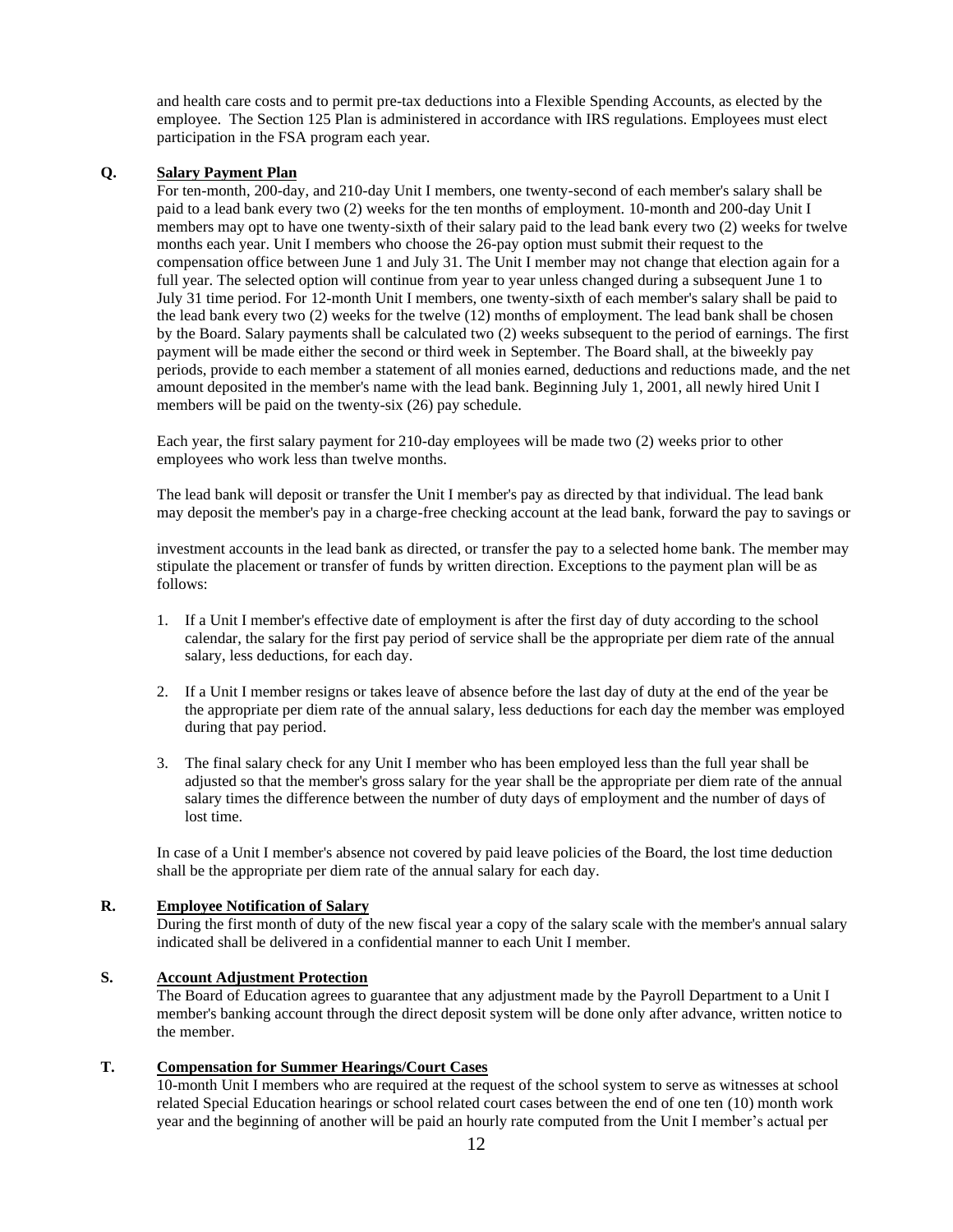and health care costs and to permit pre-tax deductions into a Flexible Spending Accounts, as elected by the employee. The Section 125 Plan is administered in accordance with IRS regulations. Employees must elect participation in the FSA program each year.

**Q. Salary Payment Plan**

For ten-month, 200-day, and 210-day Unit I members, one twenty-second of each member's salary shall be paid to a lead bank every two (2) weeks for the ten months of employment. 10-month and 200-day Unit I members may opt to have one twenty-sixth of their salary paid to the lead bank every two (2) weeks for twelve months each year. Unit I members who choose the 26-pay option must submit their request to the compensation office between June 1 and July 31. The Unit I member may not change that election again for a full year. The selected option will continue from year to year unless changed during a subsequent June 1 to July 31 time period. For 12-month Unit I members, one twenty-sixth of each member's salary shall be paid to the lead bank every two (2) weeks for the twelve (12) months of employment. The lead bank shall be chosen by the Board. Salary payments shall be calculated two (2) weeks subsequent to the period of earnings. The first payment will be made either the second or third week in September. The Board shall, at the biweekly pay periods, provide to each member a statement of all monies earned, deductions and reductions made, and the net amount deposited in the member's name with the lead bank. Beginning July 1, 2001, all newly hired Unit I members will be paid on the twenty-six (26) pay schedule.

Each year, the first salary payment for 210-day employees will be made two (2) weeks prior to other employees who work less than twelve months.

The lead bank will deposit or transfer the Unit I member's pay as directed by that individual. The lead bank may deposit the member's pay in a charge-free checking account at the lead bank, forward the pay to savings or investment accounts in the lead bank as directed, or transfer the pay to a selected home bank. The member may stipulate the placement or transfer of funds by written direction. Exceptions to the payment plan will be as follows:

1. If a Unit I member's effective date of employment is after the first day of duty according to the school calendar, the salary for the first pay period of service shall be the appropriate per diem rate of the annual salary, less deductions, for each day.

2. If a Unit I member resigns or takes leave of absence before the last day of duty at the end of the year be the appropriate per diem rate of the annual salary, less deductions for each day the member was employed during that pay period.

3. The final salary check for any Unit I member who has been employed less than the full year shall be adjusted so that the member's gross salary for the year shall be the appropriate per diem rate of the annual salary times the difference between the number of duty days of employment and the number of days of lost time.

In case of a Unit I member's absence not covered by paid leave policies of the Board, the lost time deduction shall be the appropriate per diem rate of the annual salary for each day.

**R. Employee Notification of Salary**

During the first month of duty of the new fiscal year a copy of the salary scale with the member's annual salary indicated shall be delivered in a confidential manner to each Unit I member.

**S. Account Adjustment Protection**

The Board of Education agrees to guarantee that any adjustment made by the Payroll Department to a Unit I member's banking account through the direct deposit system will be done only after advance, written notice to the member.

**T. Compensation for Summer Hearings/Court Cases**

10-month Unit I members who are required at the request of the school system to serve as witnesses at school related Special Education hearings or school related court cases between the end of one ten (10) month work year and the beginning of another will be paid an hourly rate computed from the Unit I member's actual per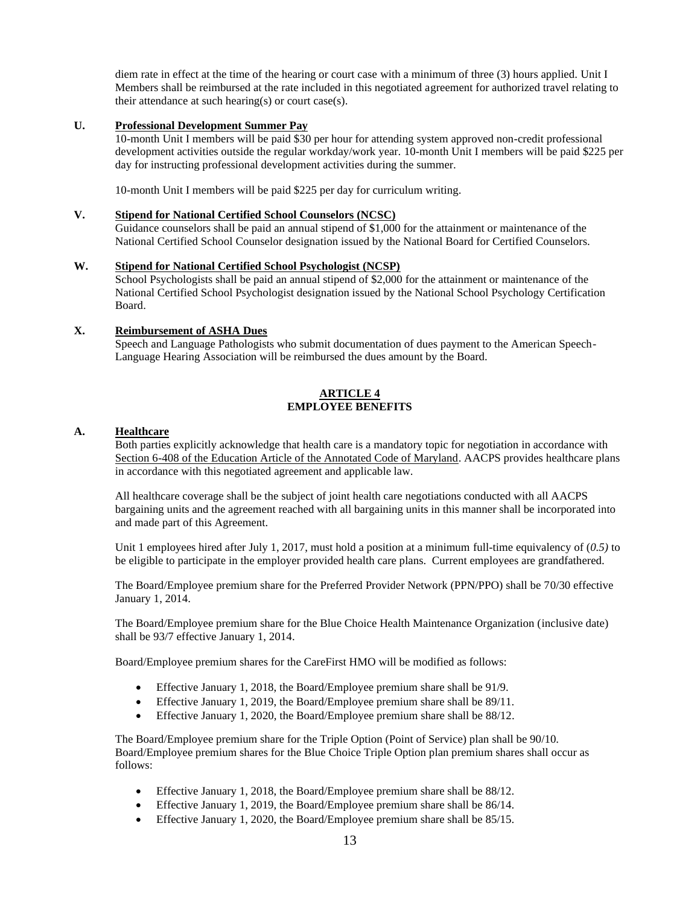diem rate in effect at the time of the hearing or court case with a minimum of three (3) hours applied. Unit I Members shall be reimbursed at the rate included in this negotiated agreement for authorized travel relating to their attendance at such hearing(s) or court case(s).

**U. Professional Development Summer Pay**

10-month Unit I members will be paid $30 per hour for attending system approved non-credit professional development activities outside the regular workday/work year. 10-month Unit I members will be paid $225 per day for instructing professional development activities during the summer.

10-month Unit I members will be paid $225 per day for curriculum writing.

**V. Stipend for National Certified School Counselors (NCSC)**

Guidance counselors shall be paid an annual stipend of $1,000 for the attainment or maintenance of the National Certified School Counselor designation issued by the National Board for Certified Counselors.

**W. Stipend for National Certified School Psychologist (NCSP)**

School Psychologists shall be paid an annual stipend of $2,000 for the attainment or maintenance of the National Certified School Psychologist designation issued by the National School Psychology Certification Board.

**X. Reimbursement of ASHA Dues**

Speech and Language Pathologists who submit documentation of dues payment to the American Speech-Language Hearing Association will be reimbursed the dues amount by the Board.

## ARTICLE 4
## EMPLOYEE BENEFITS

**A. Healthcare**

Both parties explicitly acknowledge that health care is a mandatory topic for negotiation in accordance with Section 6-408 of the Education Article of the Annotated Code of Maryland. AACPS provides healthcare plans in accordance with this negotiated agreement and applicable law.

All healthcare coverage shall be the subject of joint health care negotiations conducted with all AACPS bargaining units and the agreement reached with all bargaining units in this manner shall be incorporated into and made part of this Agreement.

Unit 1 employees hired after July 1, 2017, must hold a position at a minimum full-time equivalency of (*0.5)* to be eligible to participate in the employer provided health care plans. Current employees are grandfathered.

The Board/Employee premium share for the Preferred Provider Network (PPN/PPO) shall be 70/30 effective January 1, 2014.

The Board/Employee premium share for the Blue Choice Health Maintenance Organization (inclusive date) shall be 93/7 effective January 1, 2014.

Board/Employee premium shares for the CareFirst HMO will be modified as follows:

- Effective January 1, 2018, the Board/Employee premium share shall be 91/9.
- Effective January 1, 2019, the Board/Employee premium share shall be 89/11.
- Effective January 1, 2020, the Board/Employee premium share shall be 88/12.

The Board/Employee premium share for the Triple Option (Point of Service) plan shall be 90/10. Board/Employee premium shares for the Blue Choice Triple Option plan premium shares shall occur as follows:

- Effective January 1, 2018, the Board/Employee premium share shall be 88/12.
- Effective January 1, 2019, the Board/Employee premium share shall be 86/14.
- Effective January 1, 2020, the Board/Employee premium share shall be 85/15.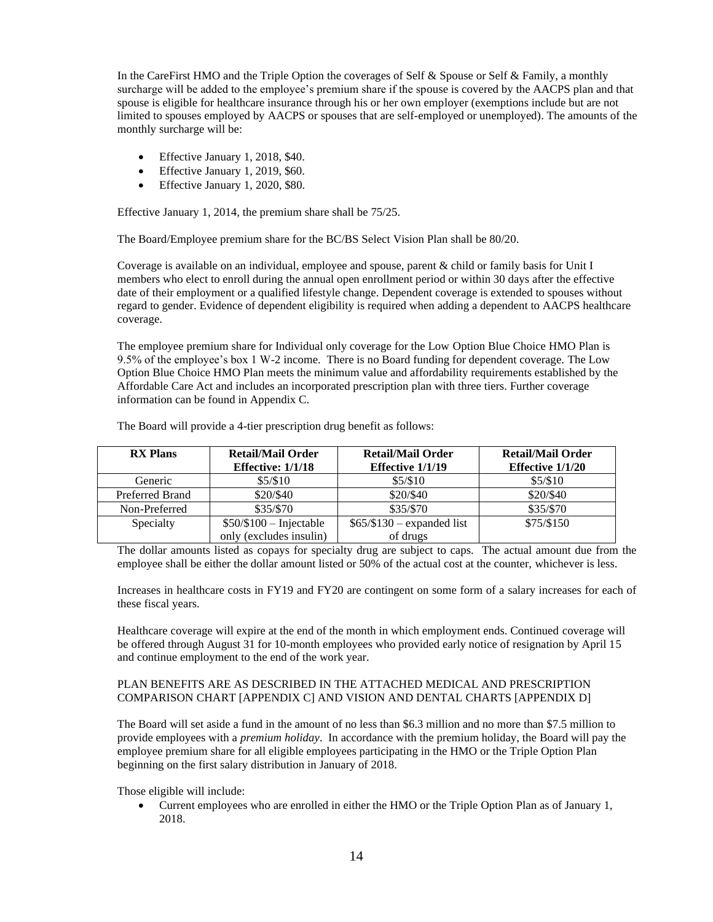In the CareFirst HMO and the Triple Option the coverages of Self & Spouse or Self & Family, a monthly surcharge will be added to the employee's premium share if the spouse is covered by the AACPS plan and that spouse is eligible for healthcare insurance through his or her own employer (exemptions include but are not limited to spouses employed by AACPS or spouses that are self-employed or unemployed). The amounts of the monthly surcharge will be:

- Effective January 1, 2018, $40.
- Effective January 1, 2019, $60.
- Effective January 1, 2020, $80.

Effective January 1, 2014, the premium share shall be 75/25.

The Board/Employee premium share for the BC/BS Select Vision Plan shall be 80/20.

Coverage is available on an individual, employee and spouse, parent & child or family basis for Unit I members who elect to enroll during the annual open enrollment period or within 30 days after the effective date of their employment or a qualified lifestyle change. Dependent coverage is extended to spouses without regard to gender. Evidence of dependent eligibility is required when adding a dependent to AACPS healthcare coverage.

The employee premium share for Individual only coverage for the Low Option Blue Choice HMO Plan is 9.5% of the employee's box 1 W-2 income. There is no Board funding for dependent coverage. The Low Option Blue Choice HMO Plan meets the minimum value and affordability requirements established by the Affordable Care Act and includes an incorporated prescription plan with three tiers. Further coverage information can be found in Appendix C.

The Board will provide a 4-tier prescription drug benefit as follows:

| RX Plans | Retail/Mail Order Effective: 1/1/18 | Retail/Mail Order Effective 1/1/19 | Retail/Mail Order Effective 1/1/20 |
|---|---|---|---|
| Generic | $5/$10 | $5/$10 | $5/$10 |
| Preferred Brand | $20/$40 | $20/$40 | $20/$40 |
| Non-Preferred | $35/$70 | $35/$70 | $35/$70 |
| Specialty | $50/$100 – Injectable only (excludes insulin) | $65/$130 – expanded list of drugs | $75/$150 |

The dollar amounts listed as copays for specialty drug are subject to caps. The actual amount due from the employee shall be either the dollar amount listed or 50% of the actual cost at the counter, whichever is less.

Increases in healthcare costs in FY19 and FY20 are contingent on some form of a salary increases for each of these fiscal years.

Healthcare coverage will expire at the end of the month in which employment ends. Continued coverage will be offered through August 31 for 10-month employees who provided early notice of resignation by April 15 and continue employment to the end of the work year.

PLAN BENEFITS ARE AS DESCRIBED IN THE ATTACHED MEDICAL AND PRESCRIPTION COMPARISON CHART [APPENDIX C] AND VISION AND DENTAL CHARTS [APPENDIX D]

The Board will set aside a fund in the amount of no less than $6.3 million and no more than $7.5 million to provide employees with a *premium holiday*. In accordance with the premium holiday, the Board will pay the employee premium share for all eligible employees participating in the HMO or the Triple Option Plan beginning on the first salary distribution in January of 2018.

Those eligible will include:

- Current employees who are enrolled in either the HMO or the Triple Option Plan as of January 1, 2018.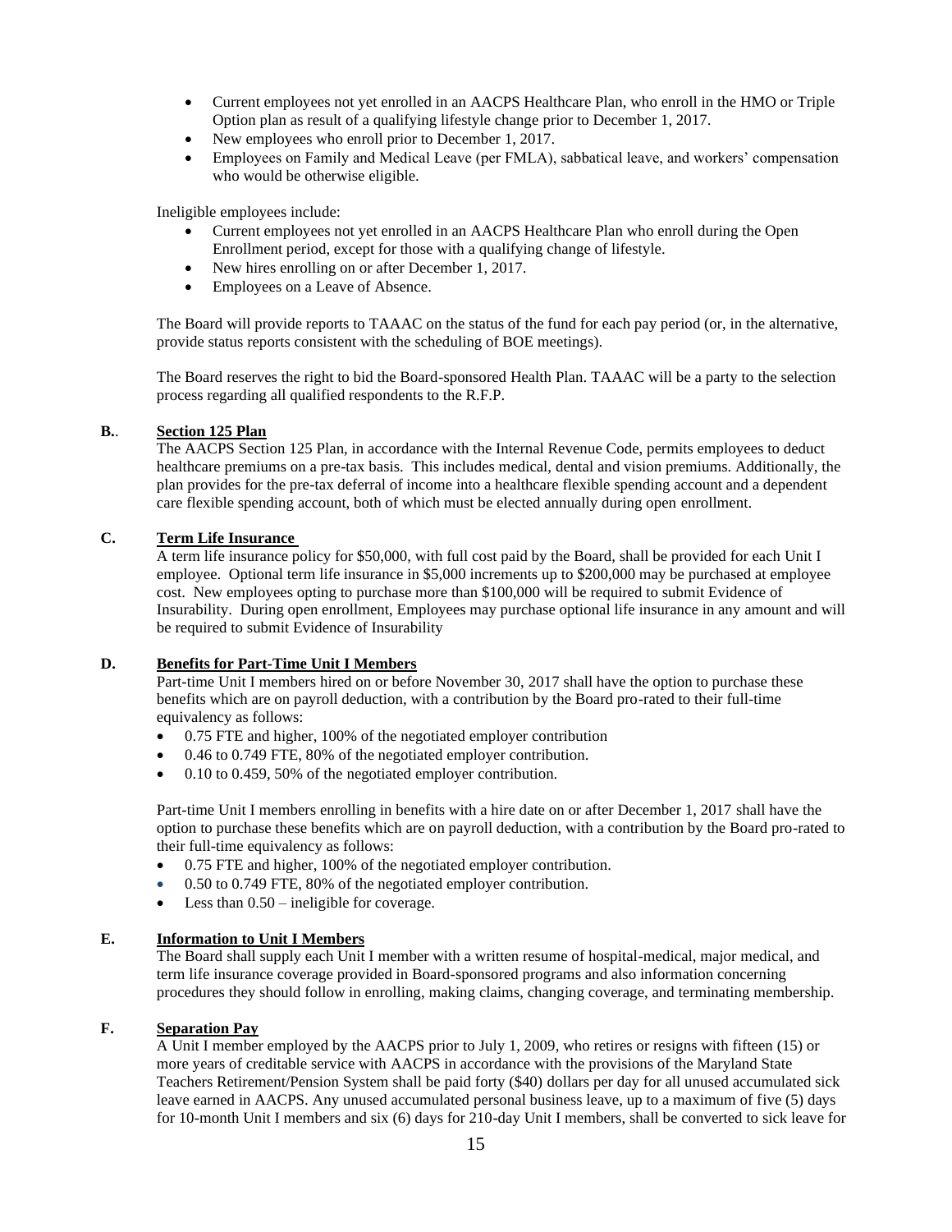- Current employees not yet enrolled in an AACPS Healthcare Plan, who enroll in the HMO or Triple Option plan as result of a qualifying lifestyle change prior to December 1, 2017.
- New employees who enroll prior to December 1, 2017.
- Employees on Family and Medical Leave (per FMLA), sabbatical leave, and workers' compensation who would be otherwise eligible.

Ineligible employees include:

- Current employees not yet enrolled in an AACPS Healthcare Plan who enroll during the Open Enrollment period, except for those with a qualifying change of lifestyle.
- New hires enrolling on or after December 1, 2017.
- Employees on a Leave of Absence.

The Board will provide reports to TAAAC on the status of the fund for each pay period (or, in the alternative, provide status reports consistent with the scheduling of BOE meetings).

The Board reserves the right to bid the Board-sponsored Health Plan. TAAAC will be a party to the selection process regarding all qualified respondents to the R.F.P.

**B.**. **Section 125 Plan**

The AACPS Section 125 Plan, in accordance with the Internal Revenue Code, permits employees to deduct healthcare premiums on a pre-tax basis. This includes medical, dental and vision premiums. Additionally, the plan provides for the pre-tax deferral of income into a healthcare flexible spending account and a dependent care flexible spending account, both of which must be elected annually during open enrollment.

**C.** **Term Life Insurance**

A term life insurance policy for $50,000, with full cost paid by the Board, shall be provided for each Unit I employee. Optional term life insurance in $5,000 increments up to $200,000 may be purchased at employee cost. New employees opting to purchase more than $100,000 will be required to submit Evidence of Insurability. During open enrollment, Employees may purchase optional life insurance in any amount and will be required to submit Evidence of Insurability

**D.** **Benefits for Part-Time Unit I Members**

Part-time Unit I members hired on or before November 30, 2017 shall have the option to purchase these benefits which are on payroll deduction, with a contribution by the Board pro-rated to their full-time equivalency as follows:

- 0.75 FTE and higher, 100% of the negotiated employer contribution
- 0.46 to 0.749 FTE, 80% of the negotiated employer contribution.
- 0.10 to 0.459, 50% of the negotiated employer contribution.

Part-time Unit I members enrolling in benefits with a hire date on or after December 1, 2017 shall have the option to purchase these benefits which are on payroll deduction, with a contribution by the Board pro-rated to their full-time equivalency as follows:

- 0.75 FTE and higher, 100% of the negotiated employer contribution.
- 0.50 to 0.749 FTE, 80% of the negotiated employer contribution.
- Less than 0.50 – ineligible for coverage.

**E.** **Information to Unit I Members**

The Board shall supply each Unit I member with a written resume of hospital-medical, major medical, and term life insurance coverage provided in Board-sponsored programs and also information concerning procedures they should follow in enrolling, making claims, changing coverage, and terminating membership.

**F.** **Separation Pay**

A Unit I member employed by the AACPS prior to July 1, 2009, who retires or resigns with fifteen (15) or more years of creditable service with AACPS in accordance with the provisions of the Maryland State Teachers Retirement/Pension System shall be paid forty ($40) dollars per day for all unused accumulated sick leave earned in AACPS. Any unused accumulated personal business leave, up to a maximum of five (5) days for 10-month Unit I members and six (6) days for 210-day Unit I members, shall be converted to sick leave for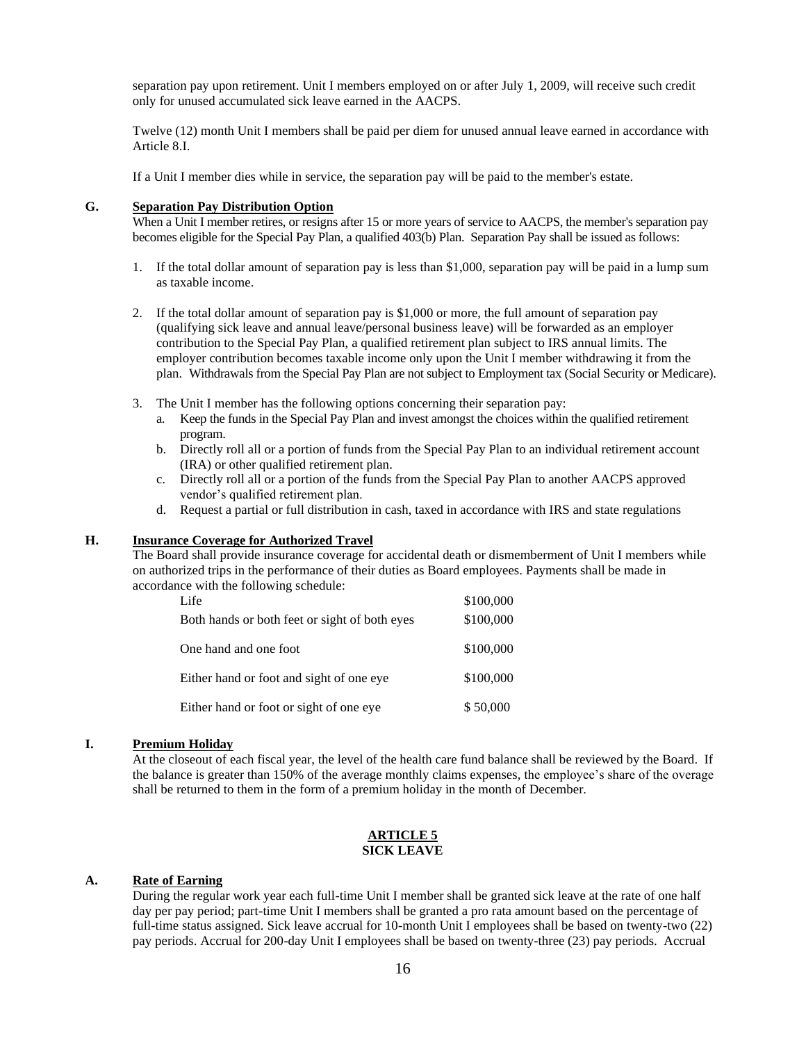separation pay upon retirement. Unit I members employed on or after July 1, 2009, will receive such credit only for unused accumulated sick leave earned in the AACPS.

Twelve (12) month Unit I members shall be paid per diem for unused annual leave earned in accordance with Article 8.I.

If a Unit I member dies while in service, the separation pay will be paid to the member's estate.

### G. Separation Pay Distribution Option

When a Unit I member retires, or resigns after 15 or more years of service to AACPS, the member's separation pay becomes eligible for the Special Pay Plan, a qualified 403(b) Plan. Separation Pay shall be issued as follows:

1. If the total dollar amount of separation pay is less than $1,000, separation pay will be paid in a lump sum as taxable income.
2. If the total dollar amount of separation pay is $1,000 or more, the full amount of separation pay (qualifying sick leave and annual leave/personal business leave) will be forwarded as an employer contribution to the Special Pay Plan, a qualified retirement plan subject to IRS annual limits. The employer contribution becomes taxable income only upon the Unit I member withdrawing it from the plan. Withdrawals from the Special Pay Plan are not subject to Employment tax (Social Security or Medicare).
3. The Unit I member has the following options concerning their separation pay:
   a. Keep the funds in the Special Pay Plan and invest amongst the choices within the qualified retirement program.
   b. Directly roll all or a portion of funds from the Special Pay Plan to an individual retirement account (IRA) or other qualified retirement plan.
   c. Directly roll all or a portion of the funds from the Special Pay Plan to another AACPS approved vendor's qualified retirement plan.
   d. Request a partial or full distribution in cash, taxed in accordance with IRS and state regulations

### H. Insurance Coverage for Authorized Travel

The Board shall provide insurance coverage for accidental death or dismemberment of Unit I members while on authorized trips in the performance of their duties as Board employees. Payments shall be made in accordance with the following schedule:

| | |
|---|---|
| Life | $100,000 |
| Both hands or both feet or sight of both eyes | $100,000 |
| One hand and one foot | $100,000 |
| Either hand or foot and sight of one eye | $100,000 |
| Either hand or foot or sight of one eye | $ 50,000 |

### I. Premium Holiday

At the closeout of each fiscal year, the level of the health care fund balance shall be reviewed by the Board. If the balance is greater than 150% of the average monthly claims expenses, the employee's share of the overage shall be returned to them in the form of a premium holiday in the month of December.

## ARTICLE 5
## SICK LEAVE

### A. Rate of Earning

During the regular work year each full-time Unit I member shall be granted sick leave at the rate of one half day per pay period; part-time Unit I members shall be granted a pro rata amount based on the percentage of full-time status assigned. Sick leave accrual for 10-month Unit I employees shall be based on twenty-two (22) pay periods. Accrual for 200-day Unit I employees shall be based on twenty-three (23) pay periods. Accrual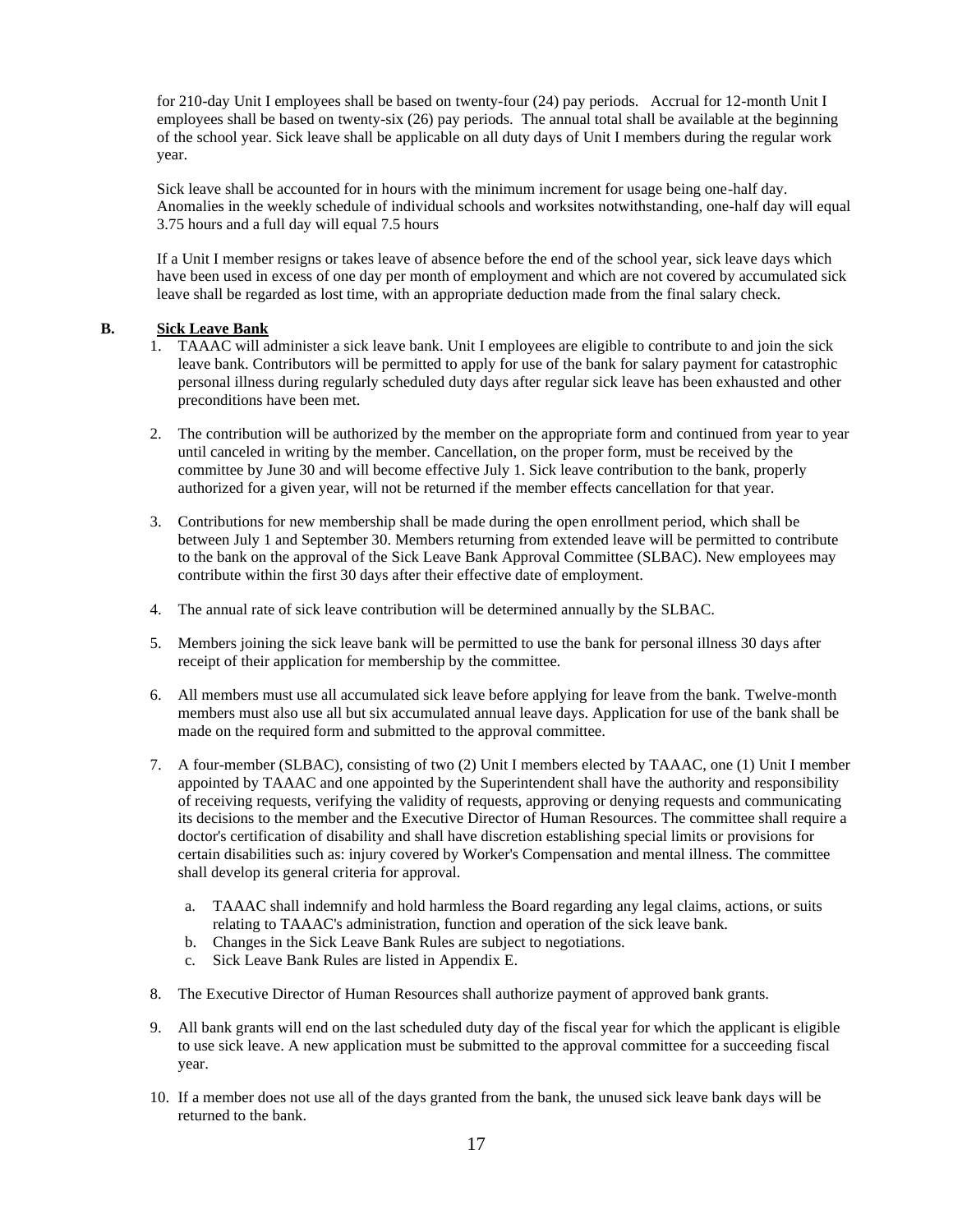for 210-day Unit I employees shall be based on twenty-four (24) pay periods. Accrual for 12-month Unit I employees shall be based on twenty-six (26) pay periods. The annual total shall be available at the beginning of the school year. Sick leave shall be applicable on all duty days of Unit I members during the regular work year.

Sick leave shall be accounted for in hours with the minimum increment for usage being one-half day. Anomalies in the weekly schedule of individual schools and worksites notwithstanding, one-half day will equal 3.75 hours and a full day will equal 7.5 hours

If a Unit I member resigns or takes leave of absence before the end of the school year, sick leave days which have been used in excess of one day per month of employment and which are not covered by accumulated sick leave shall be regarded as lost time, with an appropriate deduction made from the final salary check.

**B. Sick Leave Bank**

1. TAAAC will administer a sick leave bank. Unit I employees are eligible to contribute to and join the sick leave bank. Contributors will be permitted to apply for use of the bank for salary payment for catastrophic personal illness during regularly scheduled duty days after regular sick leave has been exhausted and other preconditions have been met.

2. The contribution will be authorized by the member on the appropriate form and continued from year to year until canceled in writing by the member. Cancellation, on the proper form, must be received by the committee by June 30 and will become effective July 1. Sick leave contribution to the bank, properly authorized for a given year, will not be returned if the member effects cancellation for that year.

3. Contributions for new membership shall be made during the open enrollment period, which shall be between July 1 and September 30. Members returning from extended leave will be permitted to contribute to the bank on the approval of the Sick Leave Bank Approval Committee (SLBAC). New employees may contribute within the first 30 days after their effective date of employment.

4. The annual rate of sick leave contribution will be determined annually by the SLBAC.

5. Members joining the sick leave bank will be permitted to use the bank for personal illness 30 days after receipt of their application for membership by the committee.

6. All members must use all accumulated sick leave before applying for leave from the bank. Twelve-month members must also use all but six accumulated annual leave days. Application for use of the bank shall be made on the required form and submitted to the approval committee.

7. A four-member (SLBAC), consisting of two (2) Unit I members elected by TAAAC, one (1) Unit I member appointed by TAAAC and one appointed by the Superintendent shall have the authority and responsibility of receiving requests, verifying the validity of requests, approving or denying requests and communicating its decisions to the member and the Executive Director of Human Resources. The committee shall require a doctor's certification of disability and shall have discretion establishing special limits or provisions for certain disabilities such as: injury covered by Worker's Compensation and mental illness. The committee shall develop its general criteria for approval.

    a. TAAAC shall indemnify and hold harmless the Board regarding any legal claims, actions, or suits relating to TAAAC's administration, function and operation of the sick leave bank.
    b. Changes in the Sick Leave Bank Rules are subject to negotiations.
    c. Sick Leave Bank Rules are listed in Appendix E.

8. The Executive Director of Human Resources shall authorize payment of approved bank grants.

9. All bank grants will end on the last scheduled duty day of the fiscal year for which the applicant is eligible to use sick leave. A new application must be submitted to the approval committee for a succeeding fiscal year.

10. If a member does not use all of the days granted from the bank, the unused sick leave bank days will be returned to the bank.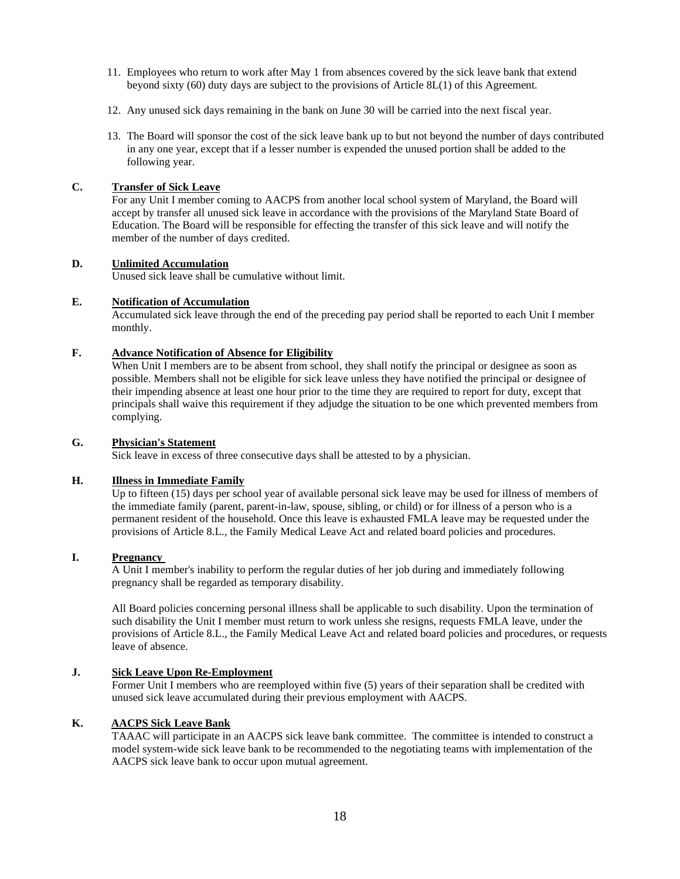11. Employees who return to work after May 1 from absences covered by the sick leave bank that extend beyond sixty (60) duty days are subject to the provisions of Article 8L(1) of this Agreement.

12. Any unused sick days remaining in the bank on June 30 will be carried into the next fiscal year.

13. The Board will sponsor the cost of the sick leave bank up to but not beyond the number of days contributed in any one year, except that if a lesser number is expended the unused portion shall be added to the following year.

**C. Transfer of Sick Leave**

For any Unit I member coming to AACPS from another local school system of Maryland, the Board will accept by transfer all unused sick leave in accordance with the provisions of the Maryland State Board of Education. The Board will be responsible for effecting the transfer of this sick leave and will notify the member of the number of days credited.

**D. Unlimited Accumulation**

Unused sick leave shall be cumulative without limit.

**E. Notification of Accumulation**

Accumulated sick leave through the end of the preceding pay period shall be reported to each Unit I member monthly.

**F. Advance Notification of Absence for Eligibility**

When Unit I members are to be absent from school, they shall notify the principal or designee as soon as possible. Members shall not be eligible for sick leave unless they have notified the principal or designee of their impending absence at least one hour prior to the time they are required to report for duty, except that principals shall waive this requirement if they adjudge the situation to be one which prevented members from complying.

**G. Physician's Statement**

Sick leave in excess of three consecutive days shall be attested to by a physician.

**H. Illness in Immediate Family**

Up to fifteen (15) days per school year of available personal sick leave may be used for illness of members of the immediate family (parent, parent-in-law, spouse, sibling, or child) or for illness of a person who is a permanent resident of the household. Once this leave is exhausted FMLA leave may be requested under the provisions of Article 8.L., the Family Medical Leave Act and related board policies and procedures.

**I. Pregnancy**

A Unit I member's inability to perform the regular duties of her job during and immediately following pregnancy shall be regarded as temporary disability.

All Board policies concerning personal illness shall be applicable to such disability. Upon the termination of such disability the Unit I member must return to work unless she resigns, requests FMLA leave, under the provisions of Article 8.L., the Family Medical Leave Act and related board policies and procedures, or requests leave of absence.

**J. Sick Leave Upon Re-Employment**

Former Unit I members who are reemployed within five (5) years of their separation shall be credited with unused sick leave accumulated during their previous employment with AACPS.

**K. AACPS Sick Leave Bank**

TAAAC will participate in an AACPS sick leave bank committee. The committee is intended to construct a model system-wide sick leave bank to be recommended to the negotiating teams with implementation of the AACPS sick leave bank to occur upon mutual agreement.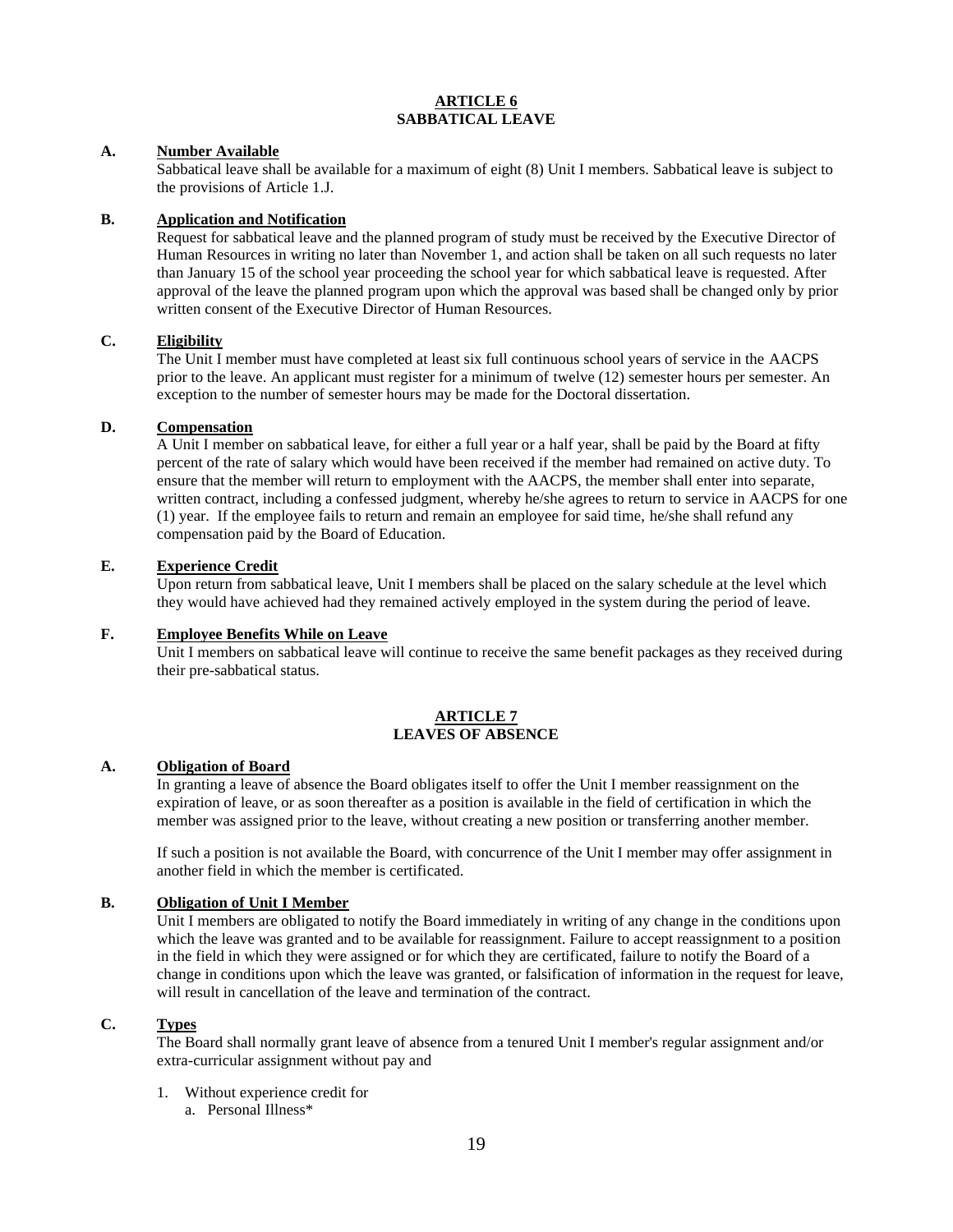## ARTICLE 6
## SABBATICAL LEAVE

**A. Number Available**

Sabbatical leave shall be available for a maximum of eight (8) Unit I members. Sabbatical leave is subject to the provisions of Article 1.J.

**B. Application and Notification**

Request for sabbatical leave and the planned program of study must be received by the Executive Director of Human Resources in writing no later than November 1, and action shall be taken on all such requests no later than January 15 of the school year proceeding the school year for which sabbatical leave is requested. After approval of the leave the planned program upon which the approval was based shall be changed only by prior written consent of the Executive Director of Human Resources.

**C. Eligibility**

The Unit I member must have completed at least six full continuous school years of service in the AACPS prior to the leave. An applicant must register for a minimum of twelve (12) semester hours per semester. An exception to the number of semester hours may be made for the Doctoral dissertation.

**D. Compensation**

A Unit I member on sabbatical leave, for either a full year or a half year, shall be paid by the Board at fifty percent of the rate of salary which would have been received if the member had remained on active duty. To ensure that the member will return to employment with the AACPS, the member shall enter into separate, written contract, including a confessed judgment, whereby he/she agrees to return to service in AACPS for one (1) year. If the employee fails to return and remain an employee for said time, he/she shall refund any compensation paid by the Board of Education.

**E. Experience Credit**

Upon return from sabbatical leave, Unit I members shall be placed on the salary schedule at the level which they would have achieved had they remained actively employed in the system during the period of leave.

**F. Employee Benefits While on Leave**

Unit I members on sabbatical leave will continue to receive the same benefit packages as they received during their pre-sabbatical status.

## ARTICLE 7
## LEAVES OF ABSENCE

**A. Obligation of Board**

In granting a leave of absence the Board obligates itself to offer the Unit I member reassignment on the expiration of leave, or as soon thereafter as a position is available in the field of certification in which the member was assigned prior to the leave, without creating a new position or transferring another member.

If such a position is not available the Board, with concurrence of the Unit I member may offer assignment in another field in which the member is certificated.

**B. Obligation of Unit I Member**

Unit I members are obligated to notify the Board immediately in writing of any change in the conditions upon which the leave was granted and to be available for reassignment. Failure to accept reassignment to a position in the field in which they were assigned or for which they are certificated, failure to notify the Board of a change in conditions upon which the leave was granted, or falsification of information in the request for leave, will result in cancellation of the leave and termination of the contract.

**C. Types**

The Board shall normally grant leave of absence from a tenured Unit I member's regular assignment and/or extra-curricular assignment without pay and

1. Without experience credit for
   a. Personal Illness*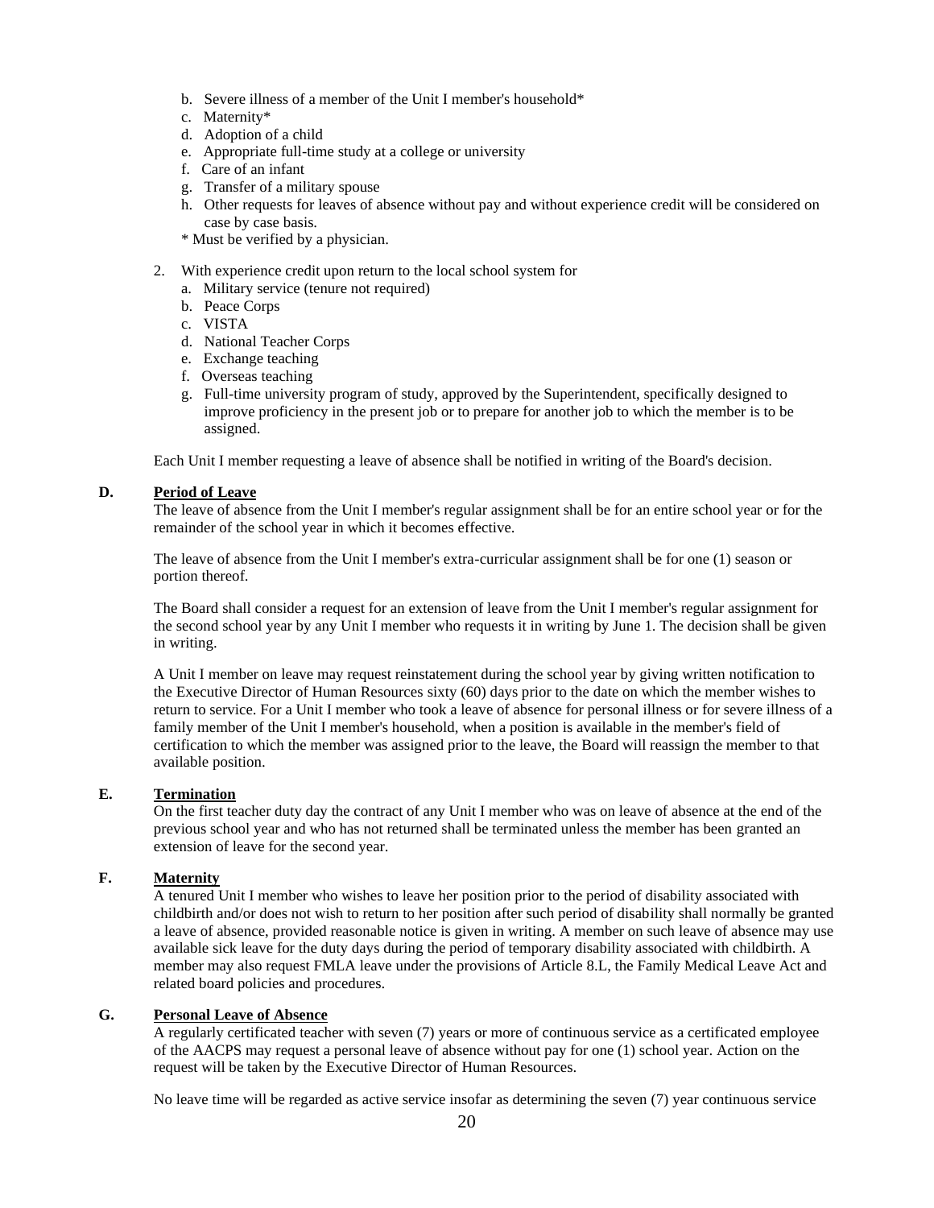b. Severe illness of a member of the Unit I member's household*
c. Maternity*
d. Adoption of a child
e. Appropriate full-time study at a college or university
f. Care of an infant
g. Transfer of a military spouse
h. Other requests for leaves of absence without pay and without experience credit will be considered on case by case basis.

\* Must be verified by a physician.

2. With experience credit upon return to the local school system for
   a. Military service (tenure not required)
   b. Peace Corps
   c. VISTA
   d. National Teacher Corps
   e. Exchange teaching
   f. Overseas teaching
   g. Full-time university program of study, approved by the Superintendent, specifically designed to improve proficiency in the present job or to prepare for another job to which the member is to be assigned.

Each Unit I member requesting a leave of absence shall be notified in writing of the Board's decision.

**D. Period of Leave**

The leave of absence from the Unit I member's regular assignment shall be for an entire school year or for the remainder of the school year in which it becomes effective.

The leave of absence from the Unit I member's extra-curricular assignment shall be for one (1) season or portion thereof.

The Board shall consider a request for an extension of leave from the Unit I member's regular assignment for the second school year by any Unit I member who requests it in writing by June 1. The decision shall be given in writing.

A Unit I member on leave may request reinstatement during the school year by giving written notification to the Executive Director of Human Resources sixty (60) days prior to the date on which the member wishes to return to service. For a Unit I member who took a leave of absence for personal illness or for severe illness of a family member of the Unit I member's household, when a position is available in the member's field of certification to which the member was assigned prior to the leave, the Board will reassign the member to that available position.

**E. Termination**

On the first teacher duty day the contract of any Unit I member who was on leave of absence at the end of the previous school year and who has not returned shall be terminated unless the member has been granted an extension of leave for the second year.

**F. Maternity**

A tenured Unit I member who wishes to leave her position prior to the period of disability associated with childbirth and/or does not wish to return to her position after such period of disability shall normally be granted a leave of absence, provided reasonable notice is given in writing. A member on such leave of absence may use available sick leave for the duty days during the period of temporary disability associated with childbirth. A member may also request FMLA leave under the provisions of Article 8.L, the Family Medical Leave Act and related board policies and procedures.

**G. Personal Leave of Absence**

A regularly certificated teacher with seven (7) years or more of continuous service as a certificated employee of the AACPS may request a personal leave of absence without pay for one (1) school year. Action on the request will be taken by the Executive Director of Human Resources.

No leave time will be regarded as active service insofar as determining the seven (7) year continuous service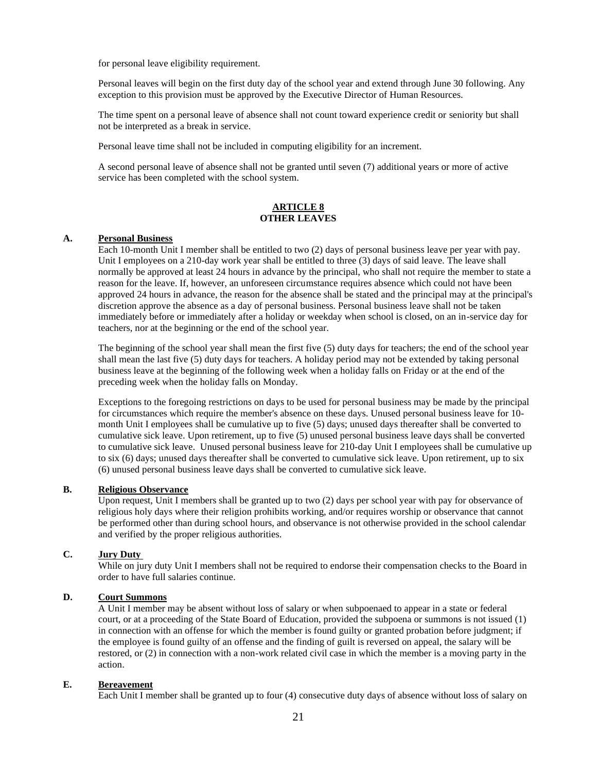for personal leave eligibility requirement.

Personal leaves will begin on the first duty day of the school year and extend through June 30 following. Any exception to this provision must be approved by the Executive Director of Human Resources.

The time spent on a personal leave of absence shall not count toward experience credit or seniority but shall not be interpreted as a break in service.

Personal leave time shall not be included in computing eligibility for an increment.

A second personal leave of absence shall not be granted until seven (7) additional years or more of active service has been completed with the school system.

## ARTICLE 8
## OTHER LEAVES

### A. Personal Business

Each 10-month Unit I member shall be entitled to two (2) days of personal business leave per year with pay. Unit I employees on a 210-day work year shall be entitled to three (3) days of said leave. The leave shall normally be approved at least 24 hours in advance by the principal, who shall not require the member to state a reason for the leave. If, however, an unforeseen circumstance requires absence which could not have been approved 24 hours in advance, the reason for the absence shall be stated and the principal may at the principal's discretion approve the absence as a day of personal business. Personal business leave shall not be taken immediately before or immediately after a holiday or weekday when school is closed, on an in-service day for teachers, nor at the beginning or the end of the school year.

The beginning of the school year shall mean the first five (5) duty days for teachers; the end of the school year shall mean the last five (5) duty days for teachers. A holiday period may not be extended by taking personal business leave at the beginning of the following week when a holiday falls on Friday or at the end of the preceding week when the holiday falls on Monday.

Exceptions to the foregoing restrictions on days to be used for personal business may be made by the principal for circumstances which require the member's absence on these days. Unused personal business leave for 10-month Unit I employees shall be cumulative up to five (5) days; unused days thereafter shall be converted to cumulative sick leave. Upon retirement, up to five (5) unused personal business leave days shall be converted to cumulative sick leave. Unused personal business leave for 210-day Unit I employees shall be cumulative up to six (6) days; unused days thereafter shall be converted to cumulative sick leave. Upon retirement, up to six (6) unused personal business leave days shall be converted to cumulative sick leave.

### B. Religious Observance

Upon request, Unit I members shall be granted up to two (2) days per school year with pay for observance of religious holy days where their religion prohibits working, and/or requires worship or observance that cannot be performed other than during school hours, and observance is not otherwise provided in the school calendar and verified by the proper religious authorities.

### C. Jury Duty

While on jury duty Unit I members shall not be required to endorse their compensation checks to the Board in order to have full salaries continue.

### D. Court Summons

A Unit I member may be absent without loss of salary or when subpoenaed to appear in a state or federal court, or at a proceeding of the State Board of Education, provided the subpoena or summons is not issued (1) in connection with an offense for which the member is found guilty or granted probation before judgment; if the employee is found guilty of an offense and the finding of guilt is reversed on appeal, the salary will be restored, or (2) in connection with a non-work related civil case in which the member is a moving party in the action.

### E. Bereavement

Each Unit I member shall be granted up to four (4) consecutive duty days of absence without loss of salary on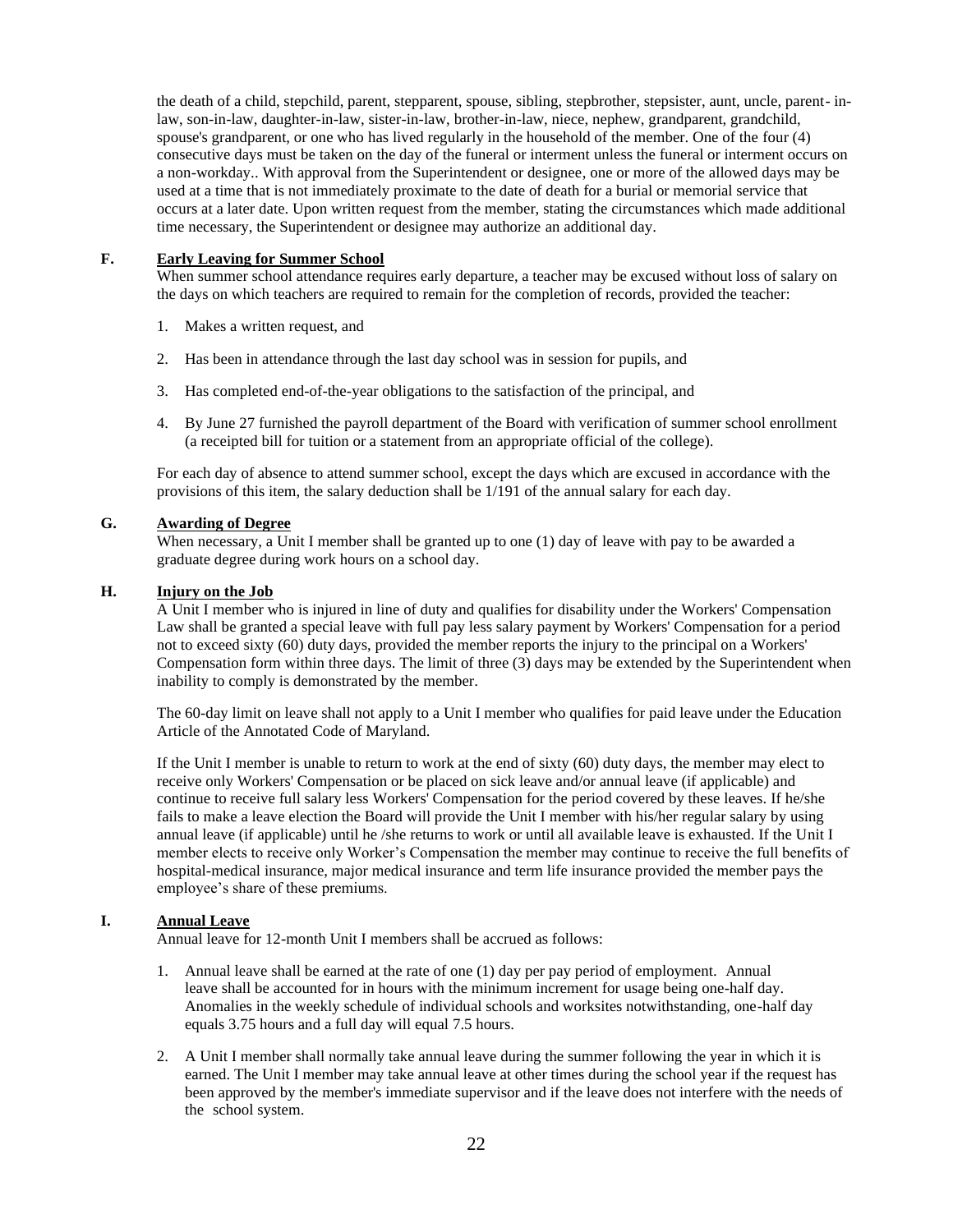the death of a child, stepchild, parent, stepparent, spouse, sibling, stepbrother, stepsister, aunt, uncle, parent- in-law, son-in-law, daughter-in-law, sister-in-law, brother-in-law, niece, nephew, grandparent, grandchild, spouse's grandparent, or one who has lived regularly in the household of the member. One of the four (4) consecutive days must be taken on the day of the funeral or interment unless the funeral or interment occurs on a non-workday.. With approval from the Superintendent or designee, one or more of the allowed days may be used at a time that is not immediately proximate to the date of death for a burial or memorial service that occurs at a later date. Upon written request from the member, stating the circumstances which made additional time necessary, the Superintendent or designee may authorize an additional day.

**F. Early Leaving for Summer School**

When summer school attendance requires early departure, a teacher may be excused without loss of salary on the days on which teachers are required to remain for the completion of records, provided the teacher:

1. Makes a written request, and
2. Has been in attendance through the last day school was in session for pupils, and
3. Has completed end-of-the-year obligations to the satisfaction of the principal, and
4. By June 27 furnished the payroll department of the Board with verification of summer school enrollment (a receipted bill for tuition or a statement from an appropriate official of the college).

For each day of absence to attend summer school, except the days which are excused in accordance with the provisions of this item, the salary deduction shall be 1/191 of the annual salary for each day.

**G. Awarding of Degree**

When necessary, a Unit I member shall be granted up to one (1) day of leave with pay to be awarded a graduate degree during work hours on a school day.

**H. Injury on the Job**

A Unit I member who is injured in line of duty and qualifies for disability under the Workers' Compensation Law shall be granted a special leave with full pay less salary payment by Workers' Compensation for a period not to exceed sixty (60) duty days, provided the member reports the injury to the principal on a Workers' Compensation form within three days. The limit of three (3) days may be extended by the Superintendent when inability to comply is demonstrated by the member.

The 60-day limit on leave shall not apply to a Unit I member who qualifies for paid leave under the Education Article of the Annotated Code of Maryland.

If the Unit I member is unable to return to work at the end of sixty (60) duty days, the member may elect to receive only Workers' Compensation or be placed on sick leave and/or annual leave (if applicable) and continue to receive full salary less Workers' Compensation for the period covered by these leaves. If he/she fails to make a leave election the Board will provide the Unit I member with his/her regular salary by using annual leave (if applicable) until he /she returns to work or until all available leave is exhausted. If the Unit I member elects to receive only Worker's Compensation the member may continue to receive the full benefits of hospital-medical insurance, major medical insurance and term life insurance provided the member pays the employee's share of these premiums.

**I. Annual Leave**

Annual leave for 12-month Unit I members shall be accrued as follows:

1. Annual leave shall be earned at the rate of one (1) day per pay period of employment. Annual leave shall be accounted for in hours with the minimum increment for usage being one-half day. Anomalies in the weekly schedule of individual schools and worksites notwithstanding, one-half day equals 3.75 hours and a full day will equal 7.5 hours.
2. A Unit I member shall normally take annual leave during the summer following the year in which it is earned. The Unit I member may take annual leave at other times during the school year if the request has been approved by the member's immediate supervisor and if the leave does not interfere with the needs of the school system.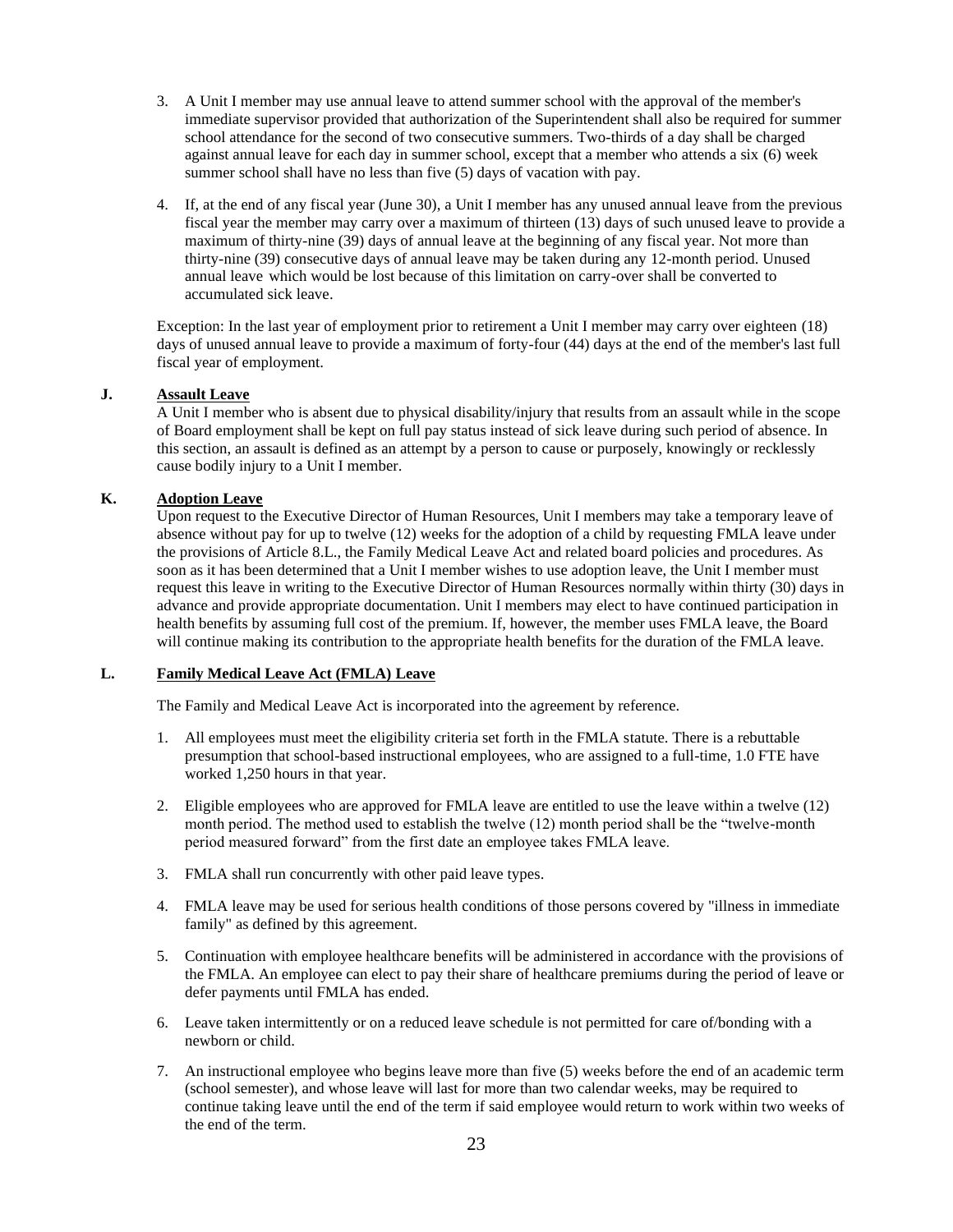3. A Unit I member may use annual leave to attend summer school with the approval of the member's immediate supervisor provided that authorization of the Superintendent shall also be required for summer school attendance for the second of two consecutive summers. Two-thirds of a day shall be charged against annual leave for each day in summer school, except that a member who attends a six (6) week summer school shall have no less than five (5) days of vacation with pay.

4. If, at the end of any fiscal year (June 30), a Unit I member has any unused annual leave from the previous fiscal year the member may carry over a maximum of thirteen (13) days of such unused leave to provide a maximum of thirty-nine (39) days of annual leave at the beginning of any fiscal year. Not more than thirty-nine (39) consecutive days of annual leave may be taken during any 12-month period. Unused annual leave which would be lost because of this limitation on carry-over shall be converted to accumulated sick leave.

Exception: In the last year of employment prior to retirement a Unit I member may carry over eighteen (18) days of unused annual leave to provide a maximum of forty-four (44) days at the end of the member's last full fiscal year of employment.

**J. Assault Leave**

A Unit I member who is absent due to physical disability/injury that results from an assault while in the scope of Board employment shall be kept on full pay status instead of sick leave during such period of absence. In this section, an assault is defined as an attempt by a person to cause or purposely, knowingly or recklessly cause bodily injury to a Unit I member.

**K. Adoption Leave**

Upon request to the Executive Director of Human Resources, Unit I members may take a temporary leave of absence without pay for up to twelve (12) weeks for the adoption of a child by requesting FMLA leave under the provisions of Article 8.L., the Family Medical Leave Act and related board policies and procedures. As soon as it has been determined that a Unit I member wishes to use adoption leave, the Unit I member must request this leave in writing to the Executive Director of Human Resources normally within thirty (30) days in advance and provide appropriate documentation. Unit I members may elect to have continued participation in health benefits by assuming full cost of the premium. If, however, the member uses FMLA leave, the Board will continue making its contribution to the appropriate health benefits for the duration of the FMLA leave.

**L. Family Medical Leave Act (FMLA) Leave**

The Family and Medical Leave Act is incorporated into the agreement by reference.

1. All employees must meet the eligibility criteria set forth in the FMLA statute. There is a rebuttable presumption that school-based instructional employees, who are assigned to a full-time, 1.0 FTE have worked 1,250 hours in that year.

2. Eligible employees who are approved for FMLA leave are entitled to use the leave within a twelve (12) month period. The method used to establish the twelve (12) month period shall be the "twelve-month period measured forward" from the first date an employee takes FMLA leave.

3. FMLA shall run concurrently with other paid leave types.

4. FMLA leave may be used for serious health conditions of those persons covered by "illness in immediate family" as defined by this agreement.

5. Continuation with employee healthcare benefits will be administered in accordance with the provisions of the FMLA. An employee can elect to pay their share of healthcare premiums during the period of leave or defer payments until FMLA has ended.

6. Leave taken intermittently or on a reduced leave schedule is not permitted for care of/bonding with a newborn or child.

7. An instructional employee who begins leave more than five (5) weeks before the end of an academic term (school semester), and whose leave will last for more than two calendar weeks, may be required to continue taking leave until the end of the term if said employee would return to work within two weeks of the end of the term.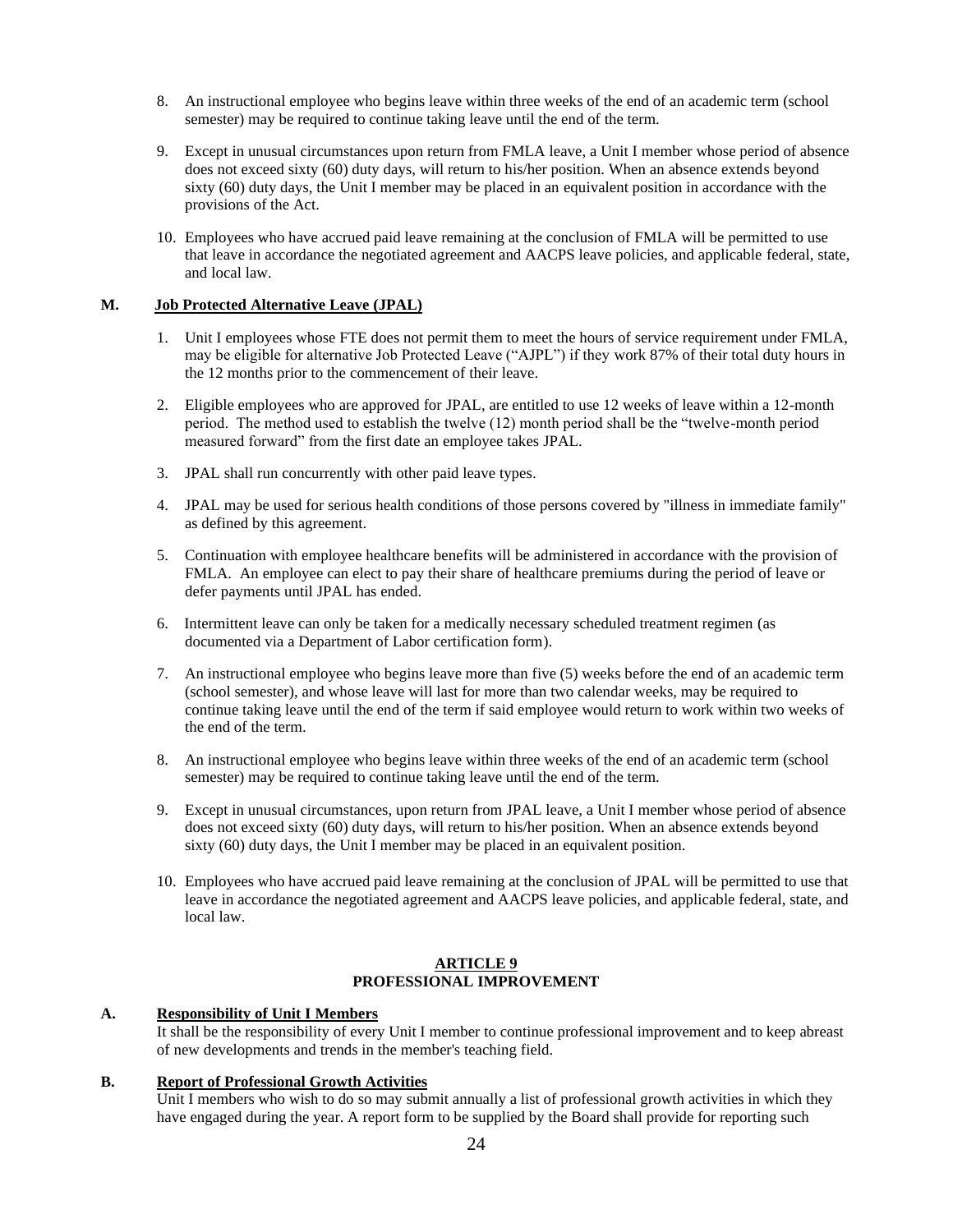8. An instructional employee who begins leave within three weeks of the end of an academic term (school semester) may be required to continue taking leave until the end of the term.

9. Except in unusual circumstances upon return from FMLA leave, a Unit I member whose period of absence does not exceed sixty (60) duty days, will return to his/her position. When an absence extends beyond sixty (60) duty days, the Unit I member may be placed in an equivalent position in accordance with the provisions of the Act.

10. Employees who have accrued paid leave remaining at the conclusion of FMLA will be permitted to use that leave in accordance the negotiated agreement and AACPS leave policies, and applicable federal, state, and local law.

**M. Job Protected Alternative Leave (JPAL)**

1. Unit I employees whose FTE does not permit them to meet the hours of service requirement under FMLA, may be eligible for alternative Job Protected Leave ("AJPL") if they work 87% of their total duty hours in the 12 months prior to the commencement of their leave.

2. Eligible employees who are approved for JPAL, are entitled to use 12 weeks of leave within a 12-month period. The method used to establish the twelve (12) month period shall be the "twelve-month period measured forward" from the first date an employee takes JPAL.

3. JPAL shall run concurrently with other paid leave types.

4. JPAL may be used for serious health conditions of those persons covered by "illness in immediate family" as defined by this agreement.

5. Continuation with employee healthcare benefits will be administered in accordance with the provision of FMLA. An employee can elect to pay their share of healthcare premiums during the period of leave or defer payments until JPAL has ended.

6. Intermittent leave can only be taken for a medically necessary scheduled treatment regimen (as documented via a Department of Labor certification form).

7. An instructional employee who begins leave more than five (5) weeks before the end of an academic term (school semester), and whose leave will last for more than two calendar weeks, may be required to continue taking leave until the end of the term if said employee would return to work within two weeks of the end of the term.

8. An instructional employee who begins leave within three weeks of the end of an academic term (school semester) may be required to continue taking leave until the end of the term.

9. Except in unusual circumstances, upon return from JPAL leave, a Unit I member whose period of absence does not exceed sixty (60) duty days, will return to his/her position. When an absence extends beyond sixty (60) duty days, the Unit I member may be placed in an equivalent position.

10. Employees who have accrued paid leave remaining at the conclusion of JPAL will be permitted to use that leave in accordance the negotiated agreement and AACPS leave policies, and applicable federal, state, and local law.

## ARTICLE 9
## PROFESSIONAL IMPROVEMENT

**A. Responsibility of Unit I Members**

It shall be the responsibility of every Unit I member to continue professional improvement and to keep abreast of new developments and trends in the member's teaching field.

**B. Report of Professional Growth Activities**

Unit I members who wish to do so may submit annually a list of professional growth activities in which they have engaged during the year. A report form to be supplied by the Board shall provide for reporting such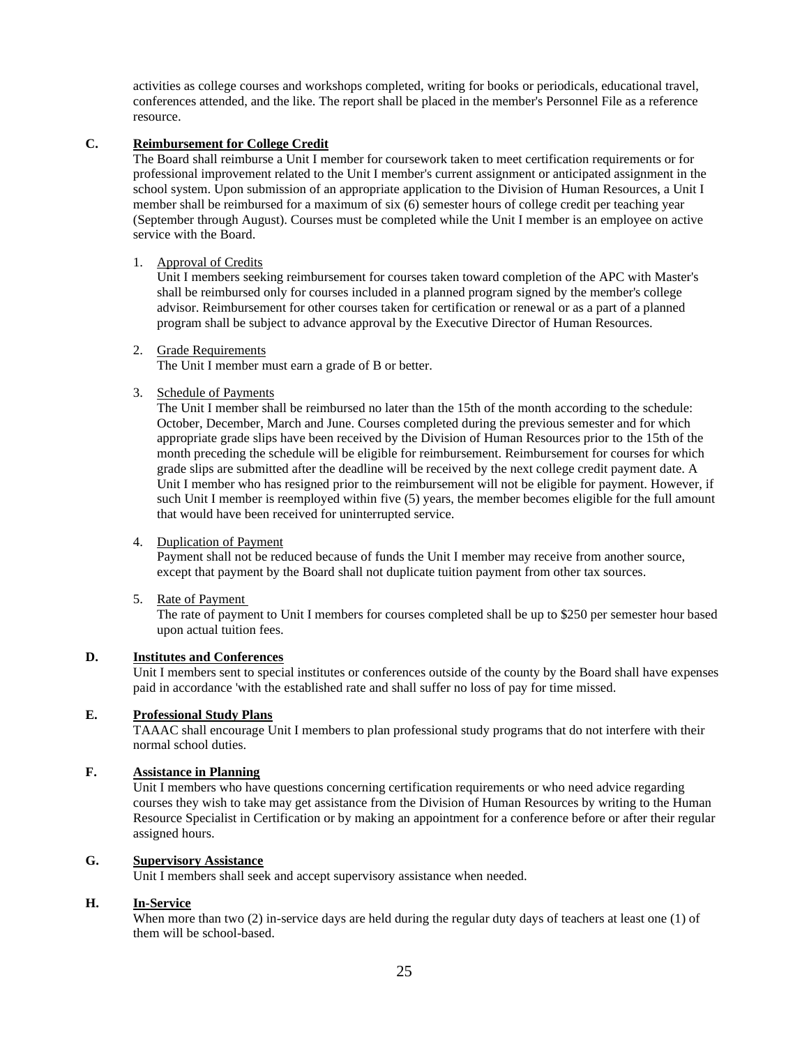activities as college courses and workshops completed, writing for books or periodicals, educational travel, conferences attended, and the like. The report shall be placed in the member's Personnel File as a reference resource.

**C. Reimbursement for College Credit**

The Board shall reimburse a Unit I member for coursework taken to meet certification requirements or for professional improvement related to the Unit I member's current assignment or anticipated assignment in the school system. Upon submission of an appropriate application to the Division of Human Resources, a Unit I member shall be reimbursed for a maximum of six (6) semester hours of college credit per teaching year (September through August). Courses must be completed while the Unit I member is an employee on active service with the Board.

1. Approval of Credits
   Unit I members seeking reimbursement for courses taken toward completion of the APC with Master's shall be reimbursed only for courses included in a planned program signed by the member's college advisor. Reimbursement for other courses taken for certification or renewal or as a part of a planned program shall be subject to advance approval by the Executive Director of Human Resources.

2. Grade Requirements
   The Unit I member must earn a grade of B or better.

3. Schedule of Payments
   The Unit I member shall be reimbursed no later than the 15th of the month according to the schedule: October, December, March and June. Courses completed during the previous semester and for which appropriate grade slips have been received by the Division of Human Resources prior to the 15th of the month preceding the schedule will be eligible for reimbursement. Reimbursement for courses for which grade slips are submitted after the deadline will be received by the next college credit payment date. A Unit I member who has resigned prior to the reimbursement will not be eligible for payment. However, if such Unit I member is reemployed within five (5) years, the member becomes eligible for the full amount that would have been received for uninterrupted service.

4. Duplication of Payment
   Payment shall not be reduced because of funds the Unit I member may receive from another source, except that payment by the Board shall not duplicate tuition payment from other tax sources.

5. Rate of Payment
   The rate of payment to Unit I members for courses completed shall be up to $250 per semester hour based upon actual tuition fees.

**D. Institutes and Conferences**

Unit I members sent to special institutes or conferences outside of the county by the Board shall have expenses paid in accordance 'with the established rate and shall suffer no loss of pay for time missed.

**E. Professional Study Plans**

TAAAC shall encourage Unit I members to plan professional study programs that do not interfere with their normal school duties.

**F. Assistance in Planning**

Unit I members who have questions concerning certification requirements or who need advice regarding courses they wish to take may get assistance from the Division of Human Resources by writing to the Human Resource Specialist in Certification or by making an appointment for a conference before or after their regular assigned hours.

**G. Supervisory Assistance**

Unit I members shall seek and accept supervisory assistance when needed.

**H. In-Service**

When more than two (2) in-service days are held during the regular duty days of teachers at least one (1) of them will be school-based.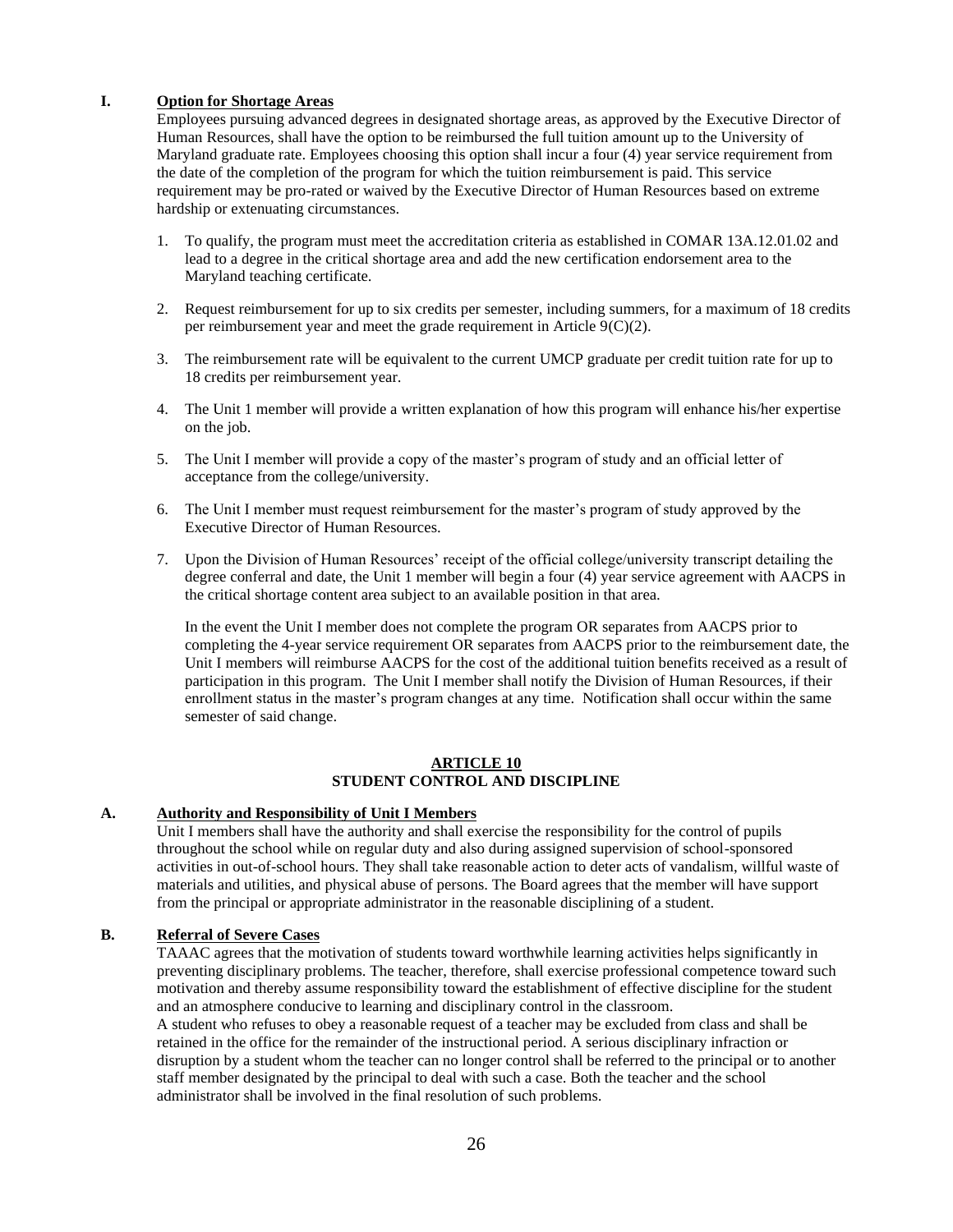**I. <u>Option for Shortage Areas</u>**

Employees pursuing advanced degrees in designated shortage areas, as approved by the Executive Director of Human Resources, shall have the option to be reimbursed the full tuition amount up to the University of Maryland graduate rate. Employees choosing this option shall incur a four (4) year service requirement from the date of the completion of the program for which the tuition reimbursement is paid. This service requirement may be pro-rated or waived by the Executive Director of Human Resources based on extreme hardship or extenuating circumstances.

1. To qualify, the program must meet the accreditation criteria as established in COMAR 13A.12.01.02 and lead to a degree in the critical shortage area and add the new certification endorsement area to the Maryland teaching certificate.

2. Request reimbursement for up to six credits per semester, including summers, for a maximum of 18 credits per reimbursement year and meet the grade requirement in Article 9(C)(2).

3. The reimbursement rate will be equivalent to the current UMCP graduate per credit tuition rate for up to 18 credits per reimbursement year.

4. The Unit 1 member will provide a written explanation of how this program will enhance his/her expertise on the job.

5. The Unit I member will provide a copy of the master's program of study and an official letter of acceptance from the college/university.

6. The Unit I member must request reimbursement for the master's program of study approved by the Executive Director of Human Resources.

7. Upon the Division of Human Resources' receipt of the official college/university transcript detailing the degree conferral and date, the Unit 1 member will begin a four (4) year service agreement with AACPS in the critical shortage content area subject to an available position in that area.

   In the event the Unit I member does not complete the program OR separates from AACPS prior to completing the 4-year service requirement OR separates from AACPS prior to the reimbursement date, the Unit I members will reimburse AACPS for the cost of the additional tuition benefits received as a result of participation in this program. The Unit I member shall notify the Division of Human Resources, if their enrollment status in the master's program changes at any time. Notification shall occur within the same semester of said change.

## ARTICLE 10
## STUDENT CONTROL AND DISCIPLINE

**A. <u>Authority and Responsibility of Unit I Members</u>**

Unit I members shall have the authority and shall exercise the responsibility for the control of pupils throughout the school while on regular duty and also during assigned supervision of school-sponsored activities in out-of-school hours. They shall take reasonable action to deter acts of vandalism, willful waste of materials and utilities, and physical abuse of persons. The Board agrees that the member will have support from the principal or appropriate administrator in the reasonable disciplining of a student.

**B. <u>Referral of Severe Cases</u>**

TAAAC agrees that the motivation of students toward worthwhile learning activities helps significantly in preventing disciplinary problems. The teacher, therefore, shall exercise professional competence toward such motivation and thereby assume responsibility toward the establishment of effective discipline for the student and an atmosphere conducive to learning and disciplinary control in the classroom.

A student who refuses to obey a reasonable request of a teacher may be excluded from class and shall be retained in the office for the remainder of the instructional period. A serious disciplinary infraction or disruption by a student whom the teacher can no longer control shall be referred to the principal or to another staff member designated by the principal to deal with such a case. Both the teacher and the school administrator shall be involved in the final resolution of such problems.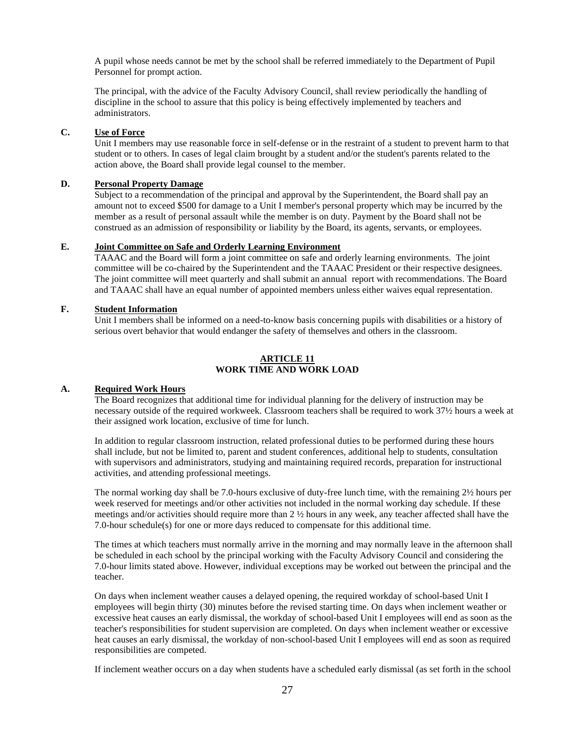A pupil whose needs cannot be met by the school shall be referred immediately to the Department of Pupil Personnel for prompt action.

The principal, with the advice of the Faculty Advisory Council, shall review periodically the handling of discipline in the school to assure that this policy is being effectively implemented by teachers and administrators.

**C. Use of Force**

Unit I members may use reasonable force in self-defense or in the restraint of a student to prevent harm to that student or to others. In cases of legal claim brought by a student and/or the student's parents related to the action above, the Board shall provide legal counsel to the member.

**D. Personal Property Damage**

Subject to a recommendation of the principal and approval by the Superintendent, the Board shall pay an amount not to exceed $500 for damage to a Unit I member's personal property which may be incurred by the member as a result of personal assault while the member is on duty. Payment by the Board shall not be construed as an admission of responsibility or liability by the Board, its agents, servants, or employees.

**E. Joint Committee on Safe and Orderly Learning Environment**

TAAAC and the Board will form a joint committee on safe and orderly learning environments. The joint committee will be co-chaired by the Superintendent and the TAAAC President or their respective designees. The joint committee will meet quarterly and shall submit an annual report with recommendations. The Board and TAAAC shall have an equal number of appointed members unless either waives equal representation.

**F. Student Information**

Unit I members shall be informed on a need-to-know basis concerning pupils with disabilities or a history of serious overt behavior that would endanger the safety of themselves and others in the classroom.

## ARTICLE 11
## WORK TIME AND WORK LOAD

**A. Required Work Hours**

The Board recognizes that additional time for individual planning for the delivery of instruction may be necessary outside of the required workweek. Classroom teachers shall be required to work 37½ hours a week at their assigned work location, exclusive of time for lunch.

In addition to regular classroom instruction, related professional duties to be performed during these hours shall include, but not be limited to, parent and student conferences, additional help to students, consultation with supervisors and administrators, studying and maintaining required records, preparation for instructional activities, and attending professional meetings.

The normal working day shall be 7.0-hours exclusive of duty-free lunch time, with the remaining 2½ hours per week reserved for meetings and/or other activities not included in the normal working day schedule. If these meetings and/or activities should require more than 2 ½ hours in any week, any teacher affected shall have the 7.0-hour schedule(s) for one or more days reduced to compensate for this additional time.

The times at which teachers must normally arrive in the morning and may normally leave in the afternoon shall be scheduled in each school by the principal working with the Faculty Advisory Council and considering the 7.0-hour limits stated above. However, individual exceptions may be worked out between the principal and the teacher.

On days when inclement weather causes a delayed opening, the required workday of school-based Unit I employees will begin thirty (30) minutes before the revised starting time. On days when inclement weather or excessive heat causes an early dismissal, the workday of school-based Unit I employees will end as soon as the teacher's responsibilities for student supervision are completed. On days when inclement weather or excessive heat causes an early dismissal, the workday of non-school-based Unit I employees will end as soon as required responsibilities are competed.

If inclement weather occurs on a day when students have a scheduled early dismissal (as set forth in the school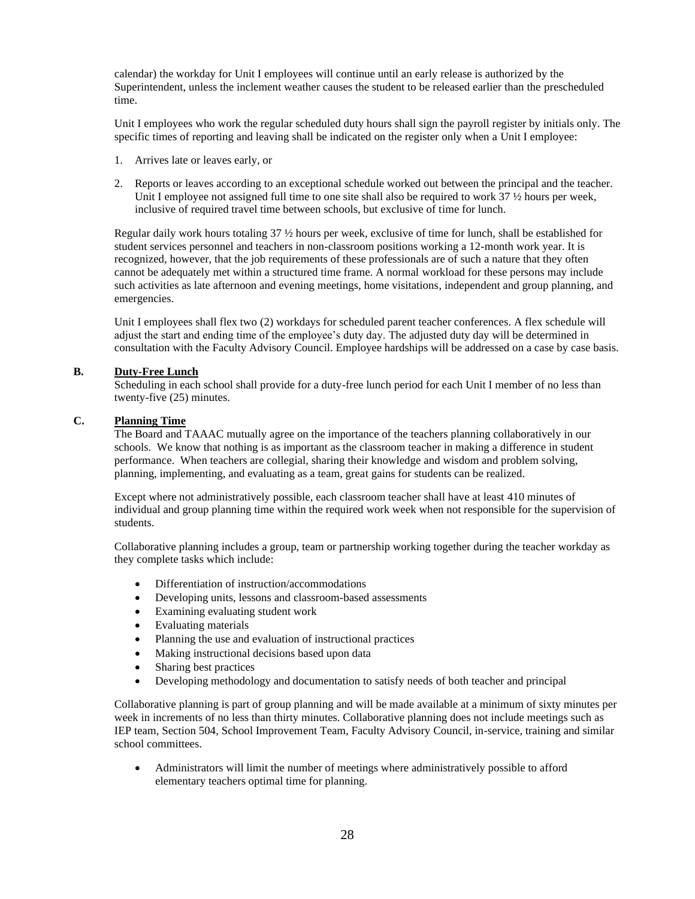calendar) the workday for Unit I employees will continue until an early release is authorized by the Superintendent, unless the inclement weather causes the student to be released earlier than the prescheduled time.

Unit I employees who work the regular scheduled duty hours shall sign the payroll register by initials only. The specific times of reporting and leaving shall be indicated on the register only when a Unit I employee:

1. Arrives late or leaves early, or
2. Reports or leaves according to an exceptional schedule worked out between the principal and the teacher. Unit I employee not assigned full time to one site shall also be required to work 37 ½ hours per week, inclusive of required travel time between schools, but exclusive of time for lunch.

Regular daily work hours totaling 37 ½ hours per week, exclusive of time for lunch, shall be established for student services personnel and teachers in non-classroom positions working a 12-month work year. It is recognized, however, that the job requirements of these professionals are of such a nature that they often cannot be adequately met within a structured time frame. A normal workload for these persons may include such activities as late afternoon and evening meetings, home visitations, independent and group planning, and emergencies.

Unit I employees shall flex two (2) workdays for scheduled parent teacher conferences. A flex schedule will adjust the start and ending time of the employee's duty day. The adjusted duty day will be determined in consultation with the Faculty Advisory Council. Employee hardships will be addressed on a case by case basis.

**B. Duty-Free Lunch**

Scheduling in each school shall provide for a duty-free lunch period for each Unit I member of no less than twenty-five (25) minutes.

**C. Planning Time**

The Board and TAAAC mutually agree on the importance of the teachers planning collaboratively in our schools. We know that nothing is as important as the classroom teacher in making a difference in student performance. When teachers are collegial, sharing their knowledge and wisdom and problem solving, planning, implementing, and evaluating as a team, great gains for students can be realized.

Except where not administratively possible, each classroom teacher shall have at least 410 minutes of individual and group planning time within the required work week when not responsible for the supervision of students.

Collaborative planning includes a group, team or partnership working together during the teacher workday as they complete tasks which include:

- Differentiation of instruction/accommodations
- Developing units, lessons and classroom-based assessments
- Examining evaluating student work
- Evaluating materials
- Planning the use and evaluation of instructional practices
- Making instructional decisions based upon data
- Sharing best practices
- Developing methodology and documentation to satisfy needs of both teacher and principal

Collaborative planning is part of group planning and will be made available at a minimum of sixty minutes per week in increments of no less than thirty minutes. Collaborative planning does not include meetings such as IEP team, Section 504, School Improvement Team, Faculty Advisory Council, in-service, training and similar school committees.

- Administrators will limit the number of meetings where administratively possible to afford elementary teachers optimal time for planning.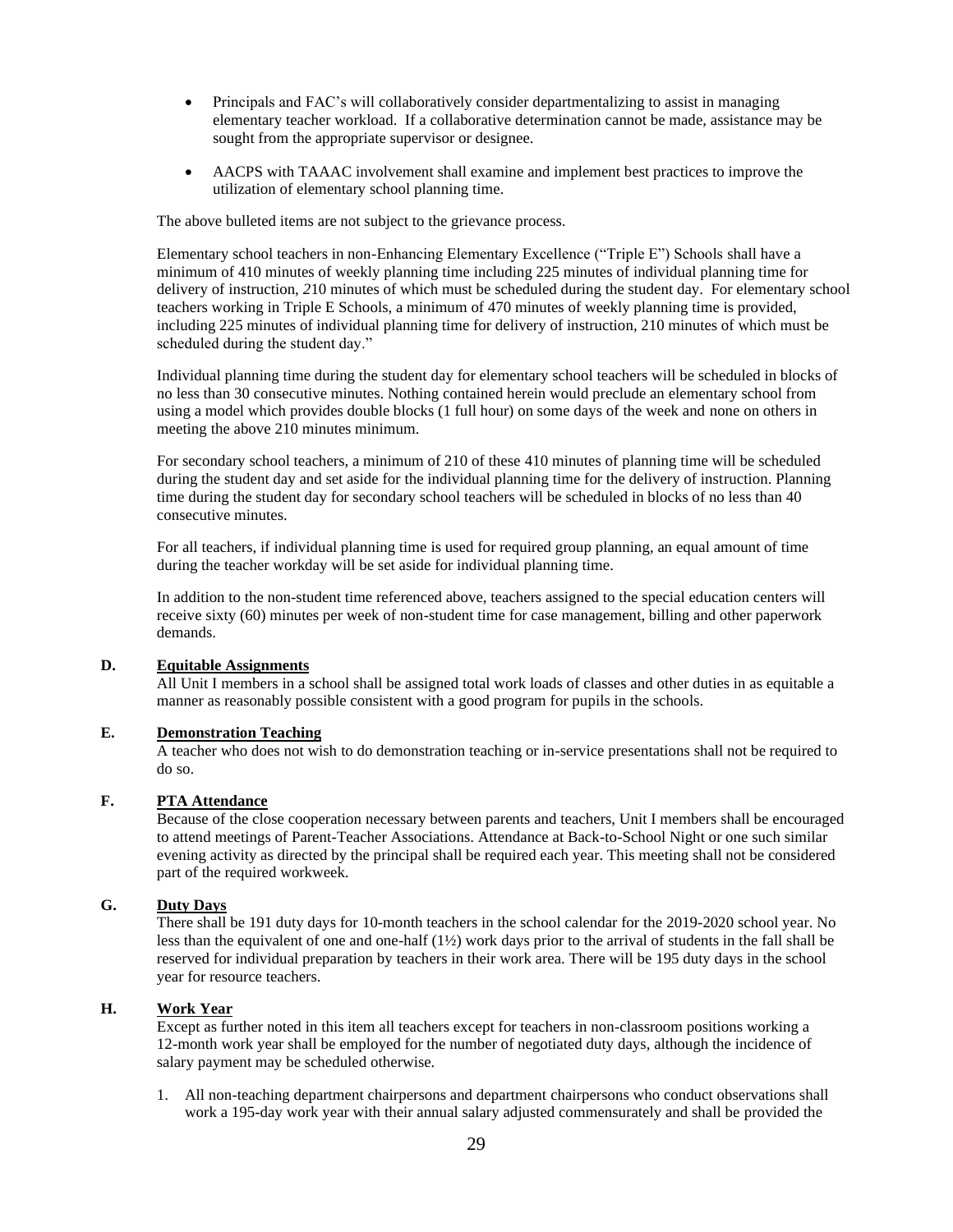- Principals and FAC's will collaboratively consider departmentalizing to assist in managing elementary teacher workload. If a collaborative determination cannot be made, assistance may be sought from the appropriate supervisor or designee.
- AACPS with TAAAC involvement shall examine and implement best practices to improve the utilization of elementary school planning time.

The above bulleted items are not subject to the grievance process.

Elementary school teachers in non-Enhancing Elementary Excellence ("Triple E") Schools shall have a minimum of 410 minutes of weekly planning time including 225 minutes of individual planning time for delivery of instruction, 210 minutes of which must be scheduled during the student day. For elementary school teachers working in Triple E Schools, a minimum of 470 minutes of weekly planning time is provided, including 225 minutes of individual planning time for delivery of instruction, 210 minutes of which must be scheduled during the student day."

Individual planning time during the student day for elementary school teachers will be scheduled in blocks of no less than 30 consecutive minutes. Nothing contained herein would preclude an elementary school from using a model which provides double blocks (1 full hour) on some days of the week and none on others in meeting the above 210 minutes minimum.

For secondary school teachers, a minimum of 210 of these 410 minutes of planning time will be scheduled during the student day and set aside for the individual planning time for the delivery of instruction. Planning time during the student day for secondary school teachers will be scheduled in blocks of no less than 40 consecutive minutes.

For all teachers, if individual planning time is used for required group planning, an equal amount of time during the teacher workday will be set aside for individual planning time.

In addition to the non-student time referenced above, teachers assigned to the special education centers will receive sixty (60) minutes per week of non-student time for case management, billing and other paperwork demands.

**D. Equitable Assignments**

All Unit I members in a school shall be assigned total work loads of classes and other duties in as equitable a manner as reasonably possible consistent with a good program for pupils in the schools.

**E. Demonstration Teaching**

A teacher who does not wish to do demonstration teaching or in-service presentations shall not be required to do so.

**F. PTA Attendance**

Because of the close cooperation necessary between parents and teachers, Unit I members shall be encouraged to attend meetings of Parent-Teacher Associations. Attendance at Back-to-School Night or one such similar evening activity as directed by the principal shall be required each year. This meeting shall not be considered part of the required workweek.

**G. Duty Days**

There shall be 191 duty days for 10-month teachers in the school calendar for the 2019-2020 school year. No less than the equivalent of one and one-half (1½) work days prior to the arrival of students in the fall shall be reserved for individual preparation by teachers in their work area. There will be 195 duty days in the school year for resource teachers.

**H. Work Year**

Except as further noted in this item all teachers except for teachers in non-classroom positions working a 12-month work year shall be employed for the number of negotiated duty days, although the incidence of salary payment may be scheduled otherwise.

1. All non-teaching department chairpersons and department chairpersons who conduct observations shall work a 195-day work year with their annual salary adjusted commensurately and shall be provided the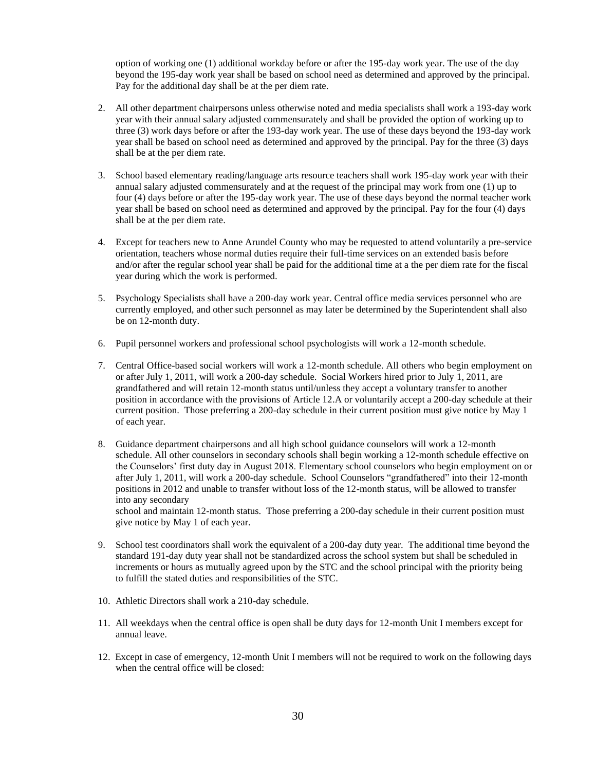option of working one (1) additional workday before or after the 195-day work year. The use of the day beyond the 195-day work year shall be based on school need as determined and approved by the principal. Pay for the additional day shall be at the per diem rate.

2. All other department chairpersons unless otherwise noted and media specialists shall work a 193-day work year with their annual salary adjusted commensurately and shall be provided the option of working up to three (3) work days before or after the 193-day work year. The use of these days beyond the 193-day work year shall be based on school need as determined and approved by the principal. Pay for the three (3) days shall be at the per diem rate.

3. School based elementary reading/language arts resource teachers shall work 195-day work year with their annual salary adjusted commensurately and at the request of the principal may work from one (1) up to four (4) days before or after the 195-day work year. The use of these days beyond the normal teacher work year shall be based on school need as determined and approved by the principal. Pay for the four (4) days shall be at the per diem rate.

4. Except for teachers new to Anne Arundel County who may be requested to attend voluntarily a pre-service orientation, teachers whose normal duties require their full-time services on an extended basis before and/or after the regular school year shall be paid for the additional time at a the per diem rate for the fiscal year during which the work is performed.

5. Psychology Specialists shall have a 200-day work year. Central office media services personnel who are currently employed, and other such personnel as may later be determined by the Superintendent shall also be on 12-month duty.

6. Pupil personnel workers and professional school psychologists will work a 12-month schedule.

7. Central Office-based social workers will work a 12-month schedule. All others who begin employment on or after July 1, 2011, will work a 200-day schedule. Social Workers hired prior to July 1, 2011, are grandfathered and will retain 12-month status until/unless they accept a voluntary transfer to another position in accordance with the provisions of Article 12.A or voluntarily accept a 200-day schedule at their current position. Those preferring a 200-day schedule in their current position must give notice by May 1 of each year.

8. Guidance department chairpersons and all high school guidance counselors will work a 12-month schedule. All other counselors in secondary schools shall begin working a 12-month schedule effective on the Counselors' first duty day in August 2018. Elementary school counselors who begin employment on or after July 1, 2011, will work a 200-day schedule. School Counselors "grandfathered" into their 12-month positions in 2012 and unable to transfer without loss of the 12-month status, will be allowed to transfer into any secondary school and maintain 12-month status. Those preferring a 200-day schedule in their current position must give notice by May 1 of each year.

9. School test coordinators shall work the equivalent of a 200-day duty year. The additional time beyond the standard 191-day duty year shall not be standardized across the school system but shall be scheduled in increments or hours as mutually agreed upon by the STC and the school principal with the priority being to fulfill the stated duties and responsibilities of the STC.

10. Athletic Directors shall work a 210-day schedule.

11. All weekdays when the central office is open shall be duty days for 12-month Unit I members except for annual leave.

12. Except in case of emergency, 12-month Unit I members will not be required to work on the following days when the central office will be closed: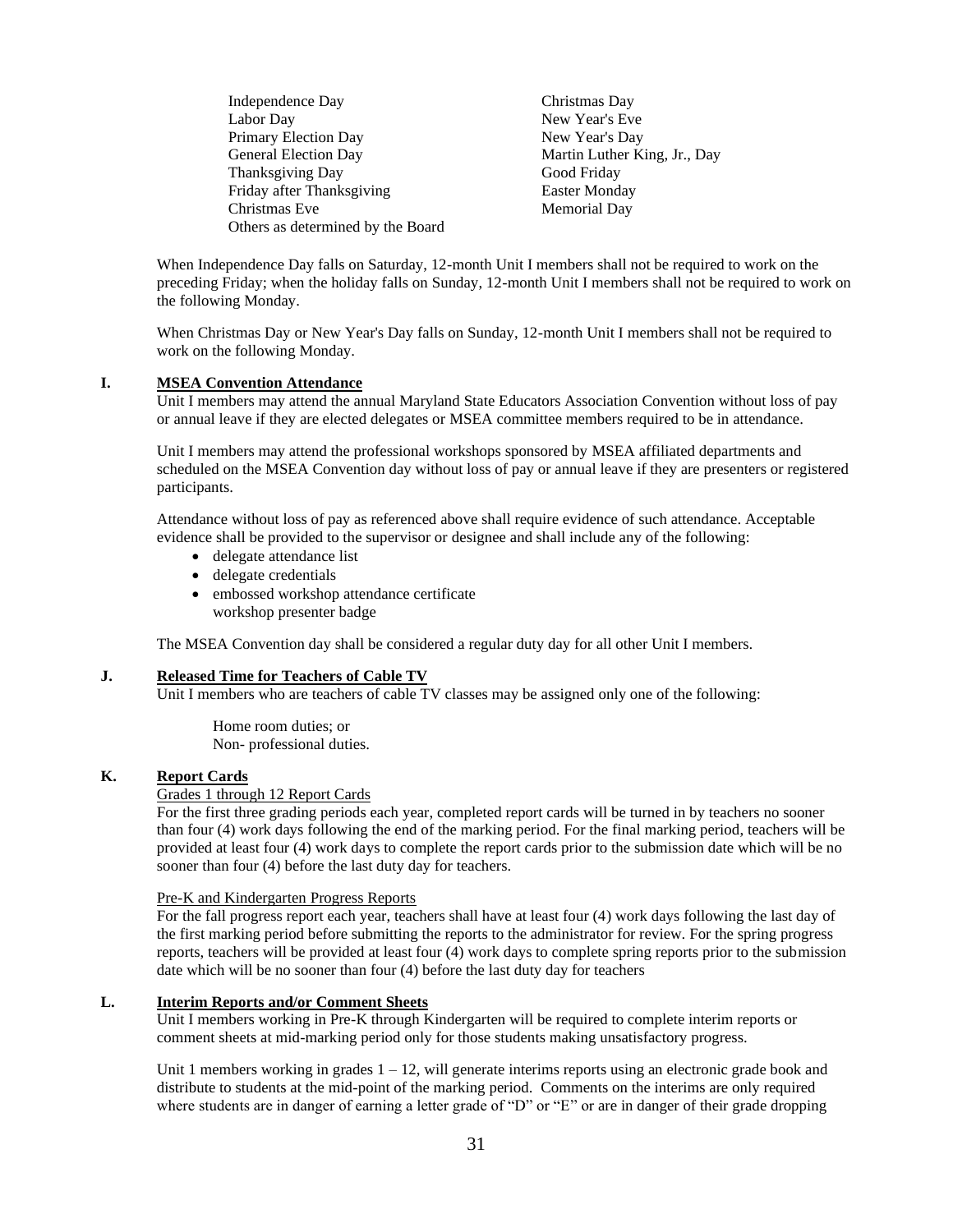| | |
|---|---|
| Independence Day | Christmas Day |
| Labor Day | New Year's Eve |
| Primary Election Day | New Year's Day |
| General Election Day | Martin Luther King, Jr., Day |
| Thanksgiving Day | Good Friday |
| Friday after Thanksgiving | Easter Monday |
| Christmas Eve | Memorial Day |
| Others as determined by the Board | |

When Independence Day falls on Saturday, 12-month Unit I members shall not be required to work on the preceding Friday; when the holiday falls on Sunday, 12-month Unit I members shall not be required to work on the following Monday.

When Christmas Day or New Year's Day falls on Sunday, 12-month Unit I members shall not be required to work on the following Monday.

**I. MSEA Convention Attendance**

Unit I members may attend the annual Maryland State Educators Association Convention without loss of pay or annual leave if they are elected delegates or MSEA committee members required to be in attendance.

Unit I members may attend the professional workshops sponsored by MSEA affiliated departments and scheduled on the MSEA Convention day without loss of pay or annual leave if they are presenters or registered participants.

Attendance without loss of pay as referenced above shall require evidence of such attendance. Acceptable evidence shall be provided to the supervisor or designee and shall include any of the following:

- delegate attendance list
- delegate credentials
- embossed workshop attendance certificate
  workshop presenter badge

The MSEA Convention day shall be considered a regular duty day for all other Unit I members.

**J. Released Time for Teachers of Cable TV**

Unit I members who are teachers of cable TV classes may be assigned only one of the following:

Home room duties; or
Non- professional duties.

**K. Report Cards**

Grades 1 through 12 Report Cards

For the first three grading periods each year, completed report cards will be turned in by teachers no sooner than four (4) work days following the end of the marking period. For the final marking period, teachers will be provided at least four (4) work days to complete the report cards prior to the submission date which will be no sooner than four (4) before the last duty day for teachers.

Pre-K and Kindergarten Progress Reports

For the fall progress report each year, teachers shall have at least four (4) work days following the last day of the first marking period before submitting the reports to the administrator for review. For the spring progress reports, teachers will be provided at least four (4) work days to complete spring reports prior to the submission date which will be no sooner than four (4) before the last duty day for teachers

**L. Interim Reports and/or Comment Sheets**

Unit I members working in Pre-K through Kindergarten will be required to complete interim reports or comment sheets at mid-marking period only for those students making unsatisfactory progress.

Unit 1 members working in grades 1 – 12, will generate interims reports using an electronic grade book and distribute to students at the mid-point of the marking period. Comments on the interims are only required where students are in danger of earning a letter grade of "D" or "E" or are in danger of their grade dropping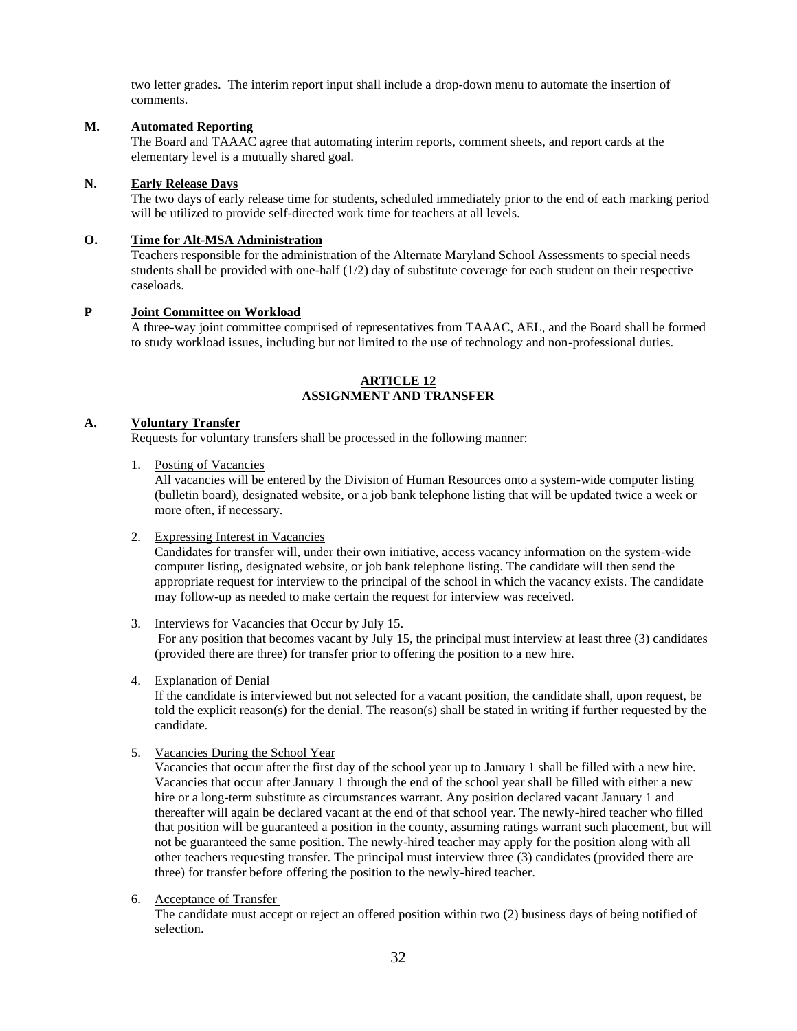two letter grades. The interim report input shall include a drop-down menu to automate the insertion of comments.

**M. Automated Reporting**

The Board and TAAAC agree that automating interim reports, comment sheets, and report cards at the elementary level is a mutually shared goal.

**N. Early Release Days**

The two days of early release time for students, scheduled immediately prior to the end of each marking period will be utilized to provide self-directed work time for teachers at all levels.

**O. Time for Alt-MSA Administration**

Teachers responsible for the administration of the Alternate Maryland School Assessments to special needs students shall be provided with one-half (1/2) day of substitute coverage for each student on their respective caseloads.

**P Joint Committee on Workload**

A three-way joint committee comprised of representatives from TAAAC, AEL, and the Board shall be formed to study workload issues, including but not limited to the use of technology and non-professional duties.

## ARTICLE 12
## ASSIGNMENT AND TRANSFER

**A. Voluntary Transfer**

Requests for voluntary transfers shall be processed in the following manner:

1. Posting of Vacancies
   All vacancies will be entered by the Division of Human Resources onto a system-wide computer listing (bulletin board), designated website, or a job bank telephone listing that will be updated twice a week or more often, if necessary.

2. Expressing Interest in Vacancies
   Candidates for transfer will, under their own initiative, access vacancy information on the system-wide computer listing, designated website, or job bank telephone listing. The candidate will then send the appropriate request for interview to the principal of the school in which the vacancy exists. The candidate may follow-up as needed to make certain the request for interview was received.

3. Interviews for Vacancies that Occur by July 15.
   For any position that becomes vacant by July 15, the principal must interview at least three (3) candidates (provided there are three) for transfer prior to offering the position to a new hire.

4. Explanation of Denial
   If the candidate is interviewed but not selected for a vacant position, the candidate shall, upon request, be told the explicit reason(s) for the denial. The reason(s) shall be stated in writing if further requested by the candidate.

5. Vacancies During the School Year
   Vacancies that occur after the first day of the school year up to January 1 shall be filled with a new hire. Vacancies that occur after January 1 through the end of the school year shall be filled with either a new hire or a long-term substitute as circumstances warrant. Any position declared vacant January 1 and thereafter will again be declared vacant at the end of that school year. The newly-hired teacher who filled that position will be guaranteed a position in the county, assuming ratings warrant such placement, but will not be guaranteed the same position. The newly-hired teacher may apply for the position along with all other teachers requesting transfer. The principal must interview three (3) candidates (provided there are three) for transfer before offering the position to the newly-hired teacher.

6. Acceptance of Transfer
   The candidate must accept or reject an offered position within two (2) business days of being notified of selection.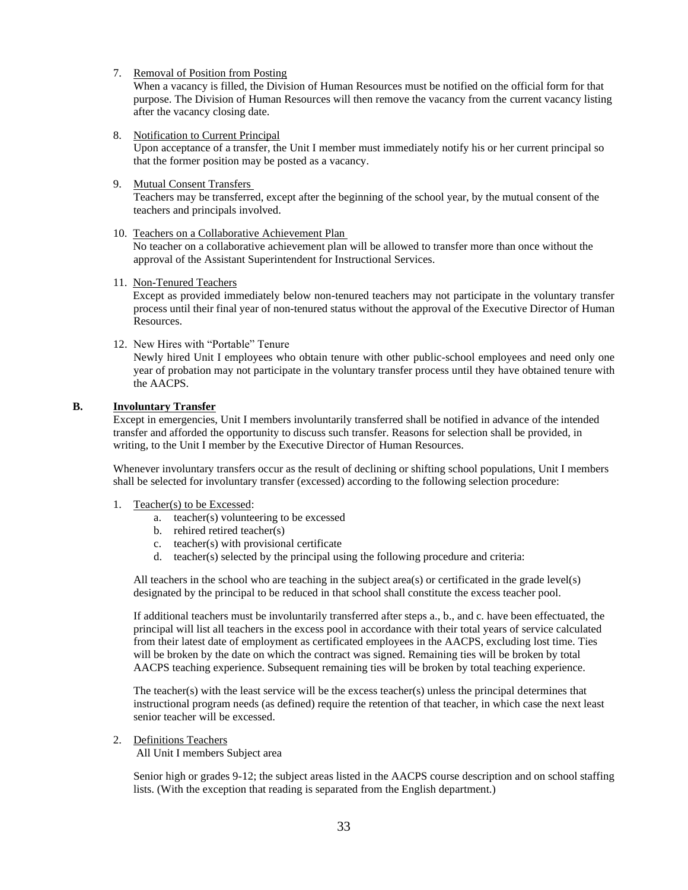7. <u>Removal of Position from Posting</u>
   When a vacancy is filled, the Division of Human Resources must be notified on the official form for that purpose. The Division of Human Resources will then remove the vacancy from the current vacancy listing after the vacancy closing date.

8. <u>Notification to Current Principal</u>
   Upon acceptance of a transfer, the Unit I member must immediately notify his or her current principal so that the former position may be posted as a vacancy.

9. <u>Mutual Consent Transfers</u>
   Teachers may be transferred, except after the beginning of the school year, by the mutual consent of the teachers and principals involved.

10. <u>Teachers on a Collaborative Achievement Plan</u>
    No teacher on a collaborative achievement plan will be allowed to transfer more than once without the approval of the Assistant Superintendent for Instructional Services.

11. <u>Non-Tenured Teachers</u>
    Except as provided immediately below non-tenured teachers may not participate in the voluntary transfer process until their final year of non-tenured status without the approval of the Executive Director of Human Resources.

12. New Hires with "Portable" Tenure
    Newly hired Unit I employees who obtain tenure with other public-school employees and need only one year of probation may not participate in the voluntary transfer process until they have obtained tenure with the AACPS.

**B. <u>Involuntary Transfer</u>**

Except in emergencies, Unit I members involuntarily transferred shall be notified in advance of the intended transfer and afforded the opportunity to discuss such transfer. Reasons for selection shall be provided, in writing, to the Unit I member by the Executive Director of Human Resources.

Whenever involuntary transfers occur as the result of declining or shifting school populations, Unit I members shall be selected for involuntary transfer (excessed) according to the following selection procedure:

1. <u>Teacher(s) to be Excessed</u>:
   a. teacher(s) volunteering to be excessed
   b. rehired retired teacher(s)
   c. teacher(s) with provisional certificate
   d. teacher(s) selected by the principal using the following procedure and criteria:

   All teachers in the school who are teaching in the subject area(s) or certificated in the grade level(s) designated by the principal to be reduced in that school shall constitute the excess teacher pool.

   If additional teachers must be involuntarily transferred after steps a., b., and c. have been effectuated, the principal will list all teachers in the excess pool in accordance with their total years of service calculated from their latest date of employment as certificated employees in the AACPS, excluding lost time. Ties will be broken by the date on which the contract was signed. Remaining ties will be broken by total AACPS teaching experience. Subsequent remaining ties will be broken by total teaching experience.

   The teacher(s) with the least service will be the excess teacher(s) unless the principal determines that instructional program needs (as defined) require the retention of that teacher, in which case the next least senior teacher will be excessed.

2. <u>Definitions Teachers</u>
   All Unit I members Subject area

   Senior high or grades 9-12; the subject areas listed in the AACPS course description and on school staffing lists. (With the exception that reading is separated from the English department.)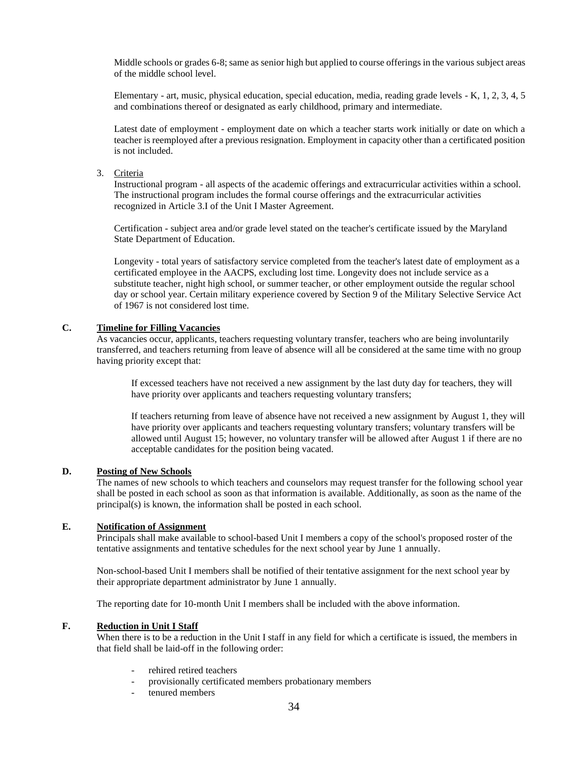Middle schools or grades 6-8; same as senior high but applied to course offerings in the various subject areas of the middle school level.

Elementary - art, music, physical education, special education, media, reading grade levels - K, 1, 2, 3, 4, 5 and combinations thereof or designated as early childhood, primary and intermediate.

Latest date of employment - employment date on which a teacher starts work initially or date on which a teacher is reemployed after a previous resignation. Employment in capacity other than a certificated position is not included.

3. Criteria

Instructional program - all aspects of the academic offerings and extracurricular activities within a school. The instructional program includes the formal course offerings and the extracurricular activities recognized in Article 3.I of the Unit I Master Agreement.

Certification - subject area and/or grade level stated on the teacher's certificate issued by the Maryland State Department of Education.

Longevity - total years of satisfactory service completed from the teacher's latest date of employment as a certificated employee in the AACPS, excluding lost time. Longevity does not include service as a substitute teacher, night high school, or summer teacher, or other employment outside the regular school day or school year. Certain military experience covered by Section 9 of the Military Selective Service Act of 1967 is not considered lost time.

**C. Timeline for Filling Vacancies**

As vacancies occur, applicants, teachers requesting voluntary transfer, teachers who are being involuntarily transferred, and teachers returning from leave of absence will all be considered at the same time with no group having priority except that:

If excessed teachers have not received a new assignment by the last duty day for teachers, they will have priority over applicants and teachers requesting voluntary transfers;

If teachers returning from leave of absence have not received a new assignment by August 1, they will have priority over applicants and teachers requesting voluntary transfers; voluntary transfers will be allowed until August 15; however, no voluntary transfer will be allowed after August 1 if there are no acceptable candidates for the position being vacated.

**D. Posting of New Schools**

The names of new schools to which teachers and counselors may request transfer for the following school year shall be posted in each school as soon as that information is available. Additionally, as soon as the name of the principal(s) is known, the information shall be posted in each school.

**E. Notification of Assignment**

Principals shall make available to school-based Unit I members a copy of the school's proposed roster of the tentative assignments and tentative schedules for the next school year by June 1 annually.

Non-school-based Unit I members shall be notified of their tentative assignment for the next school year by their appropriate department administrator by June 1 annually.

The reporting date for 10-month Unit I members shall be included with the above information.

**F. Reduction in Unit I Staff**

When there is to be a reduction in the Unit I staff in any field for which a certificate is issued, the members in that field shall be laid-off in the following order:

- rehired retired teachers
- provisionally certificated members probationary members
- tenured members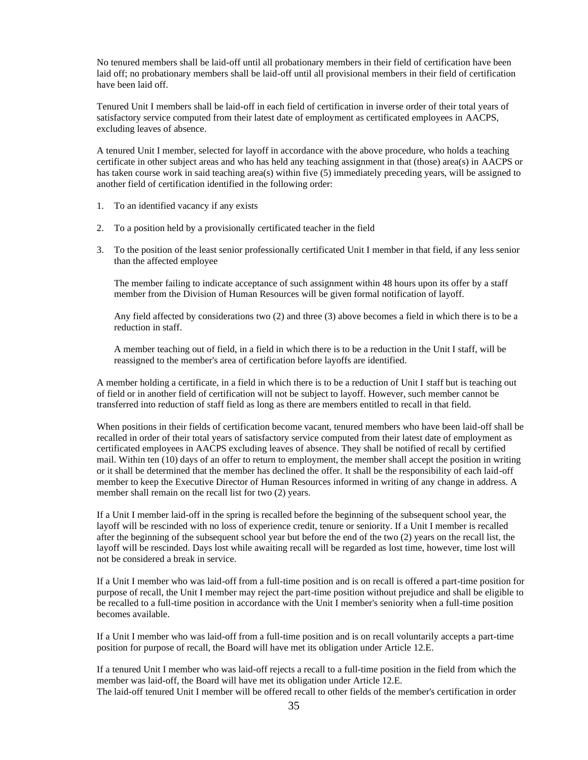No tenured members shall be laid-off until all probationary members in their field of certification have been laid off; no probationary members shall be laid-off until all provisional members in their field of certification have been laid off.

Tenured Unit I members shall be laid-off in each field of certification in inverse order of their total years of satisfactory service computed from their latest date of employment as certificated employees in AACPS, excluding leaves of absence.

A tenured Unit I member, selected for layoff in accordance with the above procedure, who holds a teaching certificate in other subject areas and who has held any teaching assignment in that (those) area(s) in AACPS or has taken course work in said teaching area(s) within five (5) immediately preceding years, will be assigned to another field of certification identified in the following order:

1. To an identified vacancy if any exists

2. To a position held by a provisionally certificated teacher in the field

3. To the position of the least senior professionally certificated Unit I member in that field, if any less senior than the affected employee

   The member failing to indicate acceptance of such assignment within 48 hours upon its offer by a staff member from the Division of Human Resources will be given formal notification of layoff.

   Any field affected by considerations two (2) and three (3) above becomes a field in which there is to be a reduction in staff.

   A member teaching out of field, in a field in which there is to be a reduction in the Unit I staff, will be reassigned to the member's area of certification before layoffs are identified.

A member holding a certificate, in a field in which there is to be a reduction of Unit I staff but is teaching out of field or in another field of certification will not be subject to layoff. However, such member cannot be transferred into reduction of staff field as long as there are members entitled to recall in that field.

When positions in their fields of certification become vacant, tenured members who have been laid-off shall be recalled in order of their total years of satisfactory service computed from their latest date of employment as certificated employees in AACPS excluding leaves of absence. They shall be notified of recall by certified mail. Within ten (10) days of an offer to return to employment, the member shall accept the position in writing or it shall be determined that the member has declined the offer. It shall be the responsibility of each laid-off member to keep the Executive Director of Human Resources informed in writing of any change in address. A member shall remain on the recall list for two (2) years.

If a Unit I member laid-off in the spring is recalled before the beginning of the subsequent school year, the layoff will be rescinded with no loss of experience credit, tenure or seniority. If a Unit I member is recalled after the beginning of the subsequent school year but before the end of the two (2) years on the recall list, the layoff will be rescinded. Days lost while awaiting recall will be regarded as lost time, however, time lost will not be considered a break in service.

If a Unit I member who was laid-off from a full-time position and is on recall is offered a part-time position for purpose of recall, the Unit I member may reject the part-time position without prejudice and shall be eligible to be recalled to a full-time position in accordance with the Unit I member's seniority when a full-time position becomes available.

If a Unit I member who was laid-off from a full-time position and is on recall voluntarily accepts a part-time position for purpose of recall, the Board will have met its obligation under Article 12.E.

If a tenured Unit I member who was laid-off rejects a recall to a full-time position in the field from which the member was laid-off, the Board will have met its obligation under Article 12.E.
The laid-off tenured Unit I member will be offered recall to other fields of the member's certification in order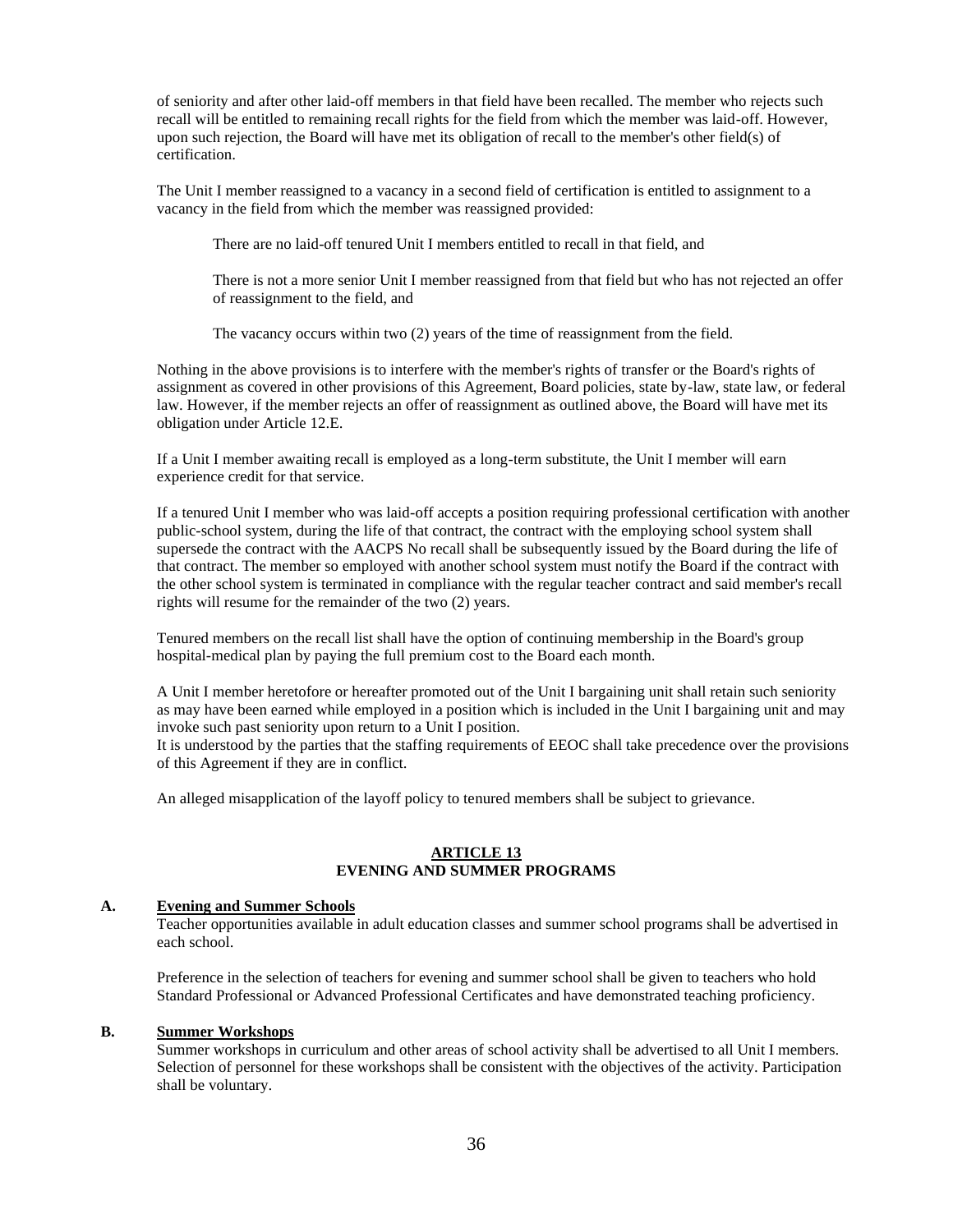of seniority and after other laid-off members in that field have been recalled. The member who rejects such recall will be entitled to remaining recall rights for the field from which the member was laid-off. However, upon such rejection, the Board will have met its obligation of recall to the member's other field(s) of certification.

The Unit I member reassigned to a vacancy in a second field of certification is entitled to assignment to a vacancy in the field from which the member was reassigned provided:

> There are no laid-off tenured Unit I members entitled to recall in that field, and
>
> There is not a more senior Unit I member reassigned from that field but who has not rejected an offer of reassignment to the field, and
>
> The vacancy occurs within two (2) years of the time of reassignment from the field.

Nothing in the above provisions is to interfere with the member's rights of transfer or the Board's rights of assignment as covered in other provisions of this Agreement, Board policies, state by-law, state law, or federal law. However, if the member rejects an offer of reassignment as outlined above, the Board will have met its obligation under Article 12.E.

If a Unit I member awaiting recall is employed as a long-term substitute, the Unit I member will earn experience credit for that service.

If a tenured Unit I member who was laid-off accepts a position requiring professional certification with another public-school system, during the life of that contract, the contract with the employing school system shall supersede the contract with the AACPS No recall shall be subsequently issued by the Board during the life of that contract. The member so employed with another school system must notify the Board if the contract with the other school system is terminated in compliance with the regular teacher contract and said member's recall rights will resume for the remainder of the two (2) years.

Tenured members on the recall list shall have the option of continuing membership in the Board's group hospital-medical plan by paying the full premium cost to the Board each month.

A Unit I member heretofore or hereafter promoted out of the Unit I bargaining unit shall retain such seniority as may have been earned while employed in a position which is included in the Unit I bargaining unit and may invoke such past seniority upon return to a Unit I position.
It is understood by the parties that the staffing requirements of EEOC shall take precedence over the provisions of this Agreement if they are in conflict.

An alleged misapplication of the layoff policy to tenured members shall be subject to grievance.

## ARTICLE 13
## EVENING AND SUMMER PROGRAMS

### A. Evening and Summer Schools

Teacher opportunities available in adult education classes and summer school programs shall be advertised in each school.

Preference in the selection of teachers for evening and summer school shall be given to teachers who hold Standard Professional or Advanced Professional Certificates and have demonstrated teaching proficiency.

### B. Summer Workshops

Summer workshops in curriculum and other areas of school activity shall be advertised to all Unit I members. Selection of personnel for these workshops shall be consistent with the objectives of the activity. Participation shall be voluntary.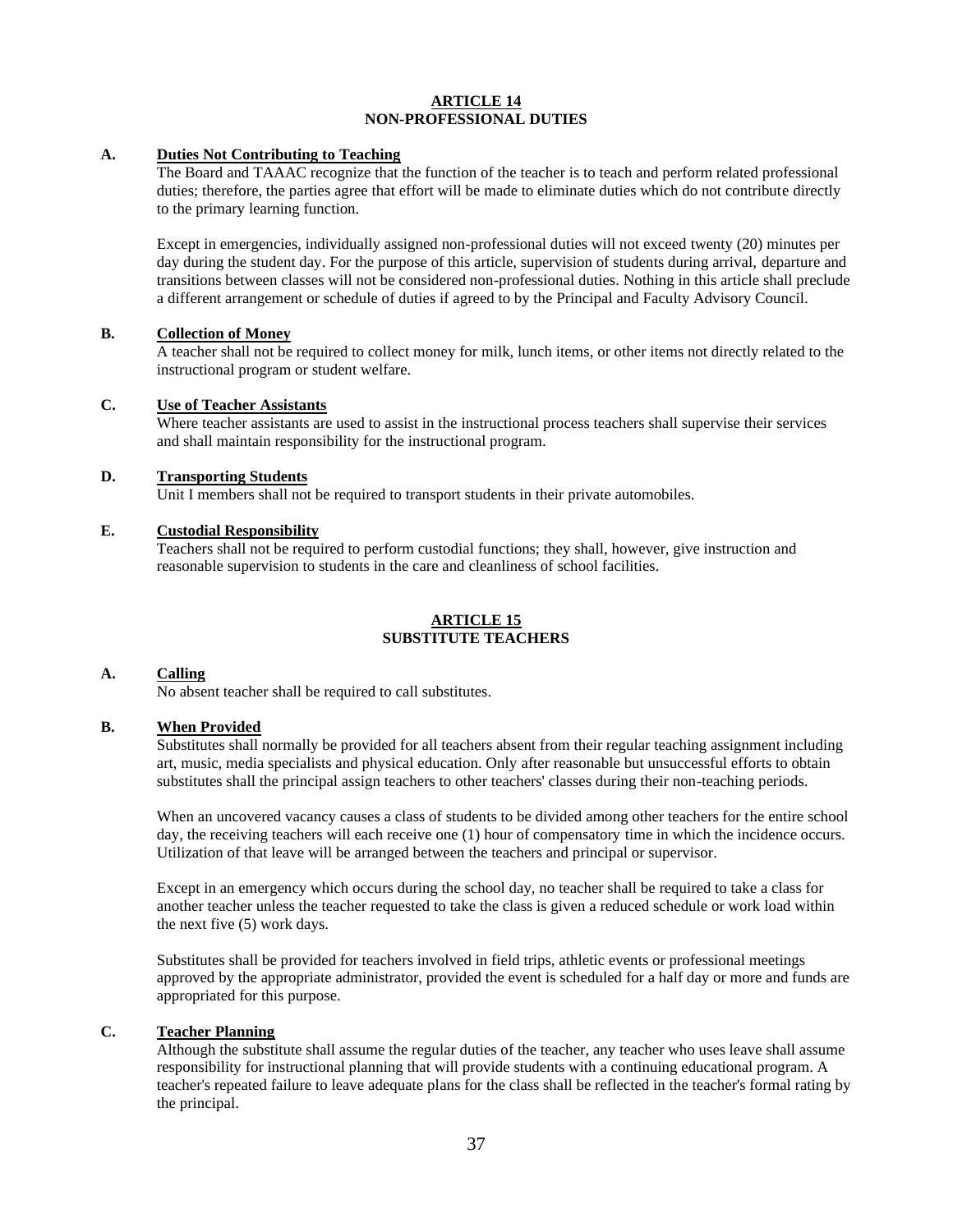## ARTICLE 14
## NON-PROFESSIONAL DUTIES

**A. Duties Not Contributing to Teaching**

The Board and TAAAC recognize that the function of the teacher is to teach and perform related professional duties; therefore, the parties agree that effort will be made to eliminate duties which do not contribute directly to the primary learning function.

Except in emergencies, individually assigned non-professional duties will not exceed twenty (20) minutes per day during the student day. For the purpose of this article, supervision of students during arrival, departure and transitions between classes will not be considered non-professional duties. Nothing in this article shall preclude a different arrangement or schedule of duties if agreed to by the Principal and Faculty Advisory Council.

**B. Collection of Money**

A teacher shall not be required to collect money for milk, lunch items, or other items not directly related to the instructional program or student welfare.

**C. Use of Teacher Assistants**

Where teacher assistants are used to assist in the instructional process teachers shall supervise their services and shall maintain responsibility for the instructional program.

**D. Transporting Students**

Unit I members shall not be required to transport students in their private automobiles.

**E. Custodial Responsibility**

Teachers shall not be required to perform custodial functions; they shall, however, give instruction and reasonable supervision to students in the care and cleanliness of school facilities.

## ARTICLE 15
## SUBSTITUTE TEACHERS

**A. Calling**

No absent teacher shall be required to call substitutes.

**B. When Provided**

Substitutes shall normally be provided for all teachers absent from their regular teaching assignment including art, music, media specialists and physical education. Only after reasonable but unsuccessful efforts to obtain substitutes shall the principal assign teachers to other teachers' classes during their non-teaching periods.

When an uncovered vacancy causes a class of students to be divided among other teachers for the entire school day, the receiving teachers will each receive one (1) hour of compensatory time in which the incidence occurs. Utilization of that leave will be arranged between the teachers and principal or supervisor.

Except in an emergency which occurs during the school day, no teacher shall be required to take a class for another teacher unless the teacher requested to take the class is given a reduced schedule or work load within the next five (5) work days.

Substitutes shall be provided for teachers involved in field trips, athletic events or professional meetings approved by the appropriate administrator, provided the event is scheduled for a half day or more and funds are appropriated for this purpose.

**C. Teacher Planning**

Although the substitute shall assume the regular duties of the teacher, any teacher who uses leave shall assume responsibility for instructional planning that will provide students with a continuing educational program. A teacher's repeated failure to leave adequate plans for the class shall be reflected in the teacher's formal rating by the principal.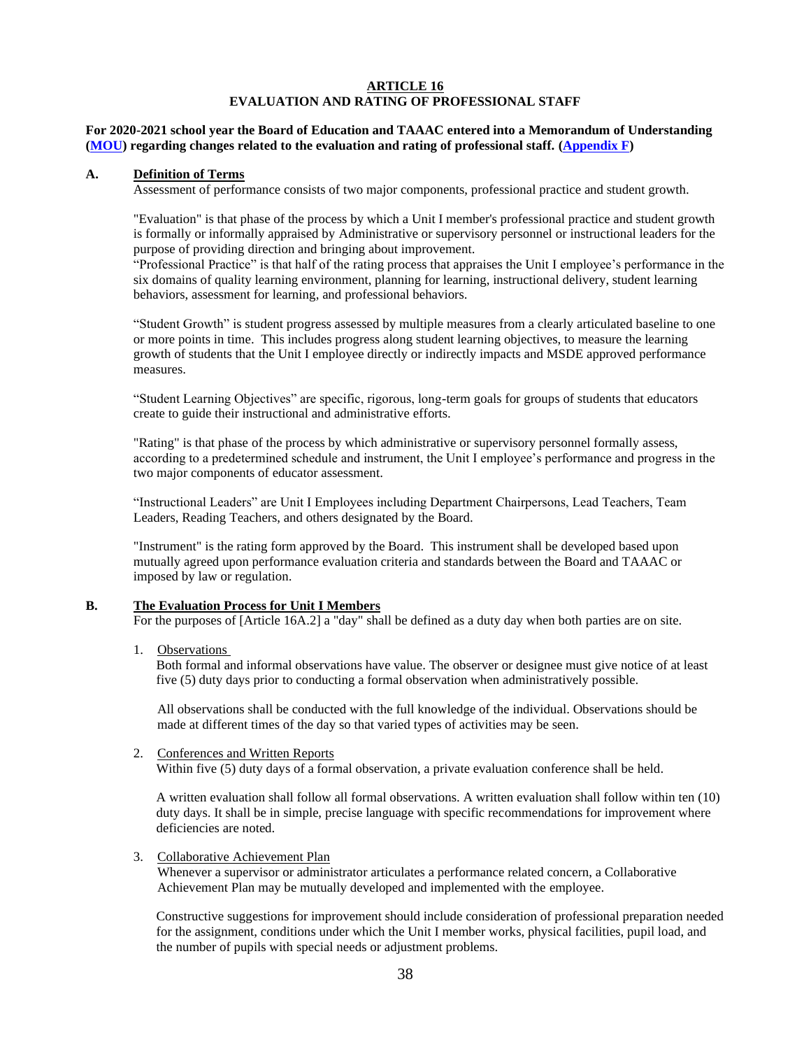## ARTICLE 16
## EVALUATION AND RATING OF PROFESSIONAL STAFF

**For 2020-2021 school year the Board of Education and TAAAC entered into a Memorandum of Understanding (MOU) regarding changes related to the evaluation and rating of professional staff. (Appendix F)**

### A. Definition of Terms

Assessment of performance consists of two major components, professional practice and student growth.

"Evaluation" is that phase of the process by which a Unit I member's professional practice and student growth is formally or informally appraised by Administrative or supervisory personnel or instructional leaders for the purpose of providing direction and bringing about improvement.

"Professional Practice" is that half of the rating process that appraises the Unit I employee's performance in the six domains of quality learning environment, planning for learning, instructional delivery, student learning behaviors, assessment for learning, and professional behaviors.

"Student Growth" is student progress assessed by multiple measures from a clearly articulated baseline to one or more points in time. This includes progress along student learning objectives, to measure the learning growth of students that the Unit I employee directly or indirectly impacts and MSDE approved performance measures.

"Student Learning Objectives" are specific, rigorous, long-term goals for groups of students that educators create to guide their instructional and administrative efforts.

"Rating" is that phase of the process by which administrative or supervisory personnel formally assess, according to a predetermined schedule and instrument, the Unit I employee's performance and progress in the two major components of educator assessment.

"Instructional Leaders" are Unit I Employees including Department Chairpersons, Lead Teachers, Team Leaders, Reading Teachers, and others designated by the Board.

"Instrument" is the rating form approved by the Board. This instrument shall be developed based upon mutually agreed upon performance evaluation criteria and standards between the Board and TAAAC or imposed by law or regulation.

### B. The Evaluation Process for Unit I Members

For the purposes of [Article 16A.2] a "day" shall be defined as a duty day when both parties are on site.

1. Observations

   Both formal and informal observations have value. The observer or designee must give notice of at least five (5) duty days prior to conducting a formal observation when administratively possible.

   All observations shall be conducted with the full knowledge of the individual. Observations should be made at different times of the day so that varied types of activities may be seen.

2. Conferences and Written Reports

   Within five (5) duty days of a formal observation, a private evaluation conference shall be held.

   A written evaluation shall follow all formal observations. A written evaluation shall follow within ten (10) duty days. It shall be in simple, precise language with specific recommendations for improvement where deficiencies are noted.

3. Collaborative Achievement Plan

   Whenever a supervisor or administrator articulates a performance related concern, a Collaborative Achievement Plan may be mutually developed and implemented with the employee.

   Constructive suggestions for improvement should include consideration of professional preparation needed for the assignment, conditions under which the Unit I member works, physical facilities, pupil load, and the number of pupils with special needs or adjustment problems.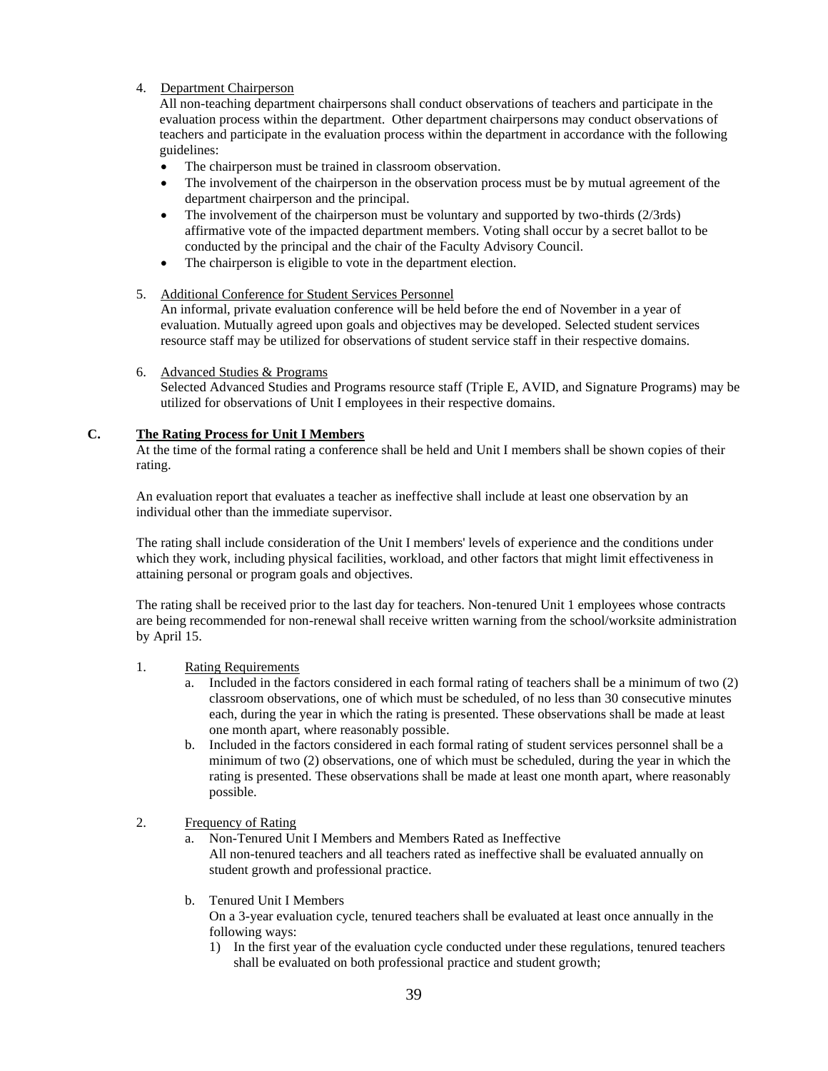4. Department Chairperson

All non-teaching department chairpersons shall conduct observations of teachers and participate in the evaluation process within the department. Other department chairpersons may conduct observations of teachers and participate in the evaluation process within the department in accordance with the following guidelines:

- The chairperson must be trained in classroom observation.
- The involvement of the chairperson in the observation process must be by mutual agreement of the department chairperson and the principal.
- The involvement of the chairperson must be voluntary and supported by two-thirds (2/3rds) affirmative vote of the impacted department members. Voting shall occur by a secret ballot to be conducted by the principal and the chair of the Faculty Advisory Council.
- The chairperson is eligible to vote in the department election.

5. Additional Conference for Student Services Personnel

An informal, private evaluation conference will be held before the end of November in a year of evaluation. Mutually agreed upon goals and objectives may be developed. Selected student services resource staff may be utilized for observations of student service staff in their respective domains.

6. Advanced Studies & Programs

Selected Advanced Studies and Programs resource staff (Triple E, AVID, and Signature Programs) may be utilized for observations of Unit I employees in their respective domains.

## C. The Rating Process for Unit I Members

At the time of the formal rating a conference shall be held and Unit I members shall be shown copies of their rating.

An evaluation report that evaluates a teacher as ineffective shall include at least one observation by an individual other than the immediate supervisor.

The rating shall include consideration of the Unit I members' levels of experience and the conditions under which they work, including physical facilities, workload, and other factors that might limit effectiveness in attaining personal or program goals and objectives.

The rating shall be received prior to the last day for teachers. Non-tenured Unit 1 employees whose contracts are being recommended for non-renewal shall receive written warning from the school/worksite administration by April 15.

1. Rating Requirements
   a. Included in the factors considered in each formal rating of teachers shall be a minimum of two (2) classroom observations, one of which must be scheduled, of no less than 30 consecutive minutes each, during the year in which the rating is presented. These observations shall be made at least one month apart, where reasonably possible.
   b. Included in the factors considered in each formal rating of student services personnel shall be a minimum of two (2) observations, one of which must be scheduled, during the year in which the rating is presented. These observations shall be made at least one month apart, where reasonably possible.

2. Frequency of Rating
   a. Non-Tenured Unit I Members and Members Rated as Ineffective

      All non-tenured teachers and all teachers rated as ineffective shall be evaluated annually on student growth and professional practice.

   b. Tenured Unit I Members

      On a 3-year evaluation cycle, tenured teachers shall be evaluated at least once annually in the following ways:
      1) In the first year of the evaluation cycle conducted under these regulations, tenured teachers shall be evaluated on both professional practice and student growth;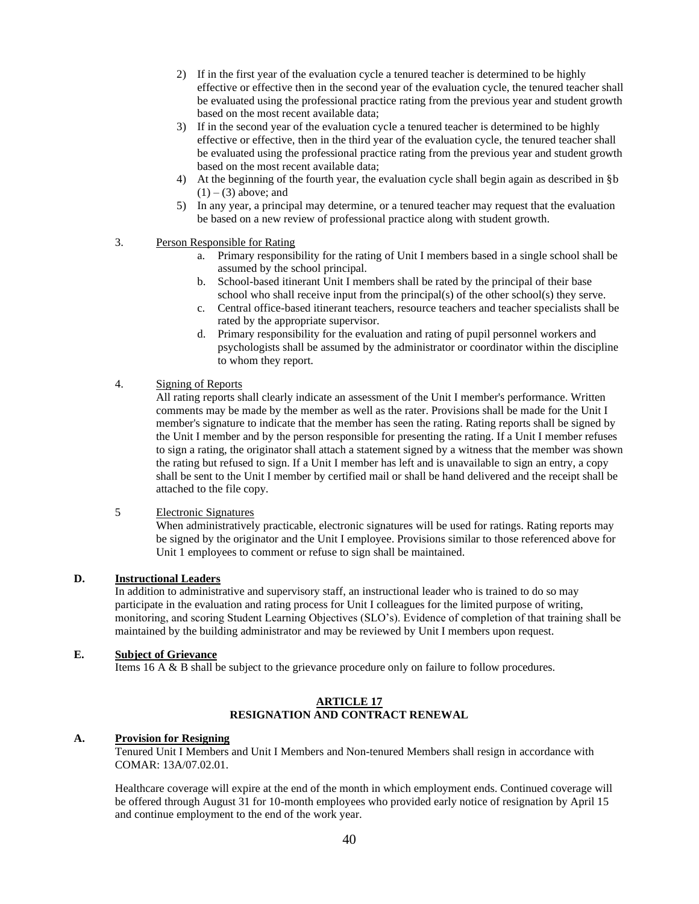2) If in the first year of the evaluation cycle a tenured teacher is determined to be highly effective or effective then in the second year of the evaluation cycle, the tenured teacher shall be evaluated using the professional practice rating from the previous year and student growth based on the most recent available data;
3) If in the second year of the evaluation cycle a tenured teacher is determined to be highly effective or effective, then in the third year of the evaluation cycle, the tenured teacher shall be evaluated using the professional practice rating from the previous year and student growth based on the most recent available data;
4) At the beginning of the fourth year, the evaluation cycle shall begin again as described in §b (1) – (3) above; and
5) In any year, a principal may determine, or a tenured teacher may request that the evaluation be based on a new review of professional practice along with student growth.

3. Person Responsible for Rating

a. Primary responsibility for the rating of Unit I members based in a single school shall be assumed by the school principal.
b. School-based itinerant Unit I members shall be rated by the principal of their base school who shall receive input from the principal(s) of the other school(s) they serve.
c. Central office-based itinerant teachers, resource teachers and teacher specialists shall be rated by the appropriate supervisor.
d. Primary responsibility for the evaluation and rating of pupil personnel workers and psychologists shall be assumed by the administrator or coordinator within the discipline to whom they report.

4. Signing of Reports

All rating reports shall clearly indicate an assessment of the Unit I member's performance. Written comments may be made by the member as well as the rater. Provisions shall be made for the Unit I member's signature to indicate that the member has seen the rating. Rating reports shall be signed by the Unit I member and by the person responsible for presenting the rating. If a Unit I member refuses to sign a rating, the originator shall attach a statement signed by a witness that the member was shown the rating but refused to sign. If a Unit I member has left and is unavailable to sign an entry, a copy shall be sent to the Unit I member by certified mail or shall be hand delivered and the receipt shall be attached to the file copy.

5 Electronic Signatures

When administratively practicable, electronic signatures will be used for ratings. Rating reports may be signed by the originator and the Unit I employee. Provisions similar to those referenced above for Unit 1 employees to comment or refuse to sign shall be maintained.

**D. Instructional Leaders**

In addition to administrative and supervisory staff, an instructional leader who is trained to do so may participate in the evaluation and rating process for Unit I colleagues for the limited purpose of writing, monitoring, and scoring Student Learning Objectives (SLO's). Evidence of completion of that training shall be maintained by the building administrator and may be reviewed by Unit I members upon request.

**E. Subject of Grievance**

Items 16 A & B shall be subject to the grievance procedure only on failure to follow procedures.

## ARTICLE 17
## RESIGNATION AND CONTRACT RENEWAL

**A. Provision for Resigning**

Tenured Unit I Members and Unit I Members and Non-tenured Members shall resign in accordance with COMAR: 13A/07.02.01.

Healthcare coverage will expire at the end of the month in which employment ends. Continued coverage will be offered through August 31 for 10-month employees who provided early notice of resignation by April 15 and continue employment to the end of the work year.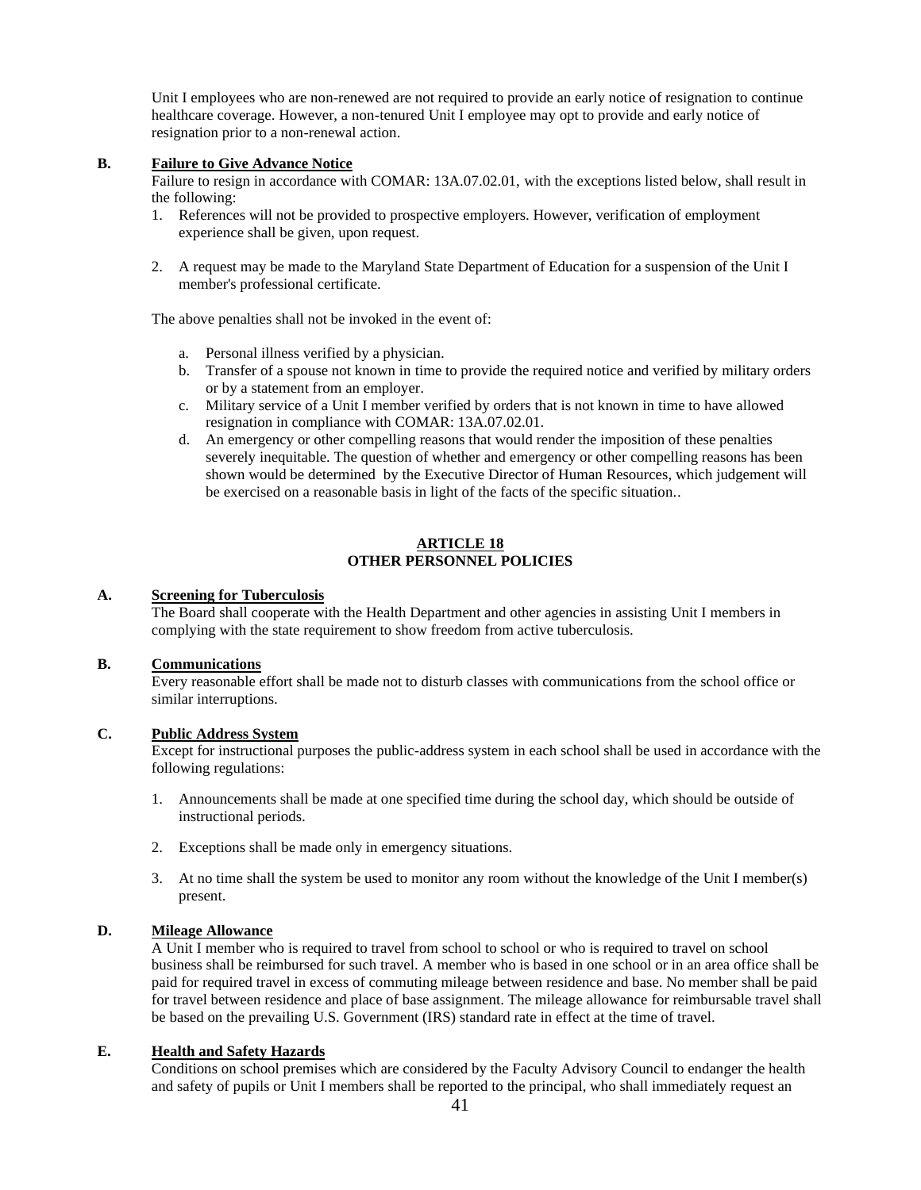Unit I employees who are non-renewed are not required to provide an early notice of resignation to continue healthcare coverage. However, a non-tenured Unit I employee may opt to provide and early notice of resignation prior to a non-renewal action.

**B. Failure to Give Advance Notice**

Failure to resign in accordance with COMAR: 13A.07.02.01, with the exceptions listed below, shall result in the following:

1. References will not be provided to prospective employers. However, verification of employment experience shall be given, upon request.

2. A request may be made to the Maryland State Department of Education for a suspension of the Unit I member's professional certificate.

The above penalties shall not be invoked in the event of:

a. Personal illness verified by a physician.
b. Transfer of a spouse not known in time to provide the required notice and verified by military orders or by a statement from an employer.
c. Military service of a Unit I member verified by orders that is not known in time to have allowed resignation in compliance with COMAR: 13A.07.02.01.
d. An emergency or other compelling reasons that would render the imposition of these penalties severely inequitable. The question of whether and emergency or other compelling reasons has been shown would be determined by the Executive Director of Human Resources, which judgement will be exercised on a reasonable basis in light of the facts of the specific situation..

## ARTICLE 18
## OTHER PERSONNEL POLICIES

**A. Screening for Tuberculosis**

The Board shall cooperate with the Health Department and other agencies in assisting Unit I members in complying with the state requirement to show freedom from active tuberculosis.

**B. Communications**

Every reasonable effort shall be made not to disturb classes with communications from the school office or similar interruptions.

**C. Public Address System**

Except for instructional purposes the public-address system in each school shall be used in accordance with the following regulations:

1. Announcements shall be made at one specified time during the school day, which should be outside of instructional periods.

2. Exceptions shall be made only in emergency situations.

3. At no time shall the system be used to monitor any room without the knowledge of the Unit I member(s) present.

**D. Mileage Allowance**

A Unit I member who is required to travel from school to school or who is required to travel on school business shall be reimbursed for such travel. A member who is based in one school or in an area office shall be paid for required travel in excess of commuting mileage between residence and base. No member shall be paid for travel between residence and place of base assignment. The mileage allowance for reimbursable travel shall be based on the prevailing U.S. Government (IRS) standard rate in effect at the time of travel.

**E. Health and Safety Hazards**

Conditions on school premises which are considered by the Faculty Advisory Council to endanger the health and safety of pupils or Unit I members shall be reported to the principal, who shall immediately request an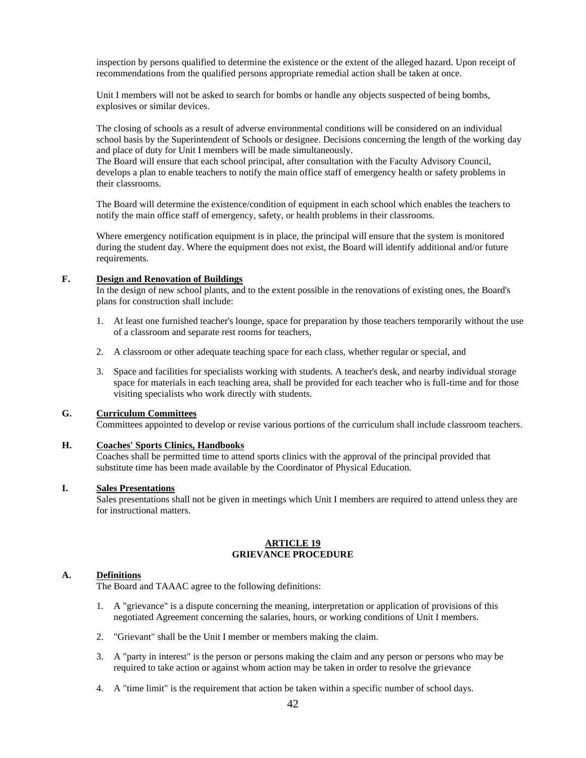inspection by persons qualified to determine the existence or the extent of the alleged hazard. Upon receipt of recommendations from the qualified persons appropriate remedial action shall be taken at once.

Unit I members will not be asked to search for bombs or handle any objects suspected of being bombs, explosives or similar devices.

The closing of schools as a result of adverse environmental conditions will be considered on an individual school basis by the Superintendent of Schools or designee. Decisions concerning the length of the working day and place of duty for Unit I members will be made simultaneously.
The Board will ensure that each school principal, after consultation with the Faculty Advisory Council, develops a plan to enable teachers to notify the main office staff of emergency health or safety problems in their classrooms.

The Board will determine the existence/condition of equipment in each school which enables the teachers to notify the main office staff of emergency, safety, or health problems in their classrooms.

Where emergency notification equipment is in place, the principal will ensure that the system is monitored during the student day. Where the equipment does not exist, the Board will identify additional and/or future requirements.

**F. Design and Renovation of Buildings**

In the design of new school plants, and to the extent possible in the renovations of existing ones, the Board's plans for construction shall include:

1. At least one furnished teacher's lounge, space for preparation by those teachers temporarily without the use of a classroom and separate rest rooms for teachers,
2. A classroom or other adequate teaching space for each class, whether regular or special, and
3. Space and facilities for specialists working with students. A teacher's desk, and nearby individual storage space for materials in each teaching area, shall be provided for each teacher who is full-time and for those visiting specialists who work directly with students.

**G. Curriculum Committees**

Committees appointed to develop or revise various portions of the curriculum shall include classroom teachers.

**H. Coaches' Sports Clinics, Handbooks**

Coaches shall be permitted time to attend sports clinics with the approval of the principal provided that substitute time has been made available by the Coordinator of Physical Education.

**I. Sales Presentations**

Sales presentations shall not be given in meetings which Unit I members are required to attend unless they are for instructional matters.

## ARTICLE 19
## GRIEVANCE PROCEDURE

**A. Definitions**

The Board and TAAAC agree to the following definitions:

1. A "grievance" is a dispute concerning the meaning, interpretation or application of provisions of this negotiated Agreement concerning the salaries, hours, or working conditions of Unit I members.
2. "Grievant" shall be the Unit I member or members making the claim.
3. A "party in interest" is the person or persons making the claim and any person or persons who may be required to take action or against whom action may be taken in order to resolve the grievance
4. A "time limit" is the requirement that action be taken within a specific number of school days.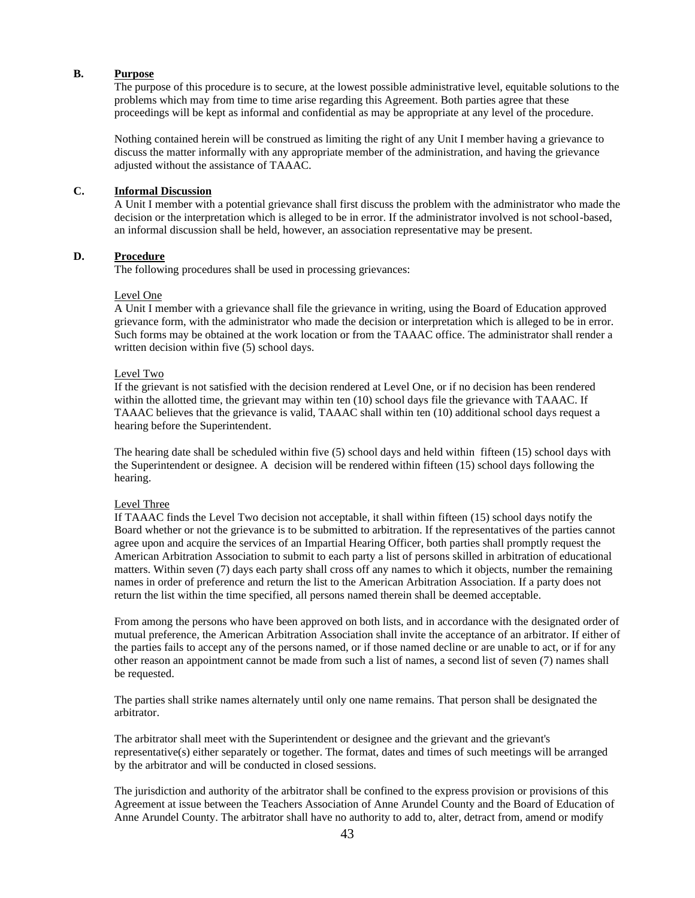### B. **Purpose**

The purpose of this procedure is to secure, at the lowest possible administrative level, equitable solutions to the problems which may from time to time arise regarding this Agreement. Both parties agree that these proceedings will be kept as informal and confidential as may be appropriate at any level of the procedure.

Nothing contained herein will be construed as limiting the right of any Unit I member having a grievance to discuss the matter informally with any appropriate member of the administration, and having the grievance adjusted without the assistance of TAAAC.

### C. **Informal Discussion**

A Unit I member with a potential grievance shall first discuss the problem with the administrator who made the decision or the interpretation which is alleged to be in error. If the administrator involved is not school-based, an informal discussion shall be held, however, an association representative may be present.

### D. **Procedure**

The following procedures shall be used in processing grievances:

Level One

A Unit I member with a grievance shall file the grievance in writing, using the Board of Education approved grievance form, with the administrator who made the decision or interpretation which is alleged to be in error. Such forms may be obtained at the work location or from the TAAAC office. The administrator shall render a written decision within five (5) school days.

Level Two

If the grievant is not satisfied with the decision rendered at Level One, or if no decision has been rendered within the allotted time, the grievant may within ten (10) school days file the grievance with TAAAC. If TAAAC believes that the grievance is valid, TAAAC shall within ten (10) additional school days request a hearing before the Superintendent.

The hearing date shall be scheduled within five (5) school days and held within fifteen (15) school days with the Superintendent or designee. A decision will be rendered within fifteen (15) school days following the hearing.

Level Three

If TAAAC finds the Level Two decision not acceptable, it shall within fifteen (15) school days notify the Board whether or not the grievance is to be submitted to arbitration. If the representatives of the parties cannot agree upon and acquire the services of an Impartial Hearing Officer, both parties shall promptly request the American Arbitration Association to submit to each party a list of persons skilled in arbitration of educational matters. Within seven (7) days each party shall cross off any names to which it objects, number the remaining names in order of preference and return the list to the American Arbitration Association. If a party does not return the list within the time specified, all persons named therein shall be deemed acceptable.

From among the persons who have been approved on both lists, and in accordance with the designated order of mutual preference, the American Arbitration Association shall invite the acceptance of an arbitrator. If either of the parties fails to accept any of the persons named, or if those named decline or are unable to act, or if for any other reason an appointment cannot be made from such a list of names, a second list of seven (7) names shall be requested.

The parties shall strike names alternately until only one name remains. That person shall be designated the arbitrator.

The arbitrator shall meet with the Superintendent or designee and the grievant and the grievant's representative(s) either separately or together. The format, dates and times of such meetings will be arranged by the arbitrator and will be conducted in closed sessions.

The jurisdiction and authority of the arbitrator shall be confined to the express provision or provisions of this Agreement at issue between the Teachers Association of Anne Arundel County and the Board of Education of Anne Arundel County. The arbitrator shall have no authority to add to, alter, detract from, amend or modify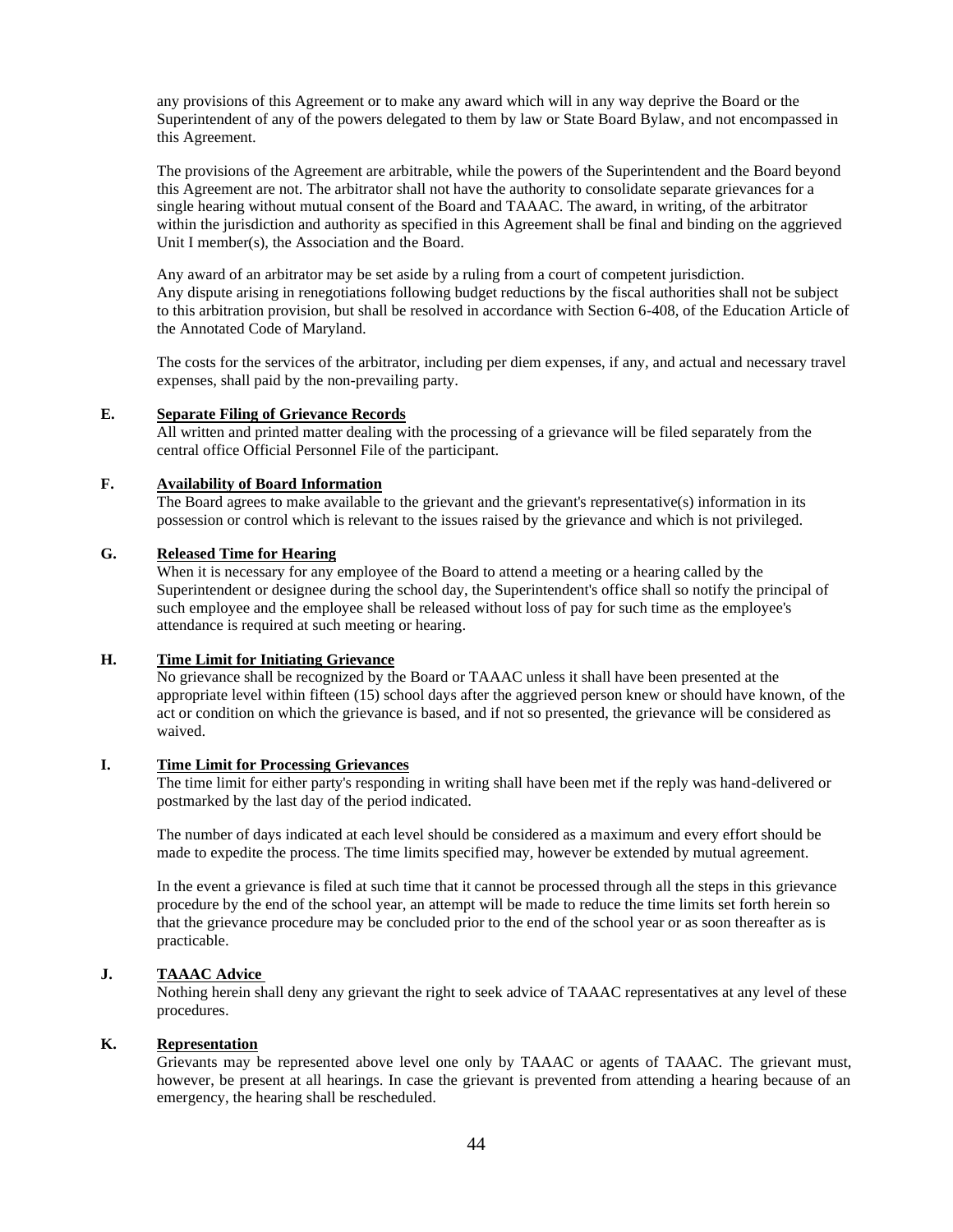any provisions of this Agreement or to make any award which will in any way deprive the Board or the Superintendent of any of the powers delegated to them by law or State Board Bylaw, and not encompassed in this Agreement.

The provisions of the Agreement are arbitrable, while the powers of the Superintendent and the Board beyond this Agreement are not. The arbitrator shall not have the authority to consolidate separate grievances for a single hearing without mutual consent of the Board and TAAAC. The award, in writing, of the arbitrator within the jurisdiction and authority as specified in this Agreement shall be final and binding on the aggrieved Unit I member(s), the Association and the Board.

Any award of an arbitrator may be set aside by a ruling from a court of competent jurisdiction.
Any dispute arising in renegotiations following budget reductions by the fiscal authorities shall not be subject to this arbitration provision, but shall be resolved in accordance with Section 6-408, of the Education Article of the Annotated Code of Maryland.

The costs for the services of the arbitrator, including per diem expenses, if any, and actual and necessary travel expenses, shall paid by the non-prevailing party.

**E. Separate Filing of Grievance Records**

All written and printed matter dealing with the processing of a grievance will be filed separately from the central office Official Personnel File of the participant.

**F. Availability of Board Information**

The Board agrees to make available to the grievant and the grievant's representative(s) information in its possession or control which is relevant to the issues raised by the grievance and which is not privileged.

**G. Released Time for Hearing**

When it is necessary for any employee of the Board to attend a meeting or a hearing called by the Superintendent or designee during the school day, the Superintendent's office shall so notify the principal of such employee and the employee shall be released without loss of pay for such time as the employee's attendance is required at such meeting or hearing.

**H. Time Limit for Initiating Grievance**

No grievance shall be recognized by the Board or TAAAC unless it shall have been presented at the appropriate level within fifteen (15) school days after the aggrieved person knew or should have known, of the act or condition on which the grievance is based, and if not so presented, the grievance will be considered as waived.

**I. Time Limit for Processing Grievances**

The time limit for either party's responding in writing shall have been met if the reply was hand-delivered or postmarked by the last day of the period indicated.

The number of days indicated at each level should be considered as a maximum and every effort should be made to expedite the process. The time limits specified may, however be extended by mutual agreement.

In the event a grievance is filed at such time that it cannot be processed through all the steps in this grievance procedure by the end of the school year, an attempt will be made to reduce the time limits set forth herein so that the grievance procedure may be concluded prior to the end of the school year or as soon thereafter as is practicable.

**J. TAAAC Advice**

Nothing herein shall deny any grievant the right to seek advice of TAAAC representatives at any level of these procedures.

**K. Representation**

Grievants may be represented above level one only by TAAAC or agents of TAAAC. The grievant must, however, be present at all hearings. In case the grievant is prevented from attending a hearing because of an emergency, the hearing shall be rescheduled.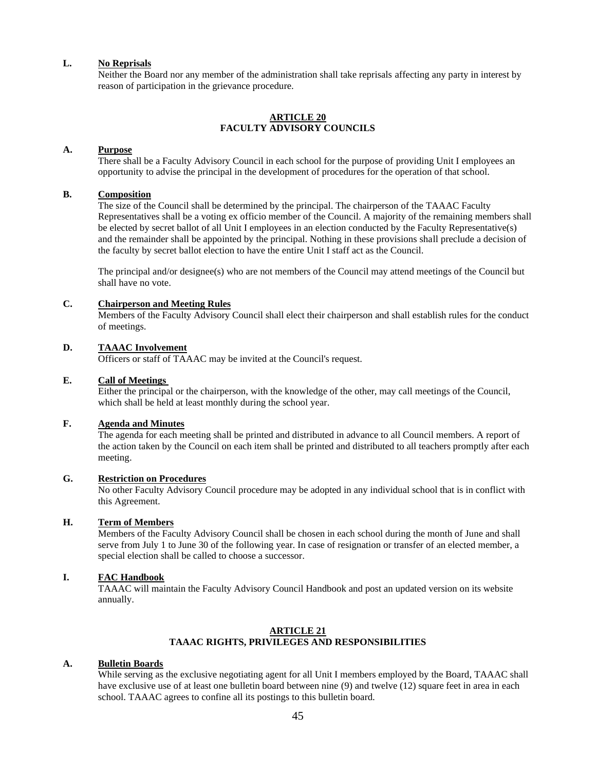**L. No Reprisals**

Neither the Board nor any member of the administration shall take reprisals affecting any party in interest by reason of participation in the grievance procedure.

## ARTICLE 20
## FACULTY ADVISORY COUNCILS

**A. Purpose**

There shall be a Faculty Advisory Council in each school for the purpose of providing Unit I employees an opportunity to advise the principal in the development of procedures for the operation of that school.

**B. Composition**

The size of the Council shall be determined by the principal. The chairperson of the TAAAC Faculty Representatives shall be a voting ex officio member of the Council. A majority of the remaining members shall be elected by secret ballot of all Unit I employees in an election conducted by the Faculty Representative(s) and the remainder shall be appointed by the principal. Nothing in these provisions shall preclude a decision of the faculty by secret ballot election to have the entire Unit I staff act as the Council.

The principal and/or designee(s) who are not members of the Council may attend meetings of the Council but shall have no vote.

**C. Chairperson and Meeting Rules**

Members of the Faculty Advisory Council shall elect their chairperson and shall establish rules for the conduct of meetings.

**D. TAAAC Involvement**

Officers or staff of TAAAC may be invited at the Council's request.

**E. Call of Meetings**

Either the principal or the chairperson, with the knowledge of the other, may call meetings of the Council, which shall be held at least monthly during the school year.

**F. Agenda and Minutes**

The agenda for each meeting shall be printed and distributed in advance to all Council members. A report of the action taken by the Council on each item shall be printed and distributed to all teachers promptly after each meeting.

**G. Restriction on Procedures**

No other Faculty Advisory Council procedure may be adopted in any individual school that is in conflict with this Agreement.

**H. Term of Members**

Members of the Faculty Advisory Council shall be chosen in each school during the month of June and shall serve from July 1 to June 30 of the following year. In case of resignation or transfer of an elected member, a special election shall be called to choose a successor.

**I. FAC Handbook**

TAAAC will maintain the Faculty Advisory Council Handbook and post an updated version on its website annually.

## ARTICLE 21
## TAAAC RIGHTS, PRIVILEGES AND RESPONSIBILITIES

**A. Bulletin Boards**

While serving as the exclusive negotiating agent for all Unit I members employed by the Board, TAAAC shall have exclusive use of at least one bulletin board between nine (9) and twelve (12) square feet in area in each school. TAAAC agrees to confine all its postings to this bulletin board.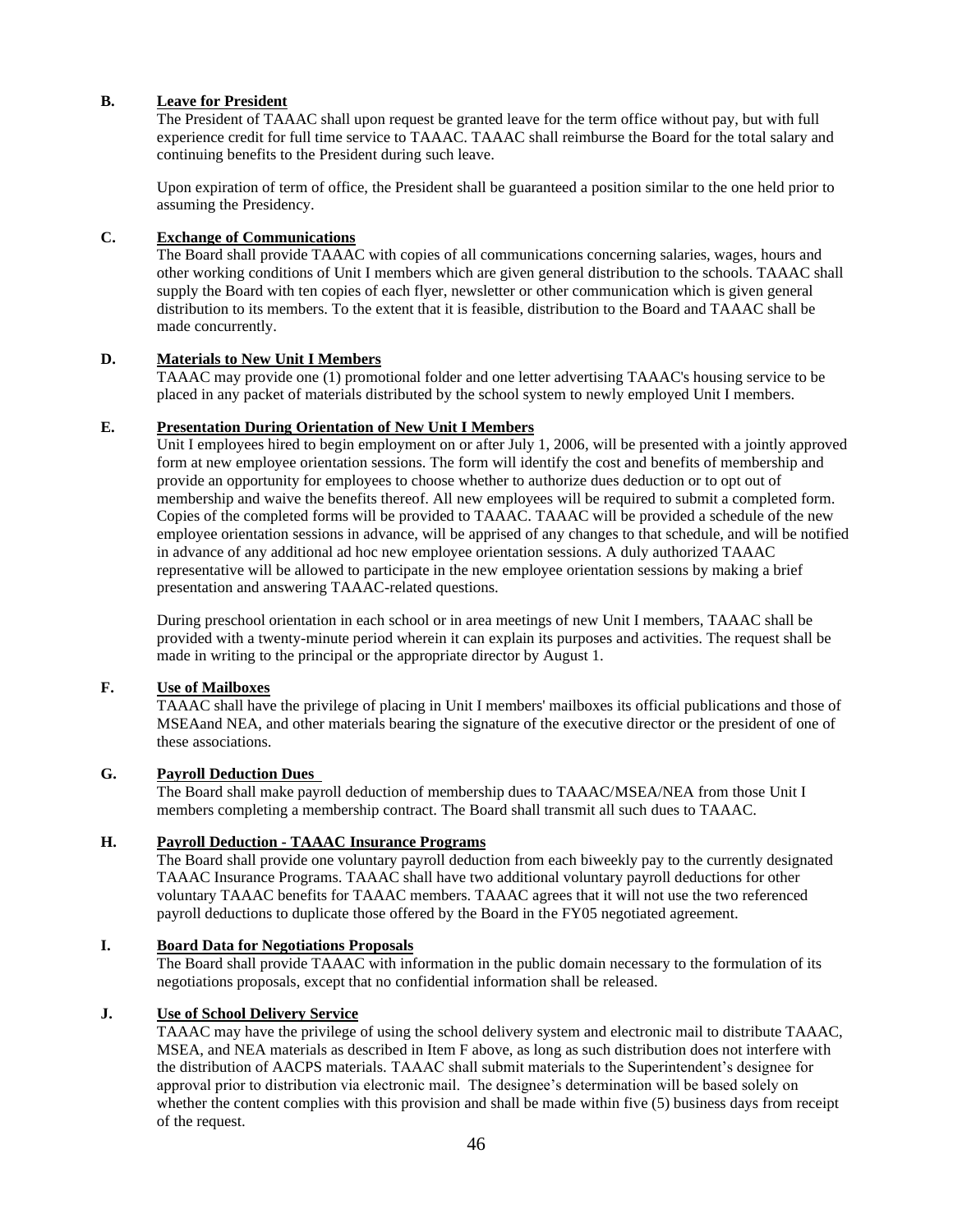**B. Leave for President**

The President of TAAAC shall upon request be granted leave for the term office without pay, but with full experience credit for full time service to TAAAC. TAAAC shall reimburse the Board for the total salary and continuing benefits to the President during such leave.

Upon expiration of term of office, the President shall be guaranteed a position similar to the one held prior to assuming the Presidency.

**C. Exchange of Communications**

The Board shall provide TAAAC with copies of all communications concerning salaries, wages, hours and other working conditions of Unit I members which are given general distribution to the schools. TAAAC shall supply the Board with ten copies of each flyer, newsletter or other communication which is given general distribution to its members. To the extent that it is feasible, distribution to the Board and TAAAC shall be made concurrently.

**D. Materials to New Unit I Members**

TAAAC may provide one (1) promotional folder and one letter advertising TAAAC's housing service to be placed in any packet of materials distributed by the school system to newly employed Unit I members.

**E. Presentation During Orientation of New Unit I Members**

Unit I employees hired to begin employment on or after July 1, 2006, will be presented with a jointly approved form at new employee orientation sessions. The form will identify the cost and benefits of membership and provide an opportunity for employees to choose whether to authorize dues deduction or to opt out of membership and waive the benefits thereof. All new employees will be required to submit a completed form. Copies of the completed forms will be provided to TAAAC. TAAAC will be provided a schedule of the new employee orientation sessions in advance, will be apprised of any changes to that schedule, and will be notified in advance of any additional ad hoc new employee orientation sessions. A duly authorized TAAAC representative will be allowed to participate in the new employee orientation sessions by making a brief presentation and answering TAAAC-related questions.

During preschool orientation in each school or in area meetings of new Unit I members, TAAAC shall be provided with a twenty-minute period wherein it can explain its purposes and activities. The request shall be made in writing to the principal or the appropriate director by August 1.

**F. Use of Mailboxes**

TAAAC shall have the privilege of placing in Unit I members' mailboxes its official publications and those of MSEAand NEA, and other materials bearing the signature of the executive director or the president of one of these associations.

**G. Payroll Deduction Dues**

The Board shall make payroll deduction of membership dues to TAAAC/MSEA/NEA from those Unit I members completing a membership contract. The Board shall transmit all such dues to TAAAC.

**H. Payroll Deduction - TAAAC Insurance Programs**

The Board shall provide one voluntary payroll deduction from each biweekly pay to the currently designated TAAAC Insurance Programs. TAAAC shall have two additional voluntary payroll deductions for other voluntary TAAAC benefits for TAAAC members. TAAAC agrees that it will not use the two referenced payroll deductions to duplicate those offered by the Board in the FY05 negotiated agreement.

**I. Board Data for Negotiations Proposals**

The Board shall provide TAAAC with information in the public domain necessary to the formulation of its negotiations proposals, except that no confidential information shall be released.

**J. Use of School Delivery Service**

TAAAC may have the privilege of using the school delivery system and electronic mail to distribute TAAAC, MSEA, and NEA materials as described in Item F above, as long as such distribution does not interfere with the distribution of AACPS materials. TAAAC shall submit materials to the Superintendent's designee for approval prior to distribution via electronic mail. The designee's determination will be based solely on whether the content complies with this provision and shall be made within five (5) business days from receipt of the request.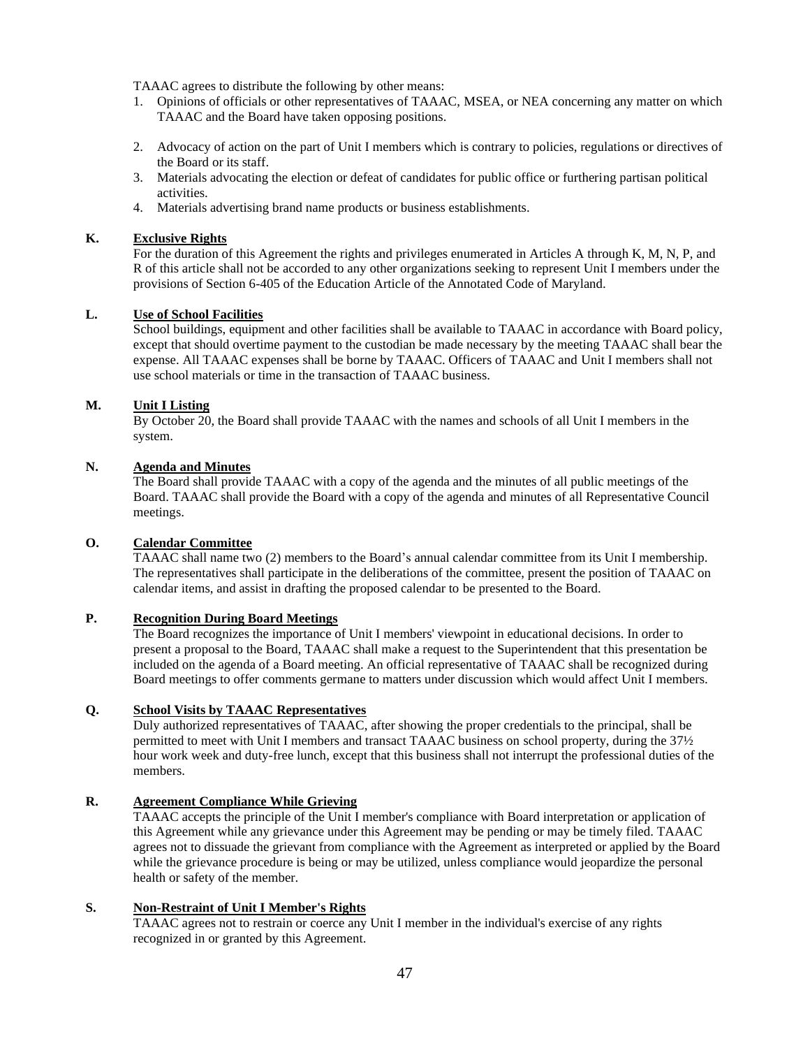TAAAC agrees to distribute the following by other means:

1. Opinions of officials or other representatives of TAAAC, MSEA, or NEA concerning any matter on which TAAAC and the Board have taken opposing positions.
2. Advocacy of action on the part of Unit I members which is contrary to policies, regulations or directives of the Board or its staff.
3. Materials advocating the election or defeat of candidates for public office or furthering partisan political activities.
4. Materials advertising brand name products or business establishments.

**K. Exclusive Rights**

For the duration of this Agreement the rights and privileges enumerated in Articles A through K, M, N, P, and R of this article shall not be accorded to any other organizations seeking to represent Unit I members under the provisions of Section 6-405 of the Education Article of the Annotated Code of Maryland.

**L. Use of School Facilities**

School buildings, equipment and other facilities shall be available to TAAAC in accordance with Board policy, except that should overtime payment to the custodian be made necessary by the meeting TAAAC shall bear the expense. All TAAAC expenses shall be borne by TAAAC. Officers of TAAAC and Unit I members shall not use school materials or time in the transaction of TAAAC business.

**M. Unit I Listing**

By October 20, the Board shall provide TAAAC with the names and schools of all Unit I members in the system.

**N. Agenda and Minutes**

The Board shall provide TAAAC with a copy of the agenda and the minutes of all public meetings of the Board. TAAAC shall provide the Board with a copy of the agenda and minutes of all Representative Council meetings.

**O. Calendar Committee**

TAAAC shall name two (2) members to the Board's annual calendar committee from its Unit I membership. The representatives shall participate in the deliberations of the committee, present the position of TAAAC on calendar items, and assist in drafting the proposed calendar to be presented to the Board.

**P. Recognition During Board Meetings**

The Board recognizes the importance of Unit I members' viewpoint in educational decisions. In order to present a proposal to the Board, TAAAC shall make a request to the Superintendent that this presentation be included on the agenda of a Board meeting. An official representative of TAAAC shall be recognized during Board meetings to offer comments germane to matters under discussion which would affect Unit I members.

**Q. School Visits by TAAAC Representatives**

Duly authorized representatives of TAAAC, after showing the proper credentials to the principal, shall be permitted to meet with Unit I members and transact TAAAC business on school property, during the 37½ hour work week and duty-free lunch, except that this business shall not interrupt the professional duties of the members.

**R. Agreement Compliance While Grieving**

TAAAC accepts the principle of the Unit I member's compliance with Board interpretation or application of this Agreement while any grievance under this Agreement may be pending or may be timely filed. TAAAC agrees not to dissuade the grievant from compliance with the Agreement as interpreted or applied by the Board while the grievance procedure is being or may be utilized, unless compliance would jeopardize the personal health or safety of the member.

**S. Non-Restraint of Unit I Member's Rights**

TAAAC agrees not to restrain or coerce any Unit I member in the individual's exercise of any rights recognized in or granted by this Agreement.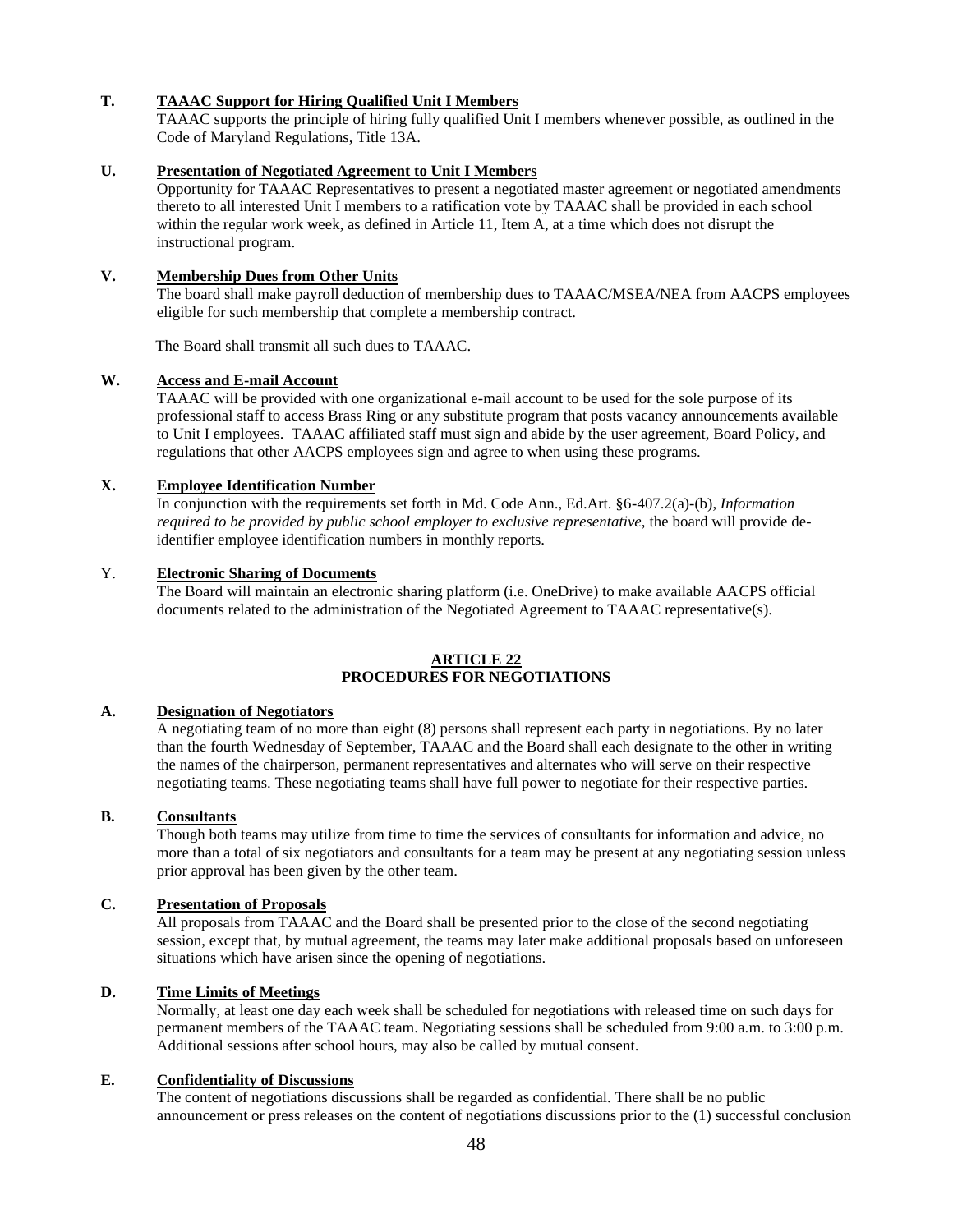**T. TAAAC Support for Hiring Qualified Unit I Members**

TAAAC supports the principle of hiring fully qualified Unit I members whenever possible, as outlined in the Code of Maryland Regulations, Title 13A.

**U. Presentation of Negotiated Agreement to Unit I Members**

Opportunity for TAAAC Representatives to present a negotiated master agreement or negotiated amendments thereto to all interested Unit I members to a ratification vote by TAAAC shall be provided in each school within the regular work week, as defined in Article 11, Item A, at a time which does not disrupt the instructional program.

**V. Membership Dues from Other Units**

The board shall make payroll deduction of membership dues to TAAAC/MSEA/NEA from AACPS employees eligible for such membership that complete a membership contract.

The Board shall transmit all such dues to TAAAC.

**W. Access and E-mail Account**

TAAAC will be provided with one organizational e-mail account to be used for the sole purpose of its professional staff to access Brass Ring or any substitute program that posts vacancy announcements available to Unit I employees. TAAAC affiliated staff must sign and abide by the user agreement, Board Policy, and regulations that other AACPS employees sign and agree to when using these programs.

**X. Employee Identification Number**

In conjunction with the requirements set forth in Md. Code Ann., Ed.Art. §6-407.2(a)-(b), *Information required to be provided by public school employer to exclusive representative*, the board will provide de-identifier employee identification numbers in monthly reports.

**Y. Electronic Sharing of Documents**

The Board will maintain an electronic sharing platform (i.e. OneDrive) to make available AACPS official documents related to the administration of the Negotiated Agreement to TAAAC representative(s).

## ARTICLE 22
## PROCEDURES FOR NEGOTIATIONS

**A. Designation of Negotiators**

A negotiating team of no more than eight (8) persons shall represent each party in negotiations. By no later than the fourth Wednesday of September, TAAAC and the Board shall each designate to the other in writing the names of the chairperson, permanent representatives and alternates who will serve on their respective negotiating teams. These negotiating teams shall have full power to negotiate for their respective parties.

**B. Consultants**

Though both teams may utilize from time to time the services of consultants for information and advice, no more than a total of six negotiators and consultants for a team may be present at any negotiating session unless prior approval has been given by the other team.

**C. Presentation of Proposals**

All proposals from TAAAC and the Board shall be presented prior to the close of the second negotiating session, except that, by mutual agreement, the teams may later make additional proposals based on unforeseen situations which have arisen since the opening of negotiations.

**D. Time Limits of Meetings**

Normally, at least one day each week shall be scheduled for negotiations with released time on such days for permanent members of the TAAAC team. Negotiating sessions shall be scheduled from 9:00 a.m. to 3:00 p.m. Additional sessions after school hours, may also be called by mutual consent.

**E. Confidentiality of Discussions**

The content of negotiations discussions shall be regarded as confidential. There shall be no public announcement or press releases on the content of negotiations discussions prior to the (1) successful conclusion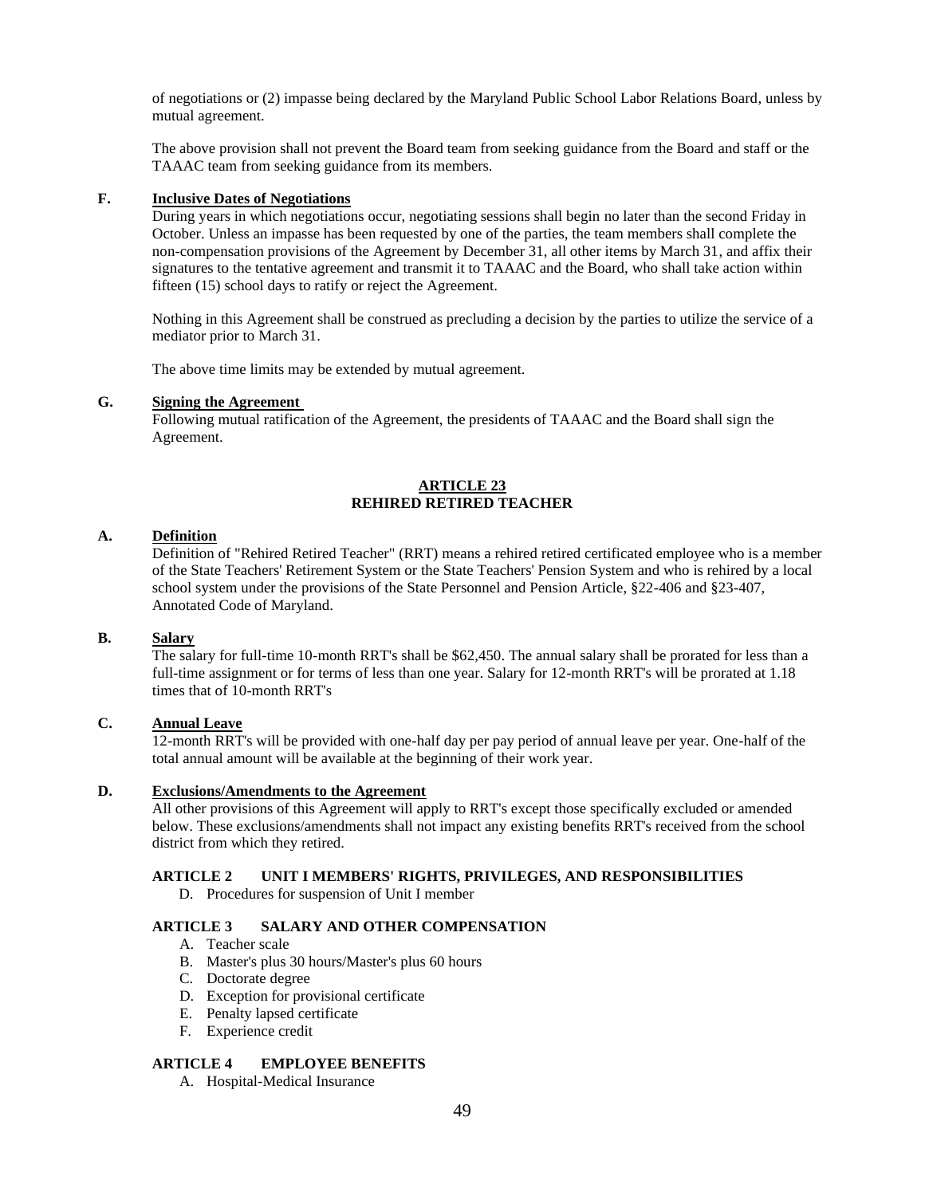of negotiations or (2) impasse being declared by the Maryland Public School Labor Relations Board, unless by mutual agreement.

The above provision shall not prevent the Board team from seeking guidance from the Board and staff or the TAAAC team from seeking guidance from its members.

**F. Inclusive Dates of Negotiations**

During years in which negotiations occur, negotiating sessions shall begin no later than the second Friday in October. Unless an impasse has been requested by one of the parties, the team members shall complete the non-compensation provisions of the Agreement by December 31, all other items by March 31, and affix their signatures to the tentative agreement and transmit it to TAAAC and the Board, who shall take action within fifteen (15) school days to ratify or reject the Agreement.

Nothing in this Agreement shall be construed as precluding a decision by the parties to utilize the service of a mediator prior to March 31.

The above time limits may be extended by mutual agreement.

**G. Signing the Agreement**

Following mutual ratification of the Agreement, the presidents of TAAAC and the Board shall sign the Agreement.

## ARTICLE 23
## REHIRED RETIRED TEACHER

**A. Definition**

Definition of "Rehired Retired Teacher" (RRT) means a rehired retired certificated employee who is a member of the State Teachers' Retirement System or the State Teachers' Pension System and who is rehired by a local school system under the provisions of the State Personnel and Pension Article, §22-406 and §23-407, Annotated Code of Maryland.

**B. Salary**

The salary for full-time 10-month RRT's shall be $62,450. The annual salary shall be prorated for less than a full-time assignment or for terms of less than one year. Salary for 12-month RRT's will be prorated at 1.18 times that of 10-month RRT's

**C. Annual Leave**

12-month RRT's will be provided with one-half day per pay period of annual leave per year. One-half of the total annual amount will be available at the beginning of their work year.

**D. Exclusions/Amendments to the Agreement**

All other provisions of this Agreement will apply to RRT's except those specifically excluded or amended below. These exclusions/amendments shall not impact any existing benefits RRT's received from the school district from which they retired.

**ARTICLE 2 UNIT I MEMBERS' RIGHTS, PRIVILEGES, AND RESPONSIBILITIES**

D. Procedures for suspension of Unit I member

**ARTICLE 3 SALARY AND OTHER COMPENSATION**

A. Teacher scale
B. Master's plus 30 hours/Master's plus 60 hours
C. Doctorate degree
D. Exception for provisional certificate
E. Penalty lapsed certificate
F. Experience credit

**ARTICLE 4 EMPLOYEE BENEFITS**

A. Hospital-Medical Insurance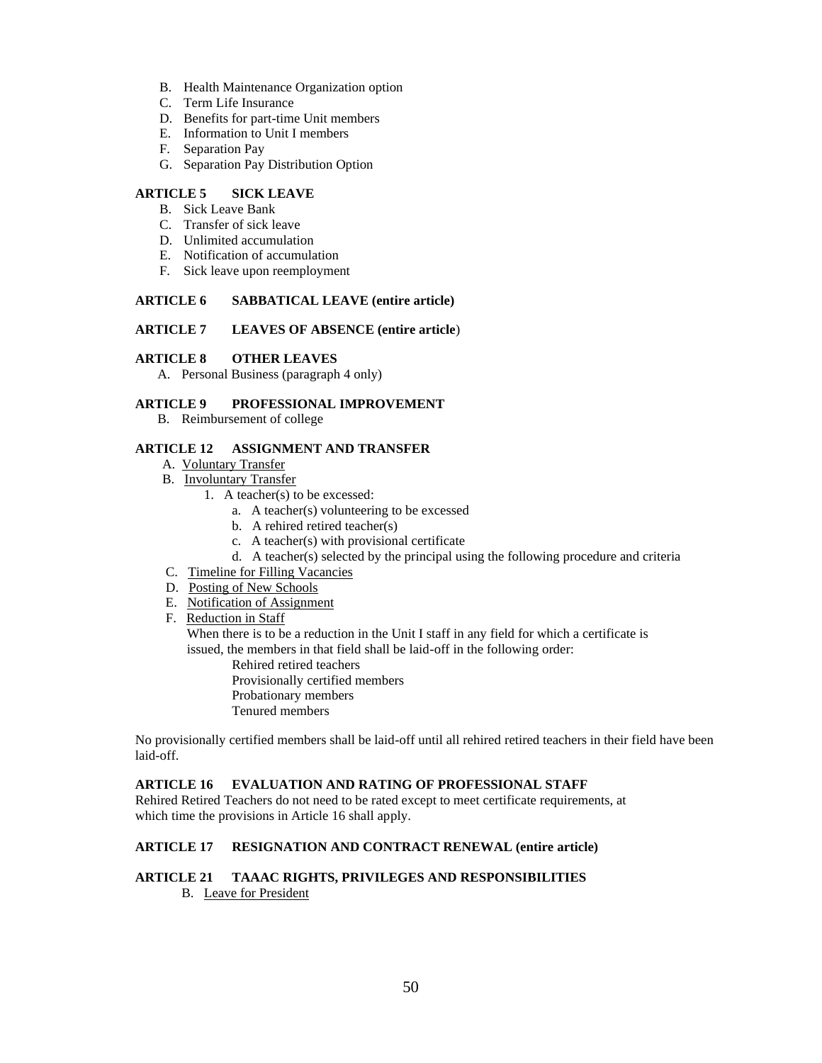B. Health Maintenance Organization option
C. Term Life Insurance
D. Benefits for part-time Unit members
E. Information to Unit I members
F. Separation Pay
G. Separation Pay Distribution Option

**ARTICLE 5 SICK LEAVE**

B. Sick Leave Bank
C. Transfer of sick leave
D. Unlimited accumulation
E. Notification of accumulation
F. Sick leave upon reemployment

**ARTICLE 6 SABBATICAL LEAVE (entire article)**

**ARTICLE 7 LEAVES OF ABSENCE (entire article)**

**ARTICLE 8 OTHER LEAVES**

A. Personal Business (paragraph 4 only)

**ARTICLE 9 PROFESSIONAL IMPROVEMENT**

B. Reimbursement of college

**ARTICLE 12 ASSIGNMENT AND TRANSFER**

A. Voluntary Transfer
B. Involuntary Transfer
   1. A teacher(s) to be excessed:
      a. A teacher(s) volunteering to be excessed
      b. A rehired retired teacher(s)
      c. A teacher(s) with provisional certificate
      d. A teacher(s) selected by the principal using the following procedure and criteria
C. Timeline for Filling Vacancies
D. Posting of New Schools
E. Notification of Assignment
F. Reduction in Staff

   When there is to be a reduction in the Unit I staff in any field for which a certificate is issued, the members in that field shall be laid-off in the following order:

   Rehired retired teachers
   Provisionally certified members
   Probationary members
   Tenured members

No provisionally certified members shall be laid-off until all rehired retired teachers in their field have been laid-off.

**ARTICLE 16 EVALUATION AND RATING OF PROFESSIONAL STAFF**

Rehired Retired Teachers do not need to be rated except to meet certificate requirements, at which time the provisions in Article 16 shall apply.

**ARTICLE 17 RESIGNATION AND CONTRACT RENEWAL (entire article)**

**ARTICLE 21 TAAAC RIGHTS, PRIVILEGES AND RESPONSIBILITIES**

B. Leave for President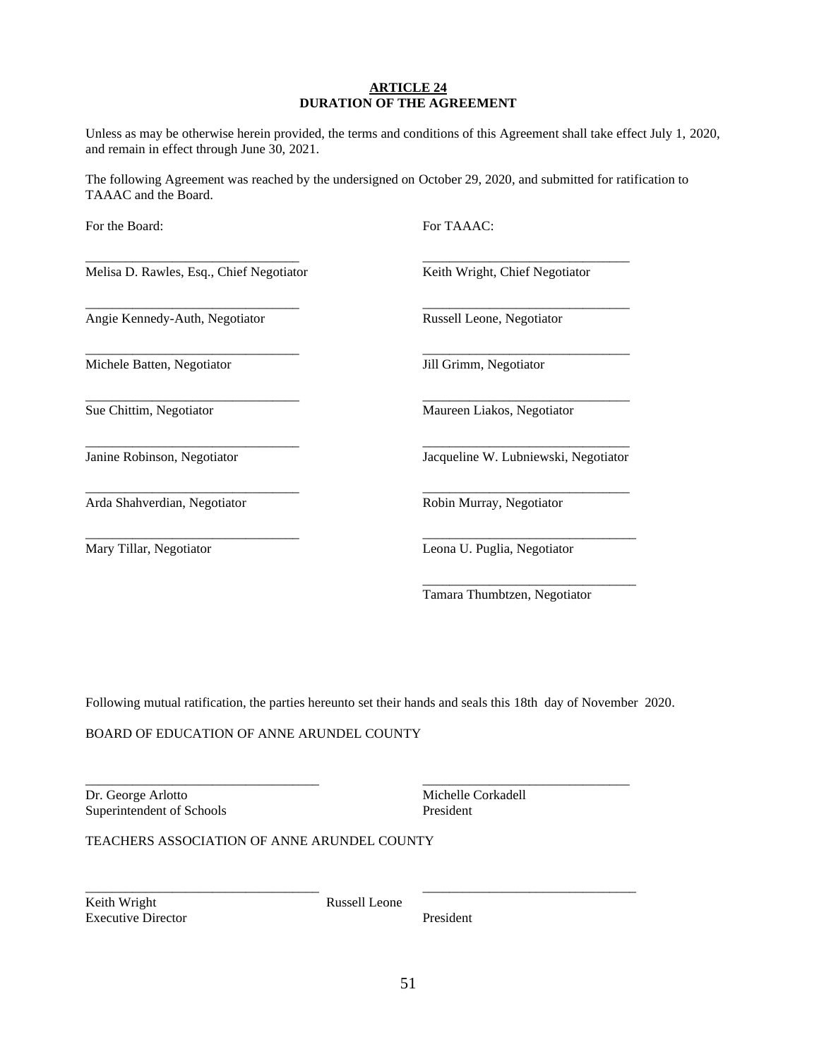## ARTICLE 24
## DURATION OF THE AGREEMENT

Unless as may be otherwise herein provided, the terms and conditions of this Agreement shall take effect July 1, 2020, and remain in effect through June 30, 2021.

The following Agreement was reached by the undersigned on October 29, 2020, and submitted for ratification to TAAAC and the Board.

| For the Board: | For TAAAC: |
|---|---|
| Melisa D. Rawles, Esq., Chief Negotiator | Keith Wright, Chief Negotiator |
| Angie Kennedy-Auth, Negotiator | Russell Leone, Negotiator |
| Michele Batten, Negotiator | Jill Grimm, Negotiator |
| Sue Chittim, Negotiator | Maureen Liakos, Negotiator |
| Janine Robinson, Negotiator | Jacqueline W. Lubniewski, Negotiator |
| Arda Shahverdian, Negotiator | Robin Murray, Negotiator |
| Mary Tillar, Negotiator | Leona U. Puglia, Negotiator |
| | Tamara Thumbtzen, Negotiator |

Following mutual ratification, the parties hereunto set their hands and seals this 18th day of November 2020.

BOARD OF EDUCATION OF ANNE ARUNDEL COUNTY

| | |
|---|---|
| Dr. George Arlotto<br>Superintendent of Schools | Michelle Corkadell<br>President |

TEACHERS ASSOCIATION OF ANNE ARUNDEL COUNTY

| | |
|---|---|
| Keith Wright<br>Executive Director | Russell Leone<br>President |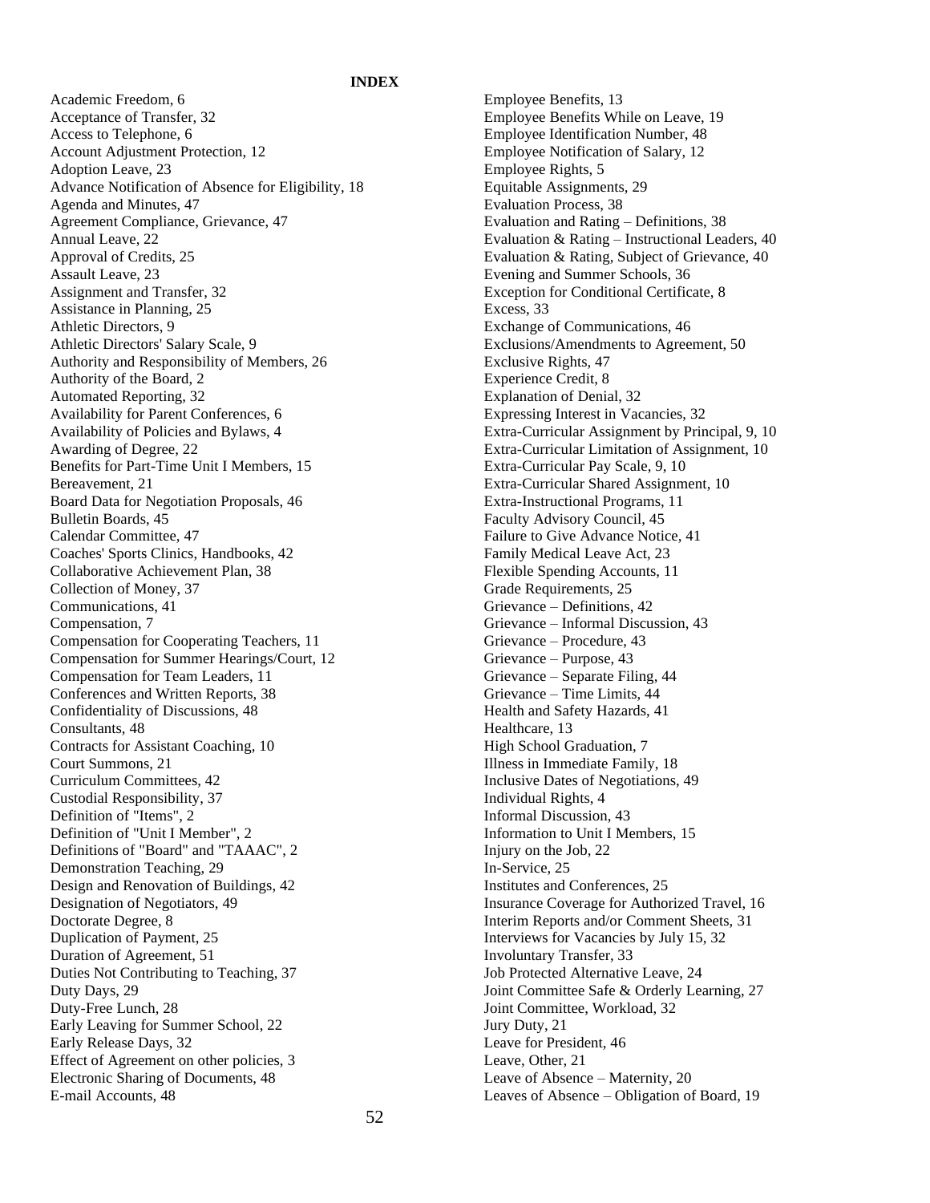**INDEX**

Academic Freedom, 6
Acceptance of Transfer, 32
Access to Telephone, 6
Account Adjustment Protection, 12
Adoption Leave, 23
Advance Notification of Absence for Eligibility, 18
Agenda and Minutes, 47
Agreement Compliance, Grievance, 47
Annual Leave, 22
Approval of Credits, 25
Assault Leave, 23
Assignment and Transfer, 32
Assistance in Planning, 25
Athletic Directors, 9
Athletic Directors' Salary Scale, 9
Authority and Responsibility of Members, 26
Authority of the Board, 2
Automated Reporting, 32
Availability for Parent Conferences, 6
Availability of Policies and Bylaws, 4
Awarding of Degree, 22
Benefits for Part-Time Unit I Members, 15
Bereavement, 21
Board Data for Negotiation Proposals, 46
Bulletin Boards, 45
Calendar Committee, 47
Coaches' Sports Clinics, Handbooks, 42
Collaborative Achievement Plan, 38
Collection of Money, 37
Communications, 41
Compensation, 7
Compensation for Cooperating Teachers, 11
Compensation for Summer Hearings/Court, 12
Compensation for Team Leaders, 11
Conferences and Written Reports, 38
Confidentiality of Discussions, 48
Consultants, 48
Contracts for Assistant Coaching, 10
Court Summons, 21
Curriculum Committees, 42
Custodial Responsibility, 37
Definition of "Items", 2
Definition of "Unit I Member", 2
Definitions of "Board" and "TAAAC", 2
Demonstration Teaching, 29
Design and Renovation of Buildings, 42
Designation of Negotiators, 49
Doctorate Degree, 8
Duplication of Payment, 25
Duration of Agreement, 51
Duties Not Contributing to Teaching, 37
Duty Days, 29
Duty-Free Lunch, 28
Early Leaving for Summer School, 22
Early Release Days, 32
Effect of Agreement on other policies, 3
Electronic Sharing of Documents, 48
E-mail Accounts, 48
Employee Benefits, 13
Employee Benefits While on Leave, 19
Employee Identification Number, 48
Employee Notification of Salary, 12
Employee Rights, 5
Equitable Assignments, 29
Evaluation Process, 38
Evaluation and Rating – Definitions, 38
Evaluation & Rating – Instructional Leaders, 40
Evaluation & Rating, Subject of Grievance, 40
Evening and Summer Schools, 36
Exception for Conditional Certificate, 8
Excess, 33
Exchange of Communications, 46
Exclusions/Amendments to Agreement, 50
Exclusive Rights, 47
Experience Credit, 8
Explanation of Denial, 32
Expressing Interest in Vacancies, 32
Extra-Curricular Assignment by Principal, 9, 10
Extra-Curricular Limitation of Assignment, 10
Extra-Curricular Pay Scale, 9, 10
Extra-Curricular Shared Assignment, 10
Extra-Instructional Programs, 11
Faculty Advisory Council, 45
Failure to Give Advance Notice, 41
Family Medical Leave Act, 23
Flexible Spending Accounts, 11
Grade Requirements, 25
Grievance – Definitions, 42
Grievance – Informal Discussion, 43
Grievance – Procedure, 43
Grievance – Purpose, 43
Grievance – Separate Filing, 44
Grievance – Time Limits, 44
Health and Safety Hazards, 41
Healthcare, 13
High School Graduation, 7
Illness in Immediate Family, 18
Inclusive Dates of Negotiations, 49
Individual Rights, 4
Informal Discussion, 43
Information to Unit I Members, 15
Injury on the Job, 22
In-Service, 25
Institutes and Conferences, 25
Insurance Coverage for Authorized Travel, 16
Interim Reports and/or Comment Sheets, 31
Interviews for Vacancies by July 15, 32
Involuntary Transfer, 33
Job Protected Alternative Leave, 24
Joint Committee Safe & Orderly Learning, 27
Joint Committee, Workload, 32
Jury Duty, 21
Leave for President, 46
Leave, Other, 21
Leave of Absence – Maternity, 20
Leaves of Absence – Obligation of Board, 19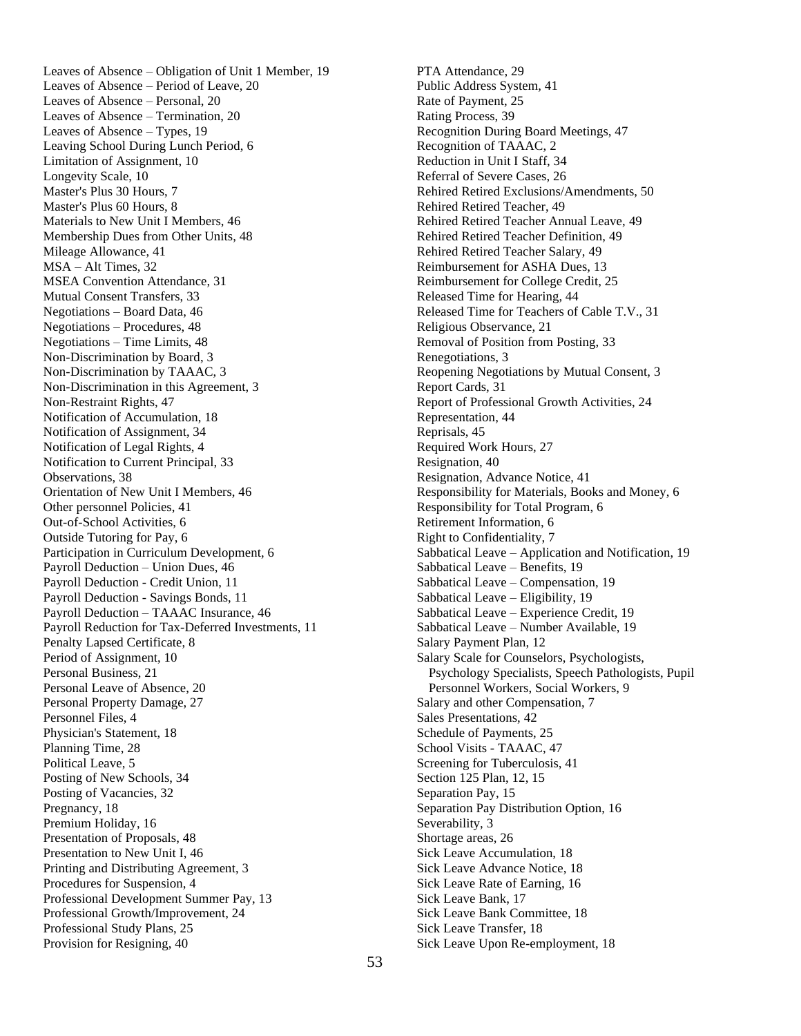Leaves of Absence – Obligation of Unit 1 Member, 19
Leaves of Absence – Period of Leave, 20
Leaves of Absence – Personal, 20
Leaves of Absence – Termination, 20
Leaves of Absence – Types, 19
Leaving School During Lunch Period, 6
Limitation of Assignment, 10
Longevity Scale, 10
Master's Plus 30 Hours, 7
Master's Plus 60 Hours, 8
Materials to New Unit I Members, 46
Membership Dues from Other Units, 48
Mileage Allowance, 41
MSA – Alt Times, 32
MSEA Convention Attendance, 31
Mutual Consent Transfers, 33
Negotiations – Board Data, 46
Negotiations – Procedures, 48
Negotiations – Time Limits, 48
Non-Discrimination by Board, 3
Non-Discrimination by TAAAC, 3
Non-Discrimination in this Agreement, 3
Non-Restraint Rights, 47
Notification of Accumulation, 18
Notification of Assignment, 34
Notification of Legal Rights, 4
Notification to Current Principal, 33
Observations, 38
Orientation of New Unit I Members, 46
Other personnel Policies, 41
Out-of-School Activities, 6
Outside Tutoring for Pay, 6
Participation in Curriculum Development, 6
Payroll Deduction – Union Dues, 46
Payroll Deduction - Credit Union, 11
Payroll Deduction - Savings Bonds, 11
Payroll Deduction – TAAAC Insurance, 46
Payroll Reduction for Tax-Deferred Investments, 11
Penalty Lapsed Certificate, 8
Period of Assignment, 10
Personal Business, 21
Personal Leave of Absence, 20
Personal Property Damage, 27
Personnel Files, 4
Physician's Statement, 18
Planning Time, 28
Political Leave, 5
Posting of New Schools, 34
Posting of Vacancies, 32
Pregnancy, 18
Premium Holiday, 16
Presentation of Proposals, 48
Presentation to New Unit I, 46
Printing and Distributing Agreement, 3
Procedures for Suspension, 4
Professional Development Summer Pay, 13
Professional Growth/Improvement, 24
Professional Study Plans, 25
Provision for Resigning, 40
PTA Attendance, 29
Public Address System, 41
Rate of Payment, 25
Rating Process, 39
Recognition During Board Meetings, 47
Recognition of TAAAC, 2
Reduction in Unit I Staff, 34
Referral of Severe Cases, 26
Rehired Retired Exclusions/Amendments, 50
Rehired Retired Teacher, 49
Rehired Retired Teacher Annual Leave, 49
Rehired Retired Teacher Definition, 49
Rehired Retired Teacher Salary, 49
Reimbursement for ASHA Dues, 13
Reimbursement for College Credit, 25
Released Time for Hearing, 44
Released Time for Teachers of Cable T.V., 31
Religious Observance, 21
Removal of Position from Posting, 33
Renegotiations, 3
Reopening Negotiations by Mutual Consent, 3
Report Cards, 31
Report of Professional Growth Activities, 24
Representation, 44
Reprisals, 45
Required Work Hours, 27
Resignation, 40
Resignation, Advance Notice, 41
Responsibility for Materials, Books and Money, 6
Responsibility for Total Program, 6
Retirement Information, 6
Right to Confidentiality, 7
Sabbatical Leave – Application and Notification, 19
Sabbatical Leave – Benefits, 19
Sabbatical Leave – Compensation, 19
Sabbatical Leave – Eligibility, 19
Sabbatical Leave – Experience Credit, 19
Sabbatical Leave – Number Available, 19
Salary Payment Plan, 12
Salary Scale for Counselors, Psychologists, Psychology Specialists, Speech Pathologists, Pupil Personnel Workers, Social Workers, 9
Salary and other Compensation, 7
Sales Presentations, 42
Schedule of Payments, 25
School Visits - TAAAC, 47
Screening for Tuberculosis, 41
Section 125 Plan, 12, 15
Separation Pay, 15
Separation Pay Distribution Option, 16
Severability, 3
Shortage areas, 26
Sick Leave Accumulation, 18
Sick Leave Advance Notice, 18
Sick Leave Rate of Earning, 16
Sick Leave Bank, 17
Sick Leave Bank Committee, 18
Sick Leave Transfer, 18
Sick Leave Upon Re-employment, 18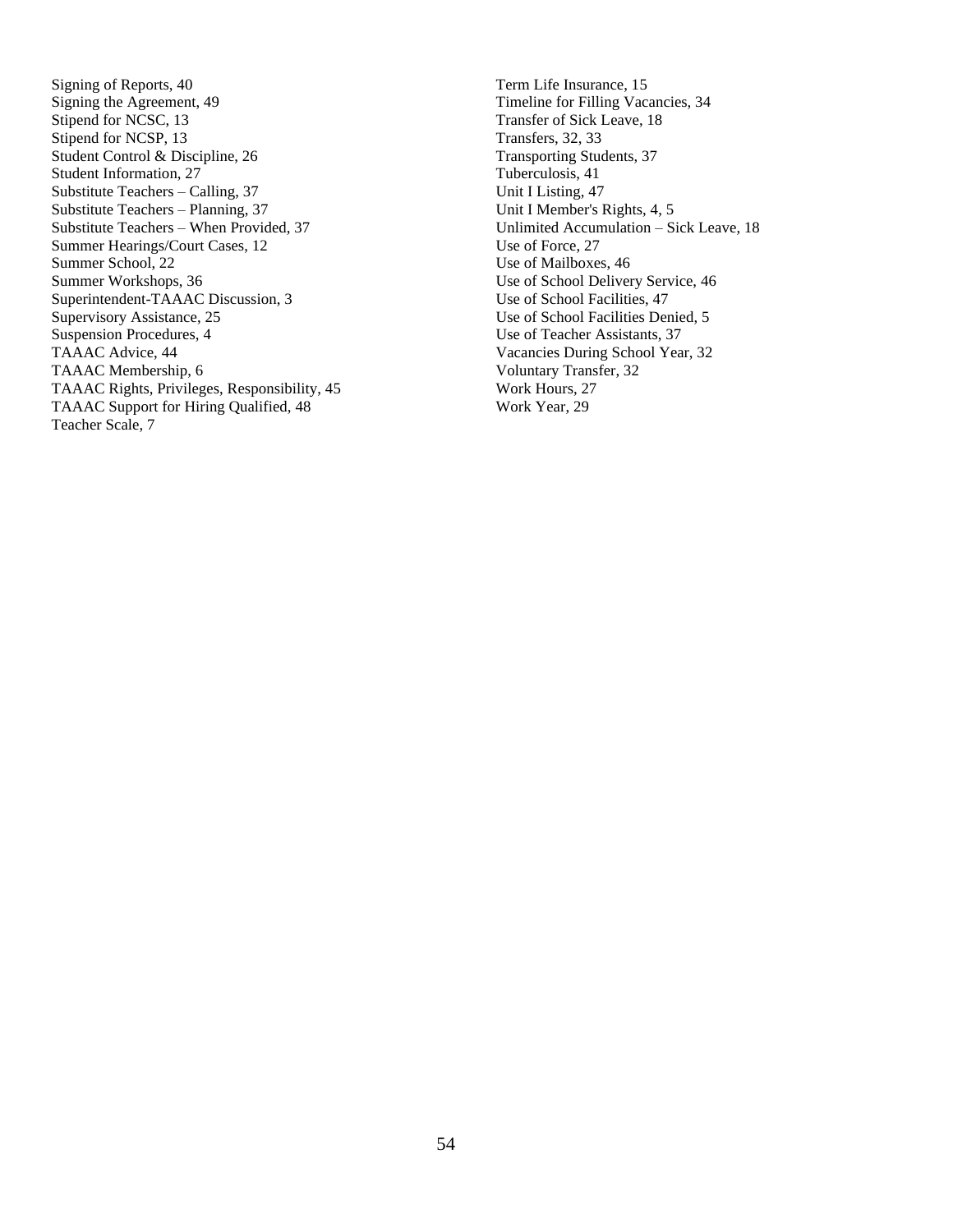Signing of Reports, 40
Signing the Agreement, 49
Stipend for NCSC, 13
Stipend for NCSP, 13
Student Control & Discipline, 26
Student Information, 27
Substitute Teachers – Calling, 37
Substitute Teachers – Planning, 37
Substitute Teachers – When Provided, 37
Summer Hearings/Court Cases, 12
Summer School, 22
Summer Workshops, 36
Superintendent-TAAAC Discussion, 3
Supervisory Assistance, 25
Suspension Procedures, 4
TAAAC Advice, 44
TAAAC Membership, 6
TAAAC Rights, Privileges, Responsibility, 45
TAAAC Support for Hiring Qualified, 48
Teacher Scale, 7
Term Life Insurance, 15
Timeline for Filling Vacancies, 34
Transfer of Sick Leave, 18
Transfers, 32, 33
Transporting Students, 37
Tuberculosis, 41
Unit I Listing, 47
Unit I Member's Rights, 4, 5
Unlimited Accumulation – Sick Leave, 18
Use of Force, 27
Use of Mailboxes, 46
Use of School Delivery Service, 46
Use of School Facilities, 47
Use of School Facilities Denied, 5
Use of Teacher Assistants, 37
Vacancies During School Year, 32
Voluntary Transfer, 32
Work Hours, 27
Work Year, 29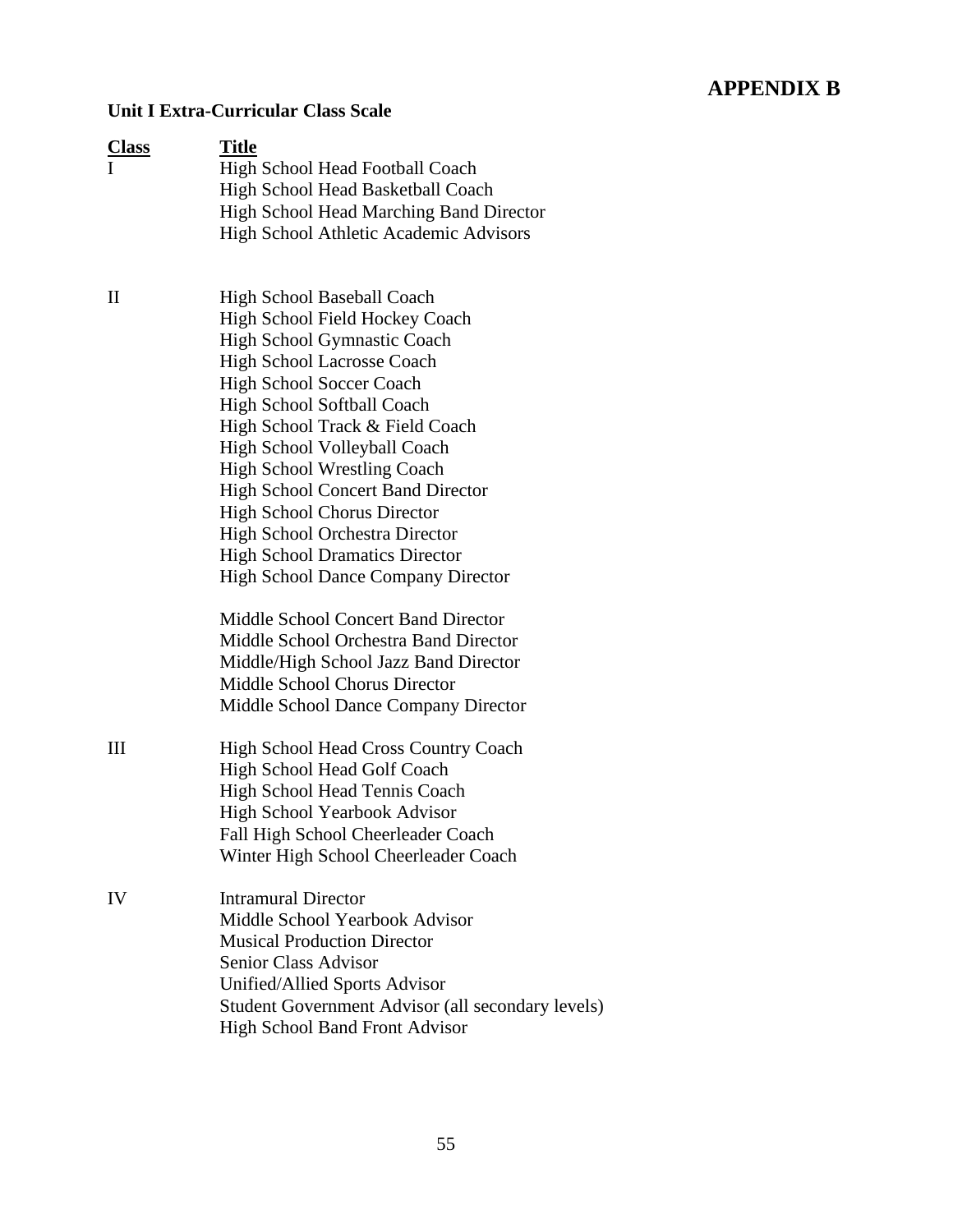# APPENDIX B

**Unit I Extra-Curricular Class Scale**

| Class | Title |
|---|---|
| I | High School Head Football Coach |
| | High School Head Basketball Coach |
| | High School Head Marching Band Director |
| | High School Athletic Academic Advisors |
| II | High School Baseball Coach |
| | High School Field Hockey Coach |
| | High School Gymnastic Coach |
| | High School Lacrosse Coach |
| | High School Soccer Coach |
| | High School Softball Coach |
| | High School Track & Field Coach |
| | High School Volleyball Coach |
| | High School Wrestling Coach |
| | High School Concert Band Director |
| | High School Chorus Director |
| | High School Orchestra Director |
| | High School Dramatics Director |
| | High School Dance Company Director |
| | Middle School Concert Band Director |
| | Middle School Orchestra Band Director |
| | Middle/High School Jazz Band Director |
| | Middle School Chorus Director |
| | Middle School Dance Company Director |
| III | High School Head Cross Country Coach |
| | High School Head Golf Coach |
| | High School Head Tennis Coach |
| | High School Yearbook Advisor |
| | Fall High School Cheerleader Coach |
| | Winter High School Cheerleader Coach |
| IV | Intramural Director |
| | Middle School Yearbook Advisor |
| | Musical Production Director |
| | Senior Class Advisor |
| | Unified/Allied Sports Advisor |
| | Student Government Advisor (all secondary levels) |
| | High School Band Front Advisor |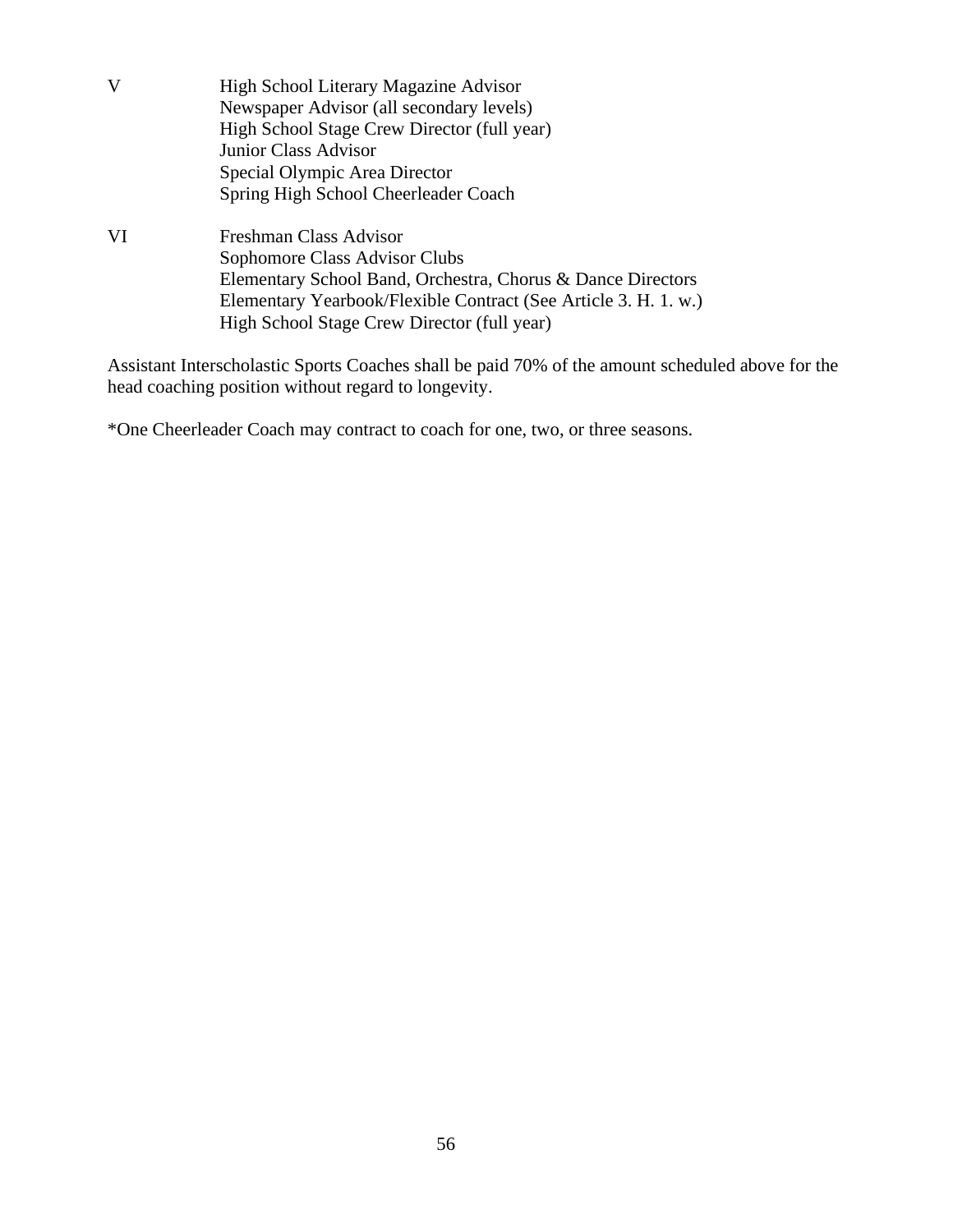| | |
|---|---|
| V | High School Literary Magazine Advisor<br>Newspaper Advisor (all secondary levels)<br>High School Stage Crew Director (full year)<br>Junior Class Advisor<br>Special Olympic Area Director<br>Spring High School Cheerleader Coach |
| VI | Freshman Class Advisor<br>Sophomore Class Advisor Clubs<br>Elementary School Band, Orchestra, Chorus & Dance Directors<br>Elementary Yearbook/Flexible Contract (See Article 3. H. 1. w.)<br>High School Stage Crew Director (full year) |

Assistant Interscholastic Sports Coaches shall be paid 70% of the amount scheduled above for the head coaching position without regard to longevity.

*One Cheerleader Coach may contract to coach for one, two, or three seasons.